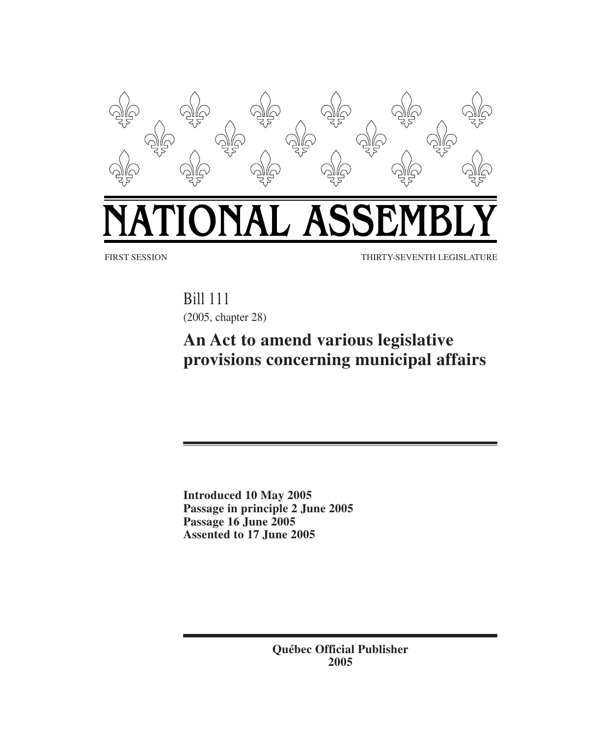# NATIONAL ASSEMBLY

FIRST SESSION THIRTY-SEVENTH LEGISLATURE

Bill 111
(2005, chapter 28)

## An Act to amend various legislative provisions concerning municipal affairs

**Introduced 10 May 2005**
**Passage in principle 2 June 2005**
**Passage 16 June 2005**
**Assented to 17 June 2005**

**Québec Official Publisher**
**2005**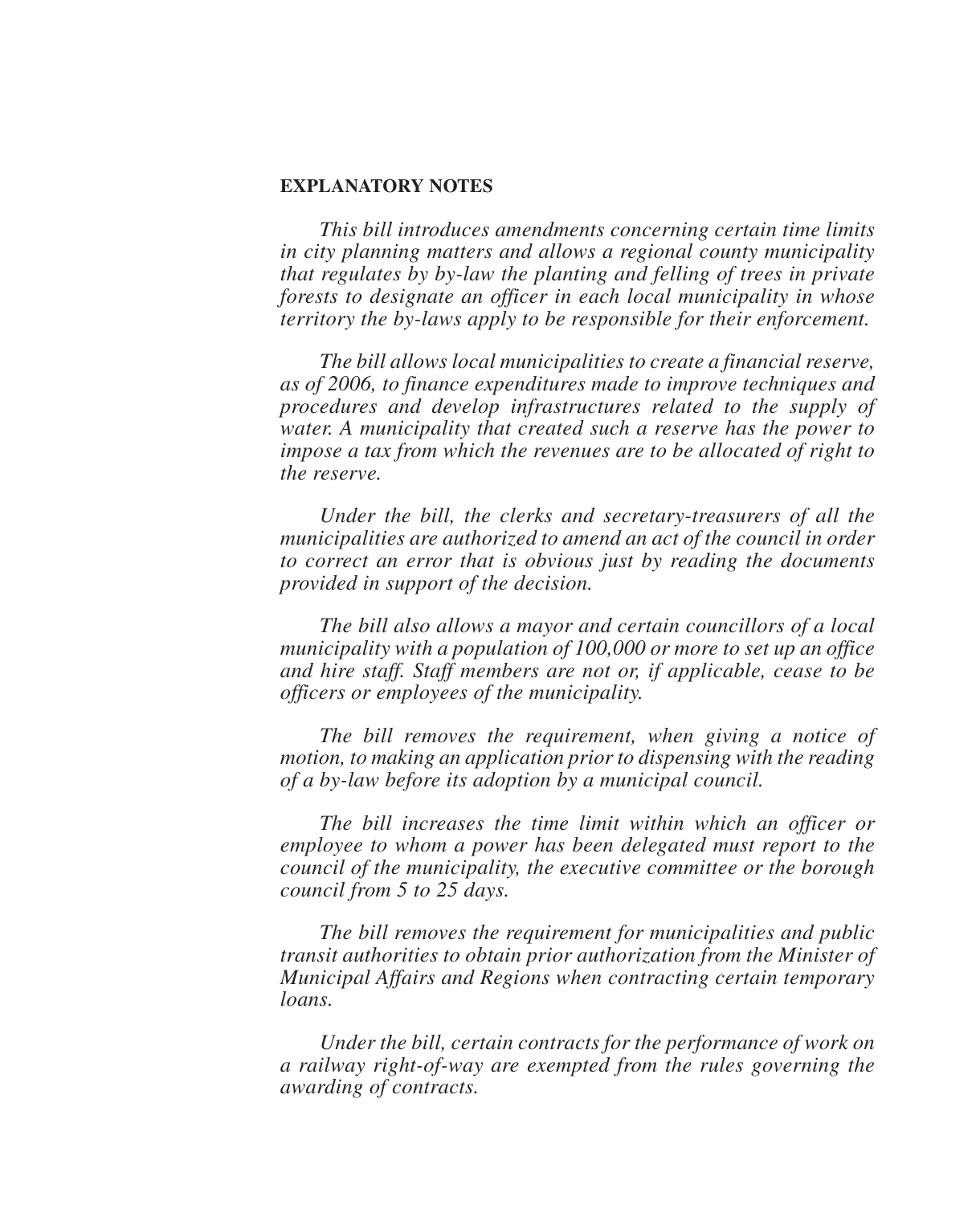**EXPLANATORY NOTES**

*This bill introduces amendments concerning certain time limits in city planning matters and allows a regional county municipality that regulates by by-law the planting and felling of trees in private forests to designate an officer in each local municipality in whose territory the by-laws apply to be responsible for their enforcement.*

*The bill allows local municipalities to create a financial reserve, as of 2006, to finance expenditures made to improve techniques and procedures and develop infrastructures related to the supply of water. A municipality that created such a reserve has the power to impose a tax from which the revenues are to be allocated of right to the reserve.*

*Under the bill, the clerks and secretary-treasurers of all the municipalities are authorized to amend an act of the council in order to correct an error that is obvious just by reading the documents provided in support of the decision.*

*The bill also allows a mayor and certain councillors of a local municipality with a population of 100,000 or more to set up an office and hire staff. Staff members are not or, if applicable, cease to be officers or employees of the municipality.*

*The bill removes the requirement, when giving a notice of motion, to making an application prior to dispensing with the reading of a by-law before its adoption by a municipal council.*

*The bill increases the time limit within which an officer or employee to whom a power has been delegated must report to the council of the municipality, the executive committee or the borough council from 5 to 25 days.*

*The bill removes the requirement for municipalities and public transit authorities to obtain prior authorization from the Minister of Municipal Affairs and Regions when contracting certain temporary loans.*

*Under the bill, certain contracts for the performance of work on a railway right-of-way are exempted from the rules governing the awarding of contracts.*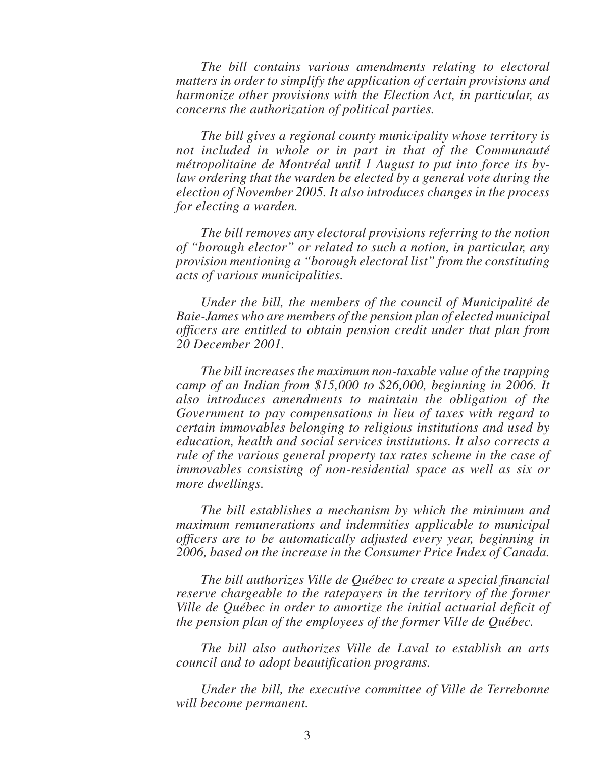*The bill contains various amendments relating to electoral matters in order to simplify the application of certain provisions and harmonize other provisions with the Election Act, in particular, as concerns the authorization of political parties.*

*The bill gives a regional county municipality whose territory is not included in whole or in part in that of the Communauté métropolitaine de Montréal until 1 August to put into force its by-law ordering that the warden be elected by a general vote during the election of November 2005. It also introduces changes in the process for electing a warden.*

*The bill removes any electoral provisions referring to the notion of "borough elector" or related to such a notion, in particular, any provision mentioning a "borough electoral list" from the constituting acts of various municipalities.*

*Under the bill, the members of the council of Municipalité de Baie-James who are members of the pension plan of elected municipal officers are entitled to obtain pension credit under that plan from 20 December 2001.*

*The bill increases the maximum non-taxable value of the trapping camp of an Indian from $15,000 to $26,000, beginning in 2006. It also introduces amendments to maintain the obligation of the Government to pay compensations in lieu of taxes with regard to certain immovables belonging to religious institutions and used by education, health and social services institutions. It also corrects a rule of the various general property tax rates scheme in the case of immovables consisting of non-residential space as well as six or more dwellings.*

*The bill establishes a mechanism by which the minimum and maximum remunerations and indemnities applicable to municipal officers are to be automatically adjusted every year, beginning in 2006, based on the increase in the Consumer Price Index of Canada.*

*The bill authorizes Ville de Québec to create a special financial reserve chargeable to the ratepayers in the territory of the former Ville de Québec in order to amortize the initial actuarial deficit of the pension plan of the employees of the former Ville de Québec.*

*The bill also authorizes Ville de Laval to establish an arts council and to adopt beautification programs.*

*Under the bill, the executive committee of Ville de Terrebonne will become permanent.*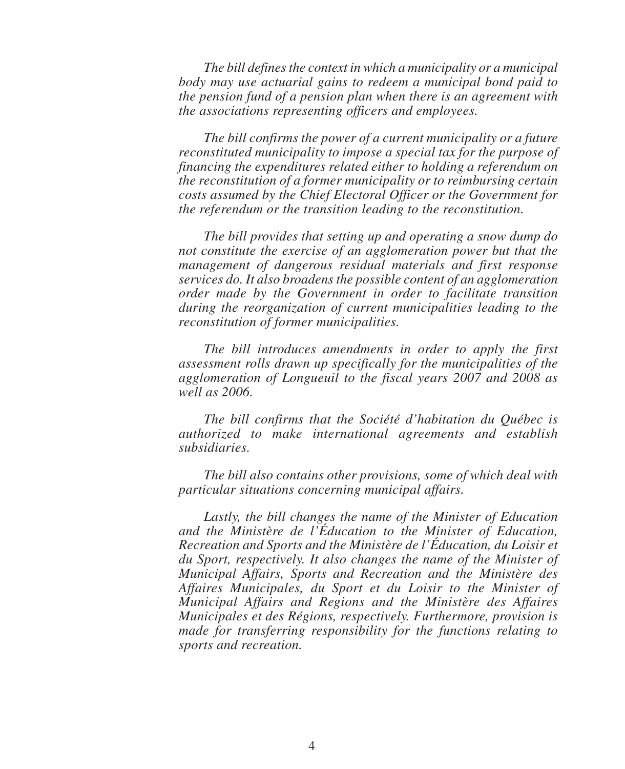*The bill defines the context in which a municipality or a municipal body may use actuarial gains to redeem a municipal bond paid to the pension fund of a pension plan when there is an agreement with the associations representing officers and employees.*

*The bill confirms the power of a current municipality or a future reconstituted municipality to impose a special tax for the purpose of financing the expenditures related either to holding a referendum on the reconstitution of a former municipality or to reimbursing certain costs assumed by the Chief Electoral Officer or the Government for the referendum or the transition leading to the reconstitution.*

*The bill provides that setting up and operating a snow dump do not constitute the exercise of an agglomeration power but that the management of dangerous residual materials and first response services do. It also broadens the possible content of an agglomeration order made by the Government in order to facilitate transition during the reorganization of current municipalities leading to the reconstitution of former municipalities.*

*The bill introduces amendments in order to apply the first assessment rolls drawn up specifically for the municipalities of the agglomeration of Longueuil to the fiscal years 2007 and 2008 as well as 2006.*

*The bill confirms that the Société d'habitation du Québec is authorized to make international agreements and establish subsidiaries.*

*The bill also contains other provisions, some of which deal with particular situations concerning municipal affairs.*

*Lastly, the bill changes the name of the Minister of Education and the Ministère de l'Éducation to the Minister of Education, Recreation and Sports and the Ministère de l'Éducation, du Loisir et du Sport, respectively. It also changes the name of the Minister of Municipal Affairs, Sports and Recreation and the Ministère des Affaires Municipales, du Sport et du Loisir to the Minister of Municipal Affairs and Regions and the Ministère des Affaires Municipales et des Régions, respectively. Furthermore, provision is made for transferring responsibility for the functions relating to sports and recreation.*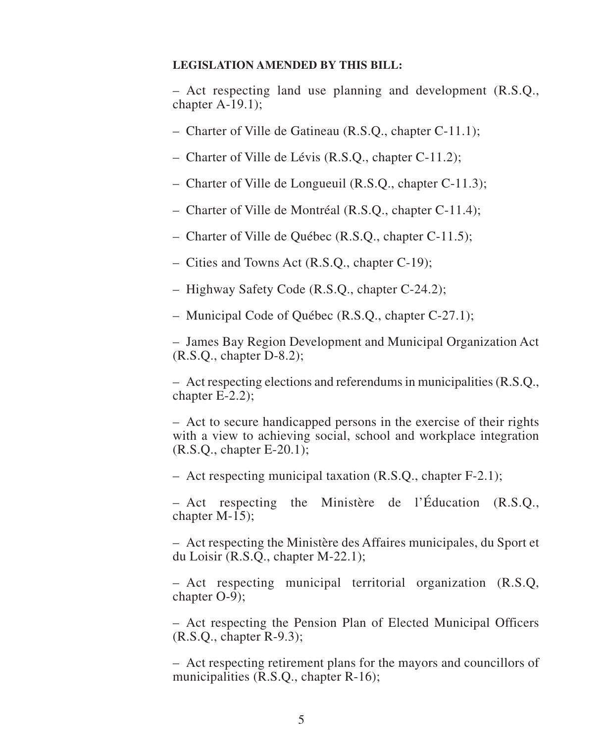**LEGISLATION AMENDED BY THIS BILL:**

– Act respecting land use planning and development (R.S.Q., chapter A-19.1);

– Charter of Ville de Gatineau (R.S.Q., chapter C-11.1);

– Charter of Ville de Lévis (R.S.Q., chapter C-11.2);

– Charter of Ville de Longueuil (R.S.Q., chapter C-11.3);

– Charter of Ville de Montréal (R.S.Q., chapter C-11.4);

– Charter of Ville de Québec (R.S.Q., chapter C-11.5);

– Cities and Towns Act (R.S.Q., chapter C-19);

– Highway Safety Code (R.S.Q., chapter C-24.2);

– Municipal Code of Québec (R.S.Q., chapter C-27.1);

– James Bay Region Development and Municipal Organization Act (R.S.Q., chapter D-8.2);

– Act respecting elections and referendums in municipalities (R.S.Q., chapter E-2.2);

– Act to secure handicapped persons in the exercise of their rights with a view to achieving social, school and workplace integration (R.S.Q., chapter E-20.1);

– Act respecting municipal taxation (R.S.Q., chapter F-2.1);

– Act respecting the Ministère de l'Éducation (R.S.Q., chapter M-15);

– Act respecting the Ministère des Affaires municipales, du Sport et du Loisir (R.S.Q., chapter M-22.1);

– Act respecting municipal territorial organization (R.S.Q, chapter O-9);

– Act respecting the Pension Plan of Elected Municipal Officers (R.S.Q., chapter R-9.3);

– Act respecting retirement plans for the mayors and councillors of municipalities (R.S.Q., chapter R-16);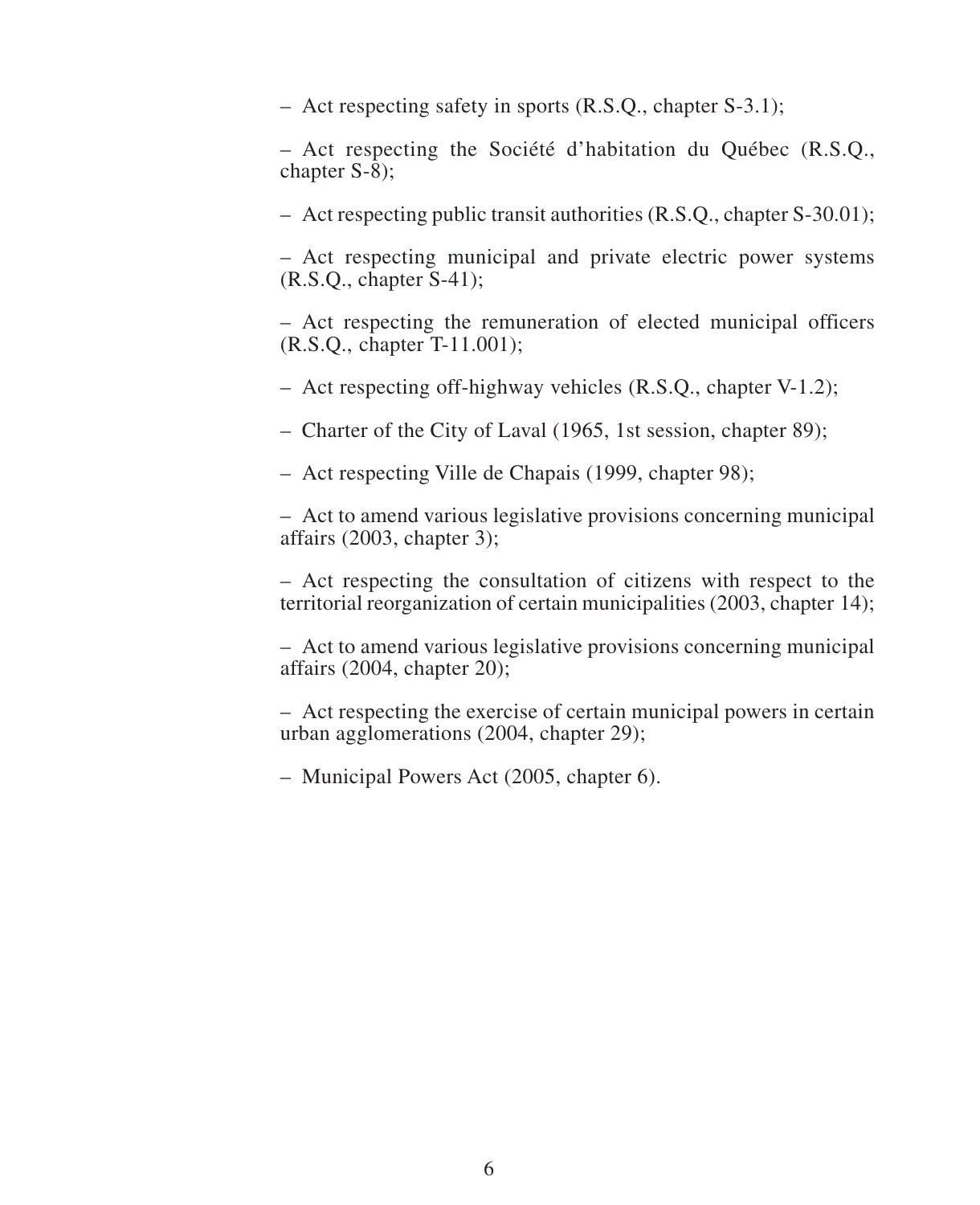– Act respecting safety in sports (R.S.Q., chapter S-3.1);

– Act respecting the Société d'habitation du Québec (R.S.Q., chapter S-8);

– Act respecting public transit authorities (R.S.Q., chapter S-30.01);

– Act respecting municipal and private electric power systems (R.S.Q., chapter S-41);

– Act respecting the remuneration of elected municipal officers (R.S.Q., chapter T-11.001);

– Act respecting off-highway vehicles (R.S.Q., chapter V-1.2);

– Charter of the City of Laval (1965, 1st session, chapter 89);

– Act respecting Ville de Chapais (1999, chapter 98);

– Act to amend various legislative provisions concerning municipal affairs (2003, chapter 3);

– Act respecting the consultation of citizens with respect to the territorial reorganization of certain municipalities (2003, chapter 14);

– Act to amend various legislative provisions concerning municipal affairs (2004, chapter 20);

– Act respecting the exercise of certain municipal powers in certain urban agglomerations (2004, chapter 29);

– Municipal Powers Act (2005, chapter 6).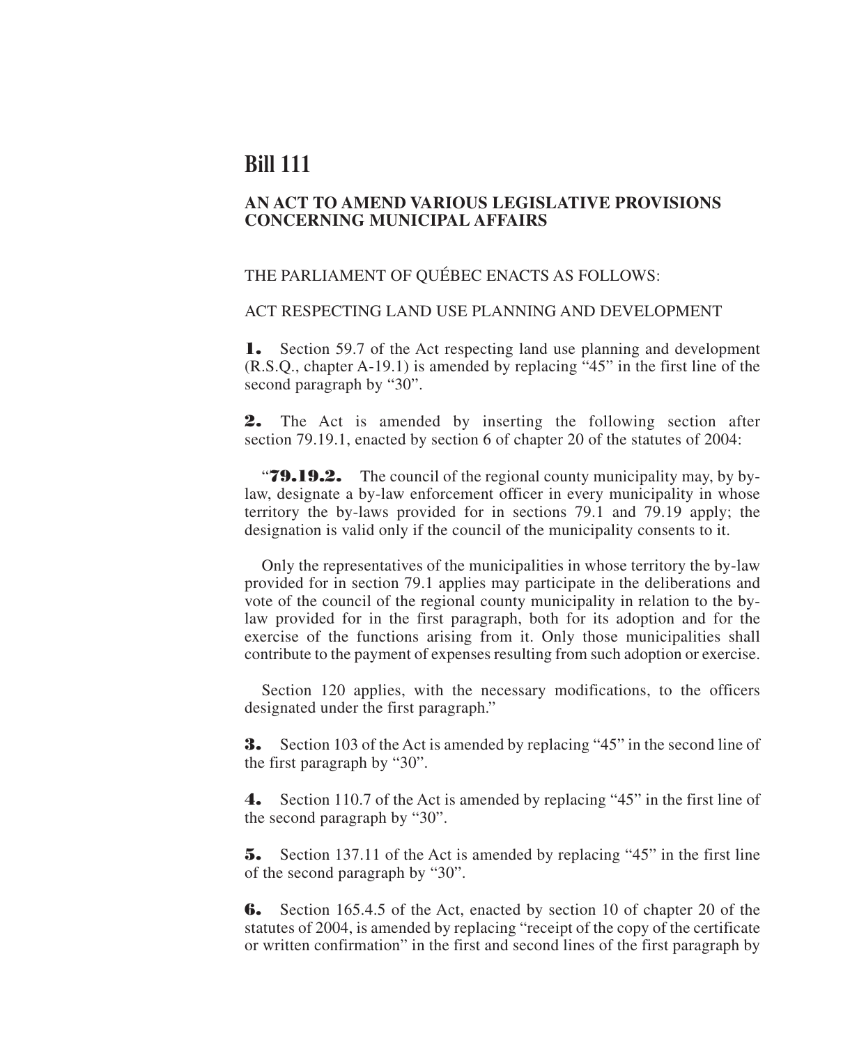# Bill 111

## AN ACT TO AMEND VARIOUS LEGISLATIVE PROVISIONS CONCERNING MUNICIPAL AFFAIRS

THE PARLIAMENT OF QUÉBEC ENACTS AS FOLLOWS:

ACT RESPECTING LAND USE PLANNING AND DEVELOPMENT

**1.** Section 59.7 of the Act respecting land use planning and development (R.S.Q., chapter A-19.1) is amended by replacing "45" in the first line of the second paragraph by "30".

**2.** The Act is amended by inserting the following section after section 79.19.1, enacted by section 6 of chapter 20 of the statutes of 2004:

"**79.19.2.** The council of the regional county municipality may, by by-law, designate a by-law enforcement officer in every municipality in whose territory the by-laws provided for in sections 79.1 and 79.19 apply; the designation is valid only if the council of the municipality consents to it.

Only the representatives of the municipalities in whose territory the by-law provided for in section 79.1 applies may participate in the deliberations and vote of the council of the regional county municipality in relation to the by-law provided for in the first paragraph, both for its adoption and for the exercise of the functions arising from it. Only those municipalities shall contribute to the payment of expenses resulting from such adoption or exercise.

Section 120 applies, with the necessary modifications, to the officers designated under the first paragraph."

**3.** Section 103 of the Act is amended by replacing "45" in the second line of the first paragraph by "30".

**4.** Section 110.7 of the Act is amended by replacing "45" in the first line of the second paragraph by "30".

**5.** Section 137.11 of the Act is amended by replacing "45" in the first line of the second paragraph by "30".

**6.** Section 165.4.5 of the Act, enacted by section 10 of chapter 20 of the statutes of 2004, is amended by replacing "receipt of the copy of the certificate or written confirmation" in the first and second lines of the first paragraph by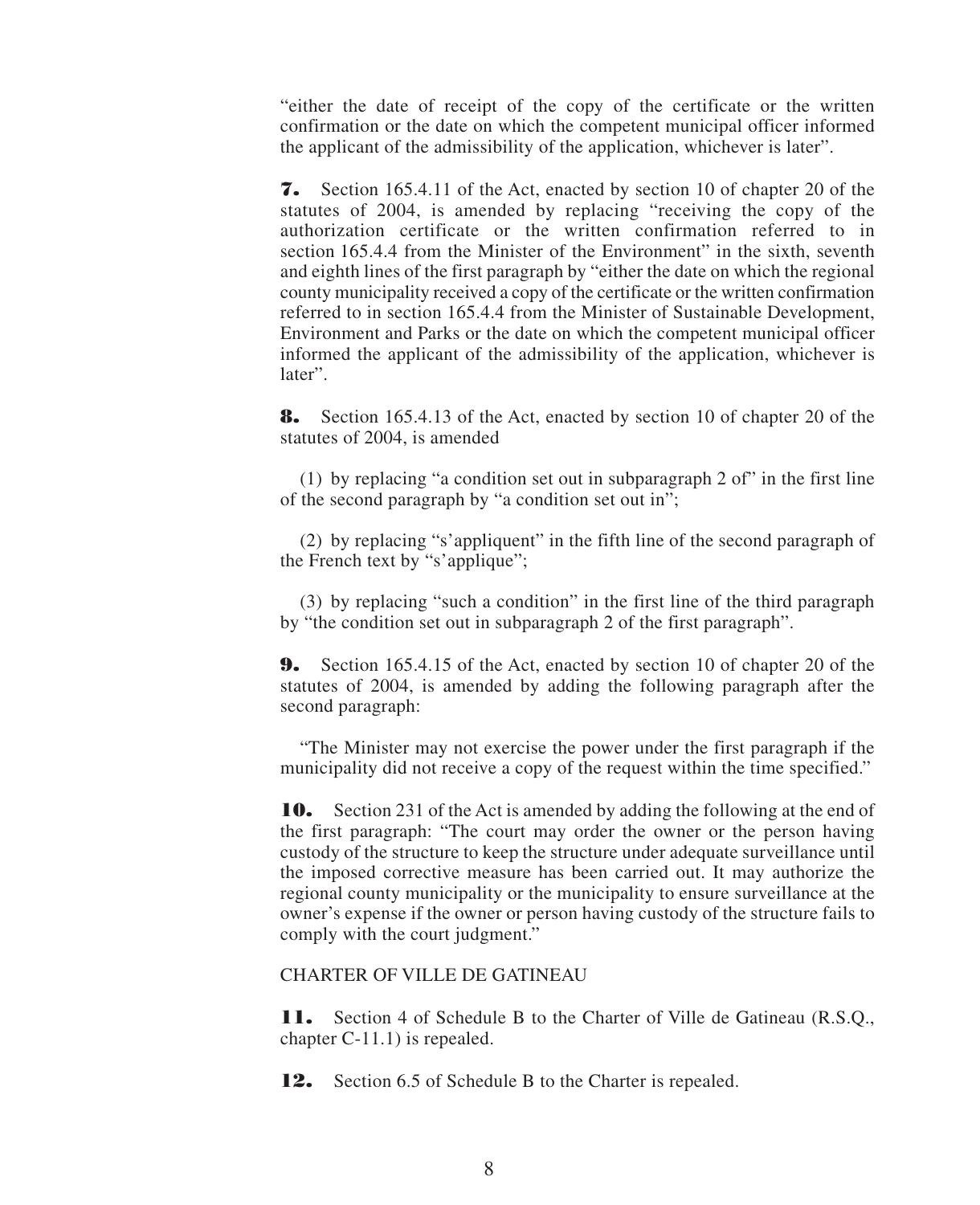"either the date of receipt of the copy of the certificate or the written confirmation or the date on which the competent municipal officer informed the applicant of the admissibility of the application, whichever is later".

**7.** Section 165.4.11 of the Act, enacted by section 10 of chapter 20 of the statutes of 2004, is amended by replacing "receiving the copy of the authorization certificate or the written confirmation referred to in section 165.4.4 from the Minister of the Environment" in the sixth, seventh and eighth lines of the first paragraph by "either the date on which the regional county municipality received a copy of the certificate or the written confirmation referred to in section 165.4.4 from the Minister of Sustainable Development, Environment and Parks or the date on which the competent municipal officer informed the applicant of the admissibility of the application, whichever is later".

**8.** Section 165.4.13 of the Act, enacted by section 10 of chapter 20 of the statutes of 2004, is amended

(1) by replacing "a condition set out in subparagraph 2 of" in the first line of the second paragraph by "a condition set out in";

(2) by replacing "s'appliquent" in the fifth line of the second paragraph of the French text by "s'applique";

(3) by replacing "such a condition" in the first line of the third paragraph by "the condition set out in subparagraph 2 of the first paragraph".

**9.** Section 165.4.15 of the Act, enacted by section 10 of chapter 20 of the statutes of 2004, is amended by adding the following paragraph after the second paragraph:

"The Minister may not exercise the power under the first paragraph if the municipality did not receive a copy of the request within the time specified."

**10.** Section 231 of the Act is amended by adding the following at the end of the first paragraph: "The court may order the owner or the person having custody of the structure to keep the structure under adequate surveillance until the imposed corrective measure has been carried out. It may authorize the regional county municipality or the municipality to ensure surveillance at the owner's expense if the owner or person having custody of the structure fails to comply with the court judgment."

CHARTER OF VILLE DE GATINEAU

**11.** Section 4 of Schedule B to the Charter of Ville de Gatineau (R.S.Q., chapter C-11.1) is repealed.

**12.** Section 6.5 of Schedule B to the Charter is repealed.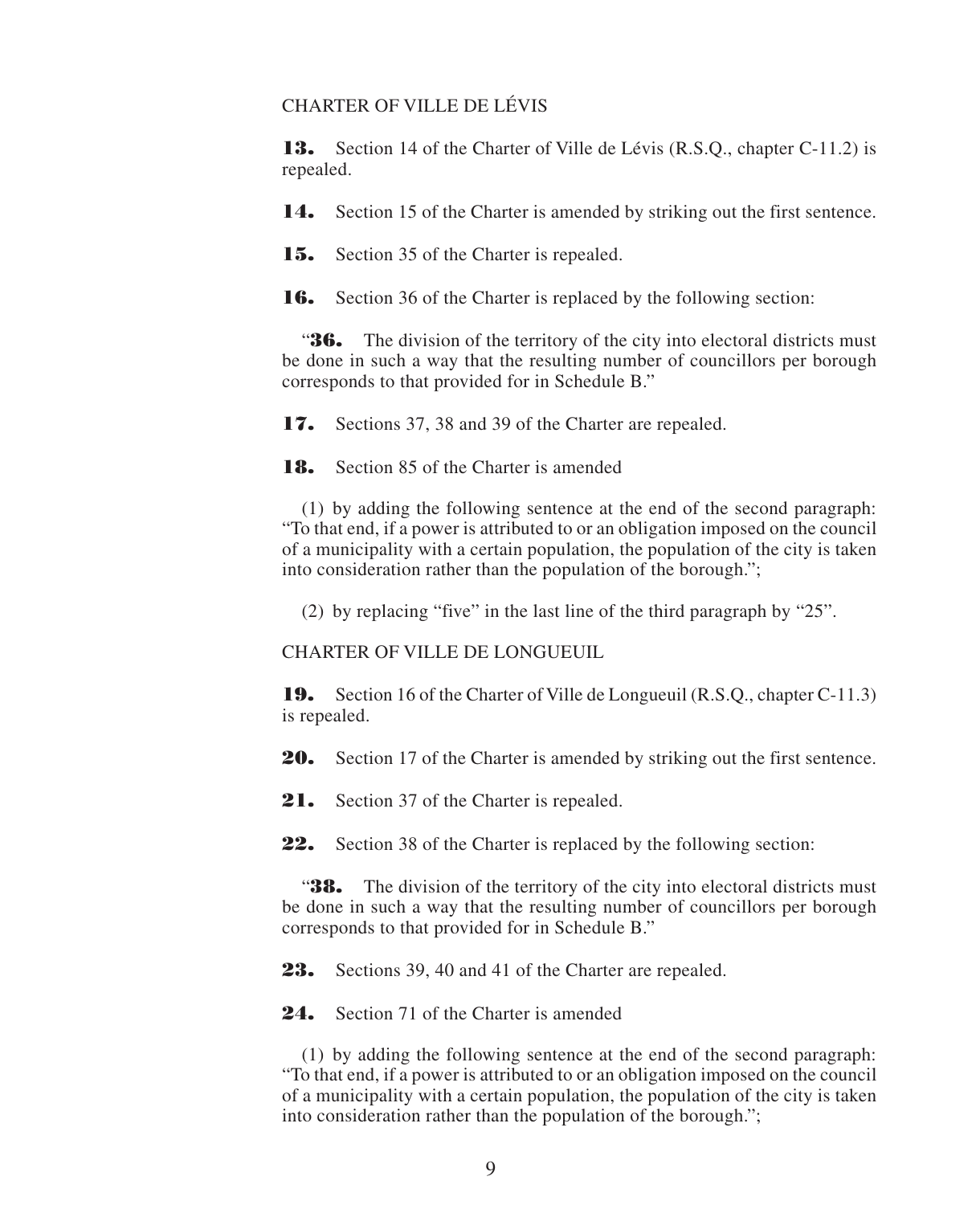## CHARTER OF VILLE DE LÉVIS

**13.** Section 14 of the Charter of Ville de Lévis (R.S.Q., chapter C-11.2) is repealed.

**14.** Section 15 of the Charter is amended by striking out the first sentence.

**15.** Section 35 of the Charter is repealed.

**16.** Section 36 of the Charter is replaced by the following section:

"**36.** The division of the territory of the city into electoral districts must be done in such a way that the resulting number of councillors per borough corresponds to that provided for in Schedule B."

**17.** Sections 37, 38 and 39 of the Charter are repealed.

**18.** Section 85 of the Charter is amended

(1) by adding the following sentence at the end of the second paragraph: "To that end, if a power is attributed to or an obligation imposed on the council of a municipality with a certain population, the population of the city is taken into consideration rather than the population of the borough.";

(2) by replacing "five" in the last line of the third paragraph by "25".

## CHARTER OF VILLE DE LONGUEUIL

**19.** Section 16 of the Charter of Ville de Longueuil (R.S.Q., chapter C-11.3) is repealed.

**20.** Section 17 of the Charter is amended by striking out the first sentence.

**21.** Section 37 of the Charter is repealed.

**22.** Section 38 of the Charter is replaced by the following section:

"**38.** The division of the territory of the city into electoral districts must be done in such a way that the resulting number of councillors per borough corresponds to that provided for in Schedule B."

**23.** Sections 39, 40 and 41 of the Charter are repealed.

**24.** Section 71 of the Charter is amended

(1) by adding the following sentence at the end of the second paragraph: "To that end, if a power is attributed to or an obligation imposed on the council of a municipality with a certain population, the population of the city is taken into consideration rather than the population of the borough.";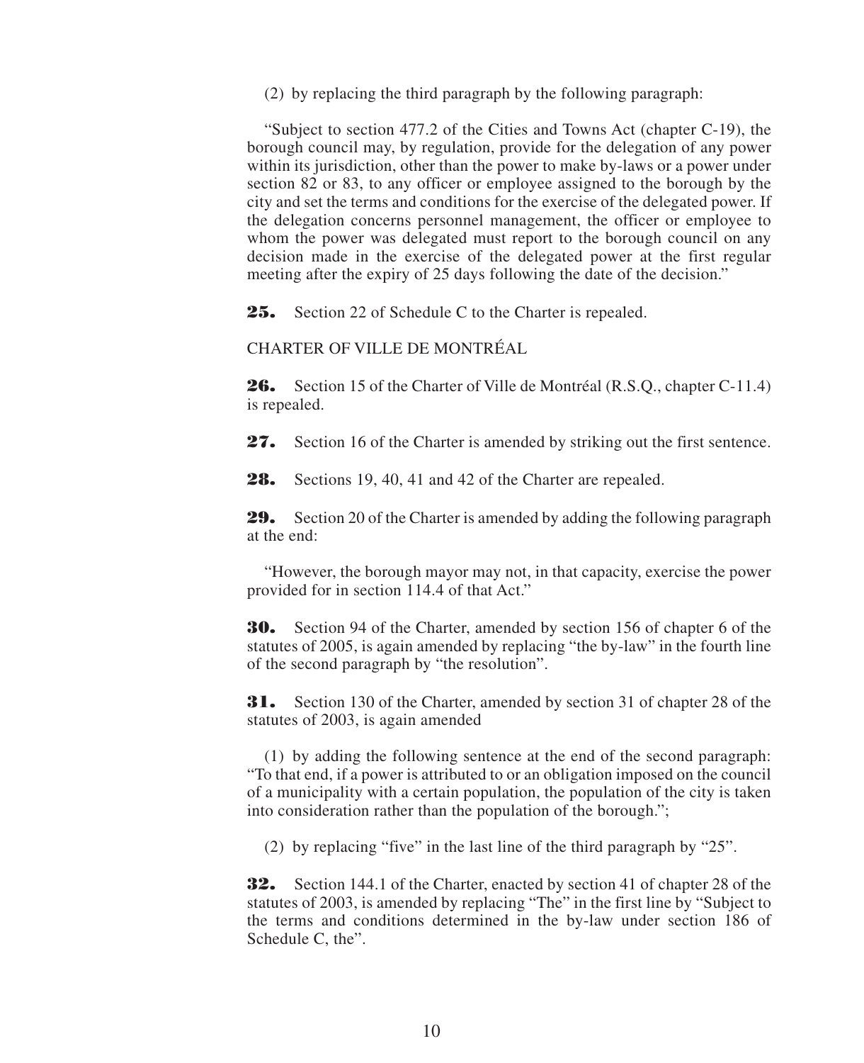(2) by replacing the third paragraph by the following paragraph:

"Subject to section 477.2 of the Cities and Towns Act (chapter C-19), the borough council may, by regulation, provide for the delegation of any power within its jurisdiction, other than the power to make by-laws or a power under section 82 or 83, to any officer or employee assigned to the borough by the city and set the terms and conditions for the exercise of the delegated power. If the delegation concerns personnel management, the officer or employee to whom the power was delegated must report to the borough council on any decision made in the exercise of the delegated power at the first regular meeting after the expiry of 25 days following the date of the decision."

**25.** Section 22 of Schedule C to the Charter is repealed.

CHARTER OF VILLE DE MONTRÉAL

**26.** Section 15 of the Charter of Ville de Montréal (R.S.Q., chapter C-11.4) is repealed.

**27.** Section 16 of the Charter is amended by striking out the first sentence.

**28.** Sections 19, 40, 41 and 42 of the Charter are repealed.

**29.** Section 20 of the Charter is amended by adding the following paragraph at the end:

"However, the borough mayor may not, in that capacity, exercise the power provided for in section 114.4 of that Act."

**30.** Section 94 of the Charter, amended by section 156 of chapter 6 of the statutes of 2005, is again amended by replacing "the by-law" in the fourth line of the second paragraph by "the resolution".

**31.** Section 130 of the Charter, amended by section 31 of chapter 28 of the statutes of 2003, is again amended

(1) by adding the following sentence at the end of the second paragraph: "To that end, if a power is attributed to or an obligation imposed on the council of a municipality with a certain population, the population of the city is taken into consideration rather than the population of the borough.";

(2) by replacing "five" in the last line of the third paragraph by "25".

**32.** Section 144.1 of the Charter, enacted by section 41 of chapter 28 of the statutes of 2003, is amended by replacing "The" in the first line by "Subject to the terms and conditions determined in the by-law under section 186 of Schedule C, the".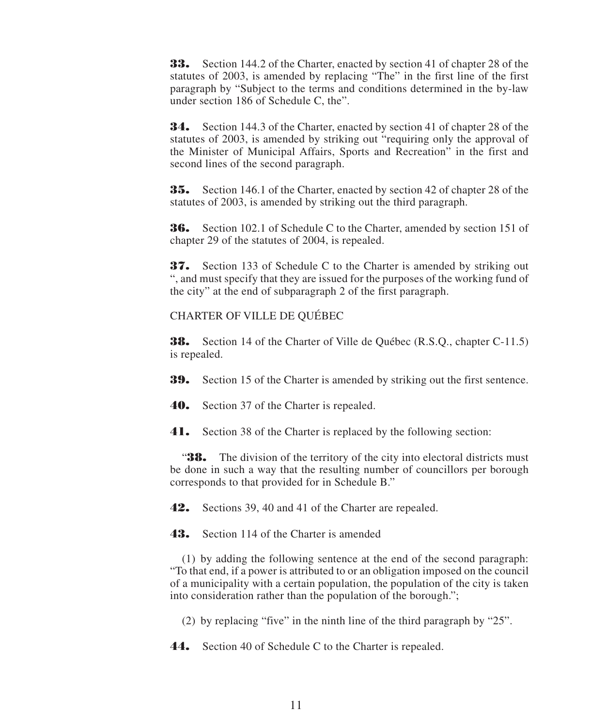**33.** Section 144.2 of the Charter, enacted by section 41 of chapter 28 of the statutes of 2003, is amended by replacing "The" in the first line of the first paragraph by "Subject to the terms and conditions determined in the by-law under section 186 of Schedule C, the".

**34.** Section 144.3 of the Charter, enacted by section 41 of chapter 28 of the statutes of 2003, is amended by striking out "requiring only the approval of the Minister of Municipal Affairs, Sports and Recreation" in the first and second lines of the second paragraph.

**35.** Section 146.1 of the Charter, enacted by section 42 of chapter 28 of the statutes of 2003, is amended by striking out the third paragraph.

**36.** Section 102.1 of Schedule C to the Charter, amended by section 151 of chapter 29 of the statutes of 2004, is repealed.

**37.** Section 133 of Schedule C to the Charter is amended by striking out ", and must specify that they are issued for the purposes of the working fund of the city" at the end of subparagraph 2 of the first paragraph.

CHARTER OF VILLE DE QUÉBEC

**38.** Section 14 of the Charter of Ville de Québec (R.S.Q., chapter C-11.5) is repealed.

**39.** Section 15 of the Charter is amended by striking out the first sentence.

**40.** Section 37 of the Charter is repealed.

**41.** Section 38 of the Charter is replaced by the following section:

"**38.** The division of the territory of the city into electoral districts must be done in such a way that the resulting number of councillors per borough corresponds to that provided for in Schedule B."

**42.** Sections 39, 40 and 41 of the Charter are repealed.

**43.** Section 114 of the Charter is amended

(1) by adding the following sentence at the end of the second paragraph: "To that end, if a power is attributed to or an obligation imposed on the council of a municipality with a certain population, the population of the city is taken into consideration rather than the population of the borough.";

(2) by replacing "five" in the ninth line of the third paragraph by "25".

**44.** Section 40 of Schedule C to the Charter is repealed.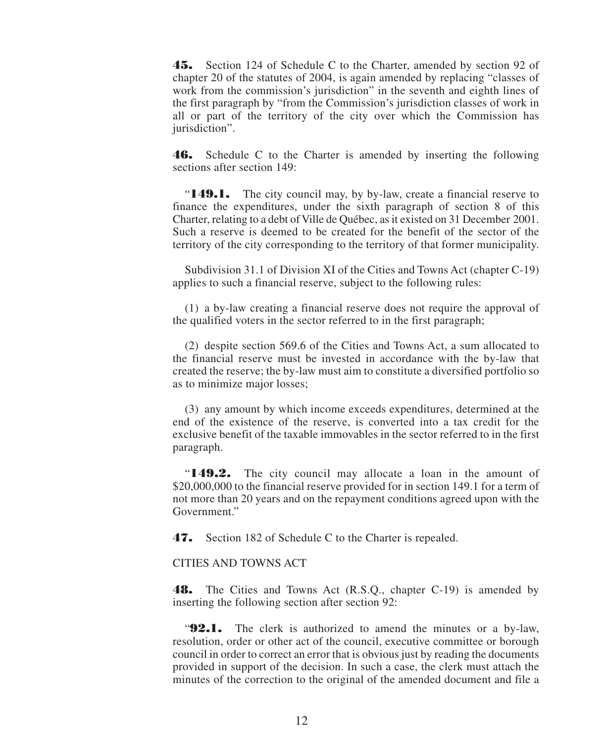**45.** Section 124 of Schedule C to the Charter, amended by section 92 of chapter 20 of the statutes of 2004, is again amended by replacing "classes of work from the commission's jurisdiction" in the seventh and eighth lines of the first paragraph by "from the Commission's jurisdiction classes of work in all or part of the territory of the city over which the Commission has jurisdiction".

**46.** Schedule C to the Charter is amended by inserting the following sections after section 149:

"**149.1.** The city council may, by by-law, create a financial reserve to finance the expenditures, under the sixth paragraph of section 8 of this Charter, relating to a debt of Ville de Québec, as it existed on 31 December 2001. Such a reserve is deemed to be created for the benefit of the sector of the territory of the city corresponding to the territory of that former municipality.

Subdivision 31.1 of Division XI of the Cities and Towns Act (chapter C-19) applies to such a financial reserve, subject to the following rules:

(1) a by-law creating a financial reserve does not require the approval of the qualified voters in the sector referred to in the first paragraph;

(2) despite section 569.6 of the Cities and Towns Act, a sum allocated to the financial reserve must be invested in accordance with the by-law that created the reserve; the by-law must aim to constitute a diversified portfolio so as to minimize major losses;

(3) any amount by which income exceeds expenditures, determined at the end of the existence of the reserve, is converted into a tax credit for the exclusive benefit of the taxable immovables in the sector referred to in the first paragraph.

"**149.2.** The city council may allocate a loan in the amount of $20,000,000 to the financial reserve provided for in section 149.1 for a term of not more than 20 years and on the repayment conditions agreed upon with the Government."

**47.** Section 182 of Schedule C to the Charter is repealed.

CITIES AND TOWNS ACT

**48.** The Cities and Towns Act (R.S.Q., chapter C-19) is amended by inserting the following section after section 92:

"**92.1.** The clerk is authorized to amend the minutes or a by-law, resolution, order or other act of the council, executive committee or borough council in order to correct an error that is obvious just by reading the documents provided in support of the decision. In such a case, the clerk must attach the minutes of the correction to the original of the amended document and file a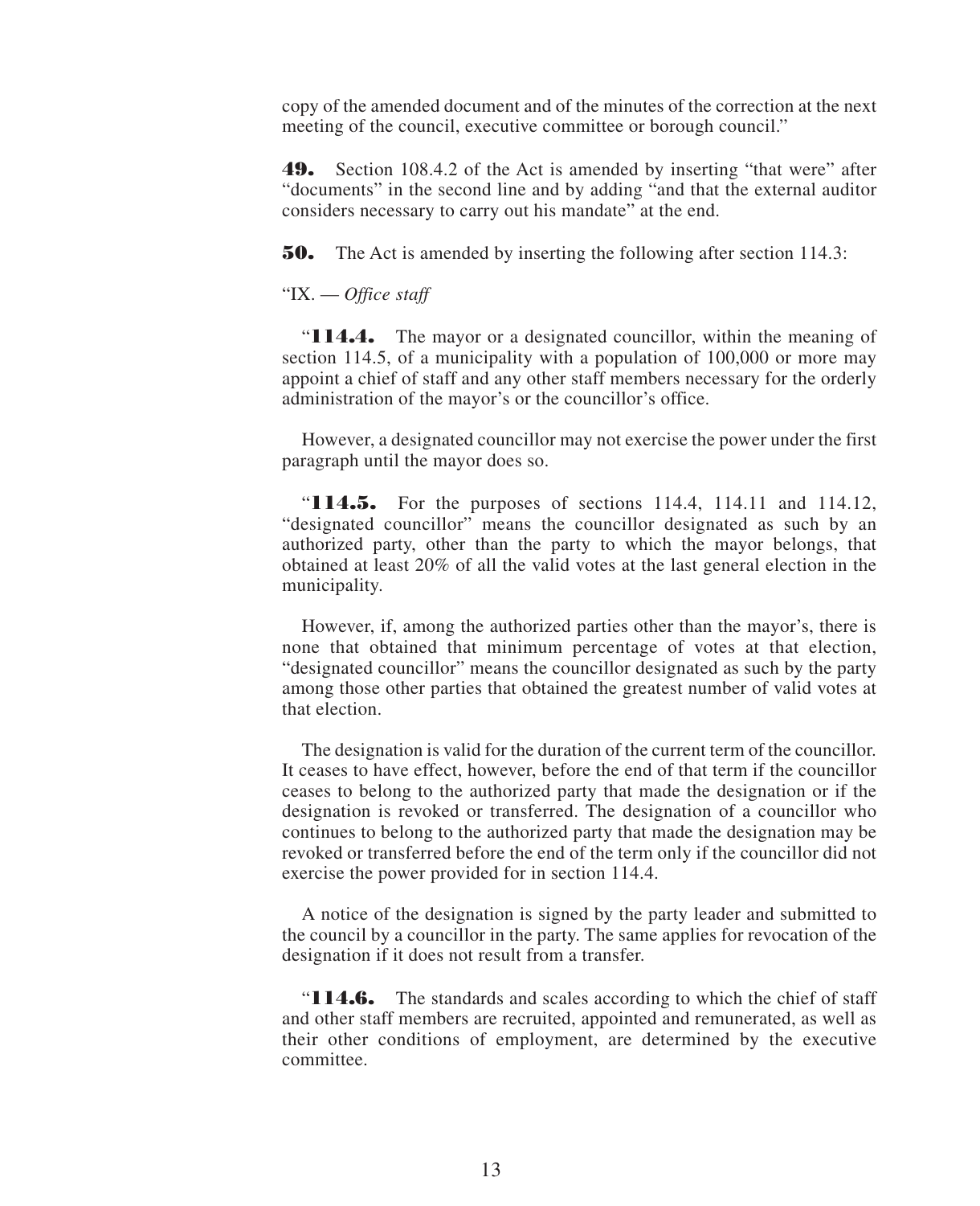copy of the amended document and of the minutes of the correction at the next meeting of the council, executive committee or borough council."

**49.** Section 108.4.2 of the Act is amended by inserting "that were" after "documents" in the second line and by adding "and that the external auditor considers necessary to carry out his mandate" at the end.

**50.** The Act is amended by inserting the following after section 114.3:

"IX. — *Office staff*

"**114.4.** The mayor or a designated councillor, within the meaning of section 114.5, of a municipality with a population of 100,000 or more may appoint a chief of staff and any other staff members necessary for the orderly administration of the mayor's or the councillor's office.

However, a designated councillor may not exercise the power under the first paragraph until the mayor does so.

"**114.5.** For the purposes of sections 114.4, 114.11 and 114.12, "designated councillor" means the councillor designated as such by an authorized party, other than the party to which the mayor belongs, that obtained at least 20% of all the valid votes at the last general election in the municipality.

However, if, among the authorized parties other than the mayor's, there is none that obtained that minimum percentage of votes at that election, "designated councillor" means the councillor designated as such by the party among those other parties that obtained the greatest number of valid votes at that election.

The designation is valid for the duration of the current term of the councillor. It ceases to have effect, however, before the end of that term if the councillor ceases to belong to the authorized party that made the designation or if the designation is revoked or transferred. The designation of a councillor who continues to belong to the authorized party that made the designation may be revoked or transferred before the end of the term only if the councillor did not exercise the power provided for in section 114.4.

A notice of the designation is signed by the party leader and submitted to the council by a councillor in the party. The same applies for revocation of the designation if it does not result from a transfer.

"**114.6.** The standards and scales according to which the chief of staff and other staff members are recruited, appointed and remunerated, as well as their other conditions of employment, are determined by the executive committee.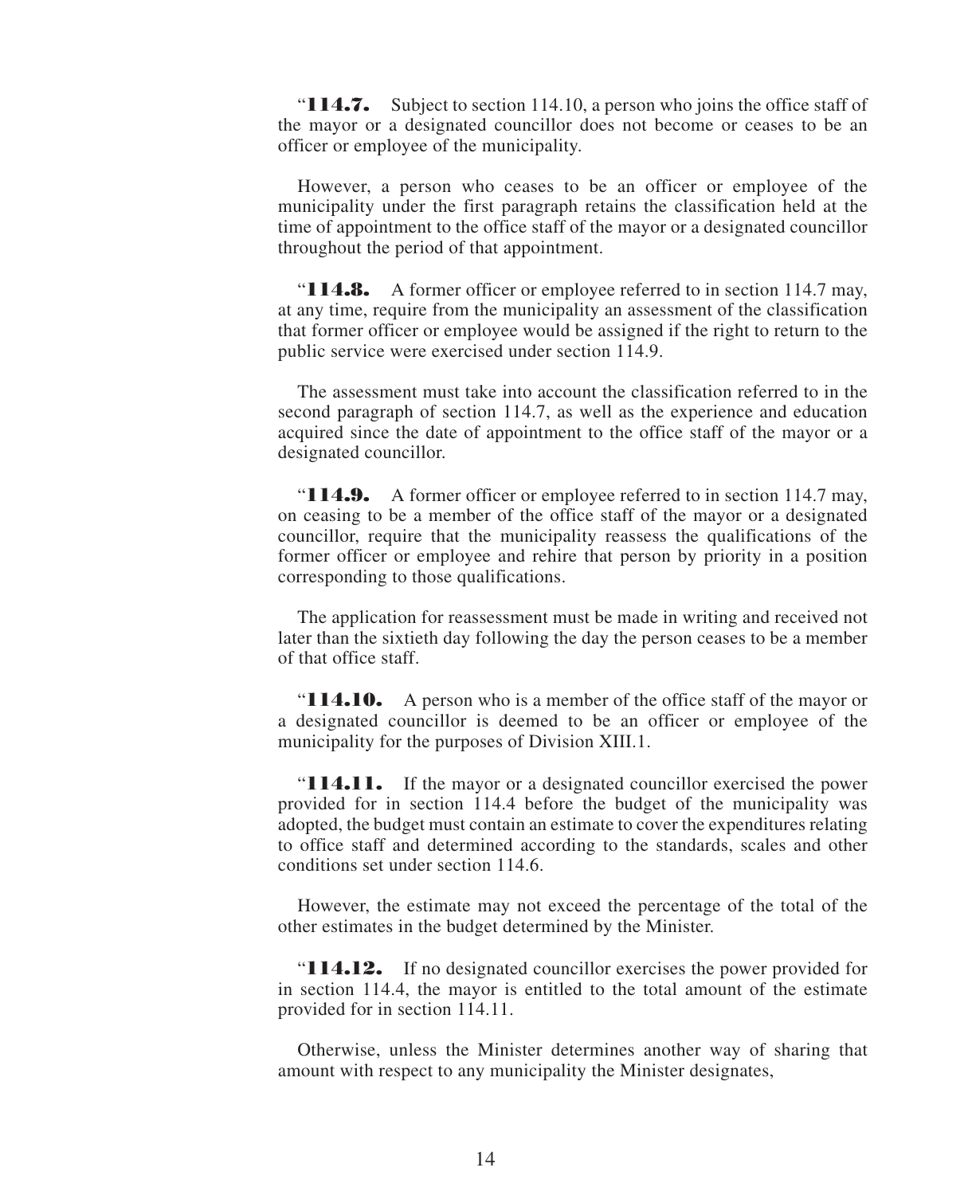"**114.7.** Subject to section 114.10, a person who joins the office staff of the mayor or a designated councillor does not become or ceases to be an officer or employee of the municipality.

However, a person who ceases to be an officer or employee of the municipality under the first paragraph retains the classification held at the time of appointment to the office staff of the mayor or a designated councillor throughout the period of that appointment.

"**114.8.** A former officer or employee referred to in section 114.7 may, at any time, require from the municipality an assessment of the classification that former officer or employee would be assigned if the right to return to the public service were exercised under section 114.9.

The assessment must take into account the classification referred to in the second paragraph of section 114.7, as well as the experience and education acquired since the date of appointment to the office staff of the mayor or a designated councillor.

"**114.9.** A former officer or employee referred to in section 114.7 may, on ceasing to be a member of the office staff of the mayor or a designated councillor, require that the municipality reassess the qualifications of the former officer or employee and rehire that person by priority in a position corresponding to those qualifications.

The application for reassessment must be made in writing and received not later than the sixtieth day following the day the person ceases to be a member of that office staff.

"**114.10.** A person who is a member of the office staff of the mayor or a designated councillor is deemed to be an officer or employee of the municipality for the purposes of Division XIII.1.

"**114.11.** If the mayor or a designated councillor exercised the power provided for in section 114.4 before the budget of the municipality was adopted, the budget must contain an estimate to cover the expenditures relating to office staff and determined according to the standards, scales and other conditions set under section 114.6.

However, the estimate may not exceed the percentage of the total of the other estimates in the budget determined by the Minister.

"**114.12.** If no designated councillor exercises the power provided for in section 114.4, the mayor is entitled to the total amount of the estimate provided for in section 114.11.

Otherwise, unless the Minister determines another way of sharing that amount with respect to any municipality the Minister designates,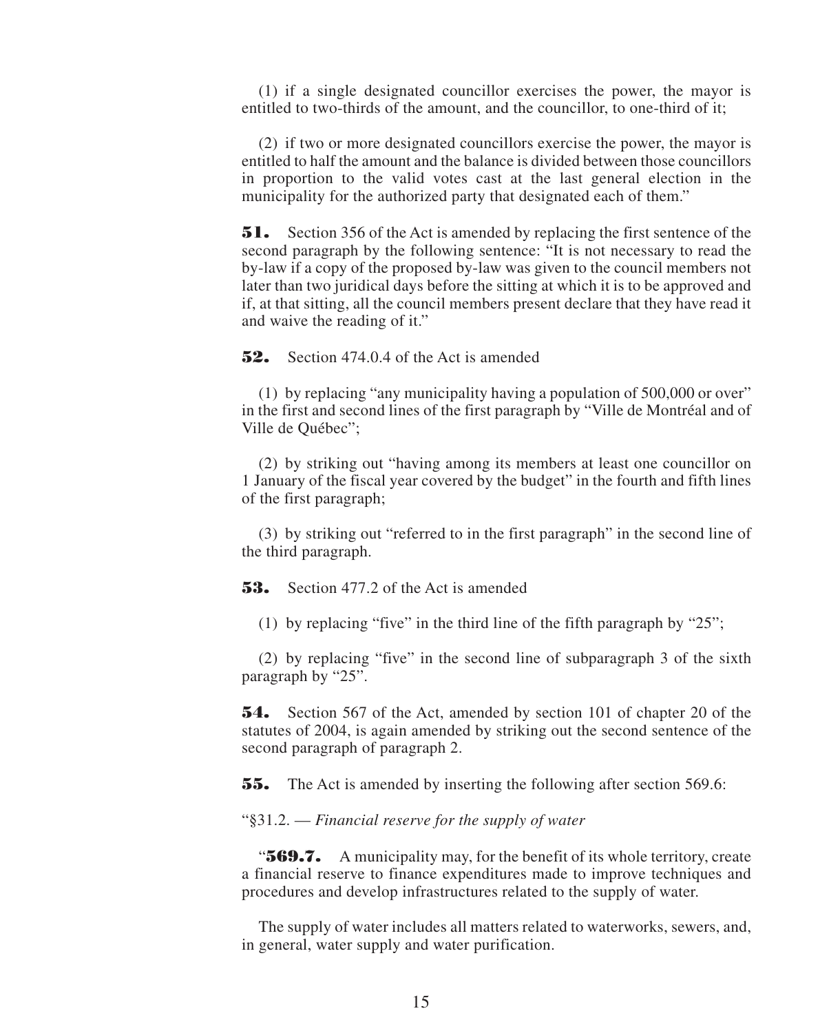(1) if a single designated councillor exercises the power, the mayor is entitled to two-thirds of the amount, and the councillor, to one-third of it;

(2) if two or more designated councillors exercise the power, the mayor is entitled to half the amount and the balance is divided between those councillors in proportion to the valid votes cast at the last general election in the municipality for the authorized party that designated each of them."

**51.** Section 356 of the Act is amended by replacing the first sentence of the second paragraph by the following sentence: "It is not necessary to read the by-law if a copy of the proposed by-law was given to the council members not later than two juridical days before the sitting at which it is to be approved and if, at that sitting, all the council members present declare that they have read it and waive the reading of it."

**52.** Section 474.0.4 of the Act is amended

(1) by replacing "any municipality having a population of 500,000 or over" in the first and second lines of the first paragraph by "Ville de Montréal and of Ville de Québec";

(2) by striking out "having among its members at least one councillor on 1 January of the fiscal year covered by the budget" in the fourth and fifth lines of the first paragraph;

(3) by striking out "referred to in the first paragraph" in the second line of the third paragraph.

**53.** Section 477.2 of the Act is amended

(1) by replacing "five" in the third line of the fifth paragraph by "25";

(2) by replacing "five" in the second line of subparagraph 3 of the sixth paragraph by "25".

**54.** Section 567 of the Act, amended by section 101 of chapter 20 of the statutes of 2004, is again amended by striking out the second sentence of the second paragraph of paragraph 2.

**55.** The Act is amended by inserting the following after section 569.6:

"§31.2. — *Financial reserve for the supply of water*

"**569.7.** A municipality may, for the benefit of its whole territory, create a financial reserve to finance expenditures made to improve techniques and procedures and develop infrastructures related to the supply of water.

The supply of water includes all matters related to waterworks, sewers, and, in general, water supply and water purification.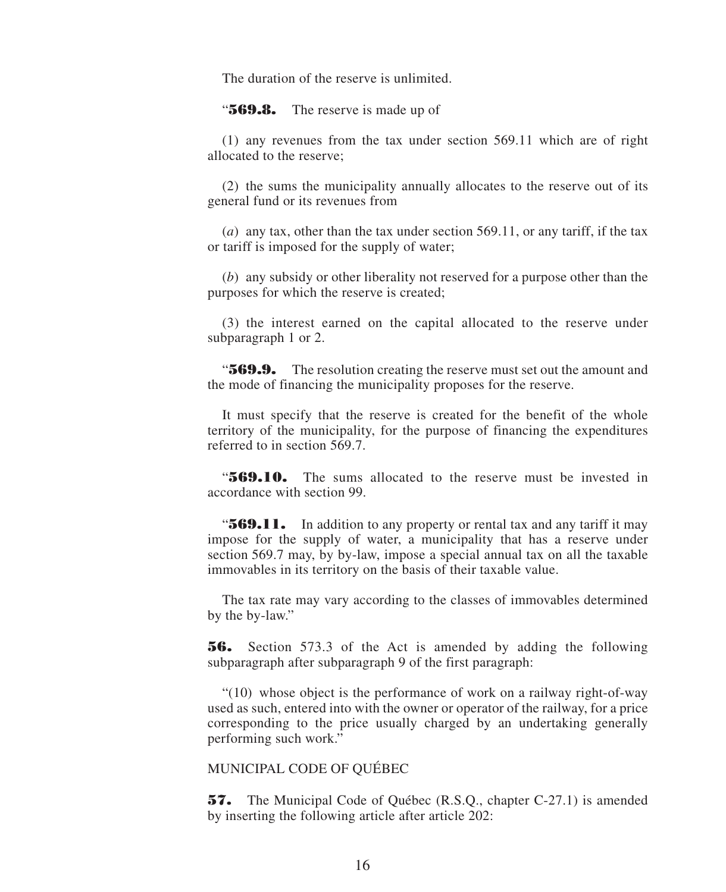The duration of the reserve is unlimited.

“**569.8.** The reserve is made up of

(1) any revenues from the tax under section 569.11 which are of right allocated to the reserve;

(2) the sums the municipality annually allocates to the reserve out of its general fund or its revenues from

(*a*) any tax, other than the tax under section 569.11, or any tariff, if the tax or tariff is imposed for the supply of water;

(*b*) any subsidy or other liberality not reserved for a purpose other than the purposes for which the reserve is created;

(3) the interest earned on the capital allocated to the reserve under subparagraph 1 or 2.

“**569.9.** The resolution creating the reserve must set out the amount and the mode of financing the municipality proposes for the reserve.

It must specify that the reserve is created for the benefit of the whole territory of the municipality, for the purpose of financing the expenditures referred to in section 569.7.

“**569.10.** The sums allocated to the reserve must be invested in accordance with section 99.

“**569.11.** In addition to any property or rental tax and any tariff it may impose for the supply of water, a municipality that has a reserve under section 569.7 may, by by-law, impose a special annual tax on all the taxable immovables in its territory on the basis of their taxable value.

The tax rate may vary according to the classes of immovables determined by the by-law.”

**56.** Section 573.3 of the Act is amended by adding the following subparagraph after subparagraph 9 of the first paragraph:

“(10) whose object is the performance of work on a railway right-of-way used as such, entered into with the owner or operator of the railway, for a price corresponding to the price usually charged by an undertaking generally performing such work.”

MUNICIPAL CODE OF QUÉBEC

**57.** The Municipal Code of Québec (R.S.Q., chapter C-27.1) is amended by inserting the following article after article 202: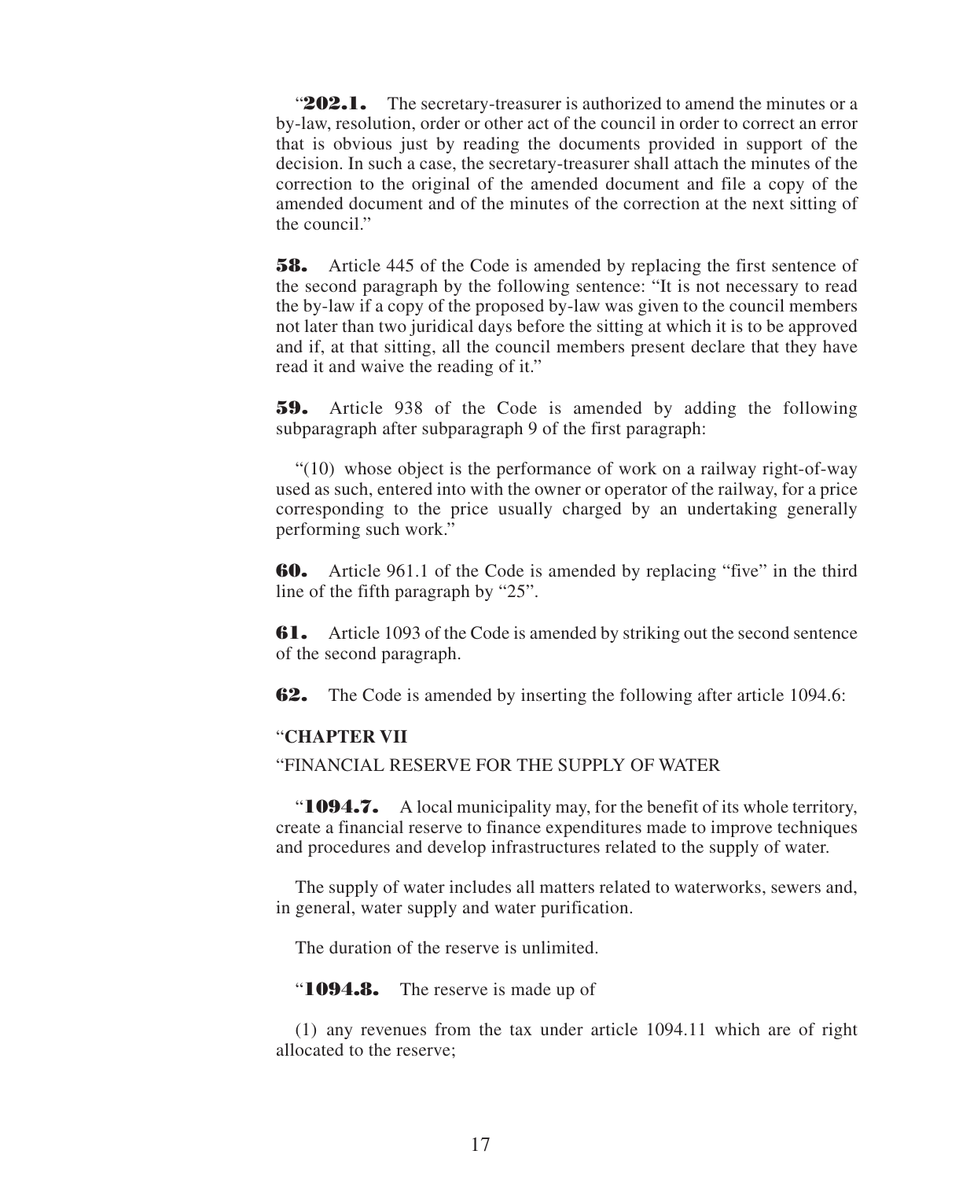"**202.1.** The secretary-treasurer is authorized to amend the minutes or a by-law, resolution, order or other act of the council in order to correct an error that is obvious just by reading the documents provided in support of the decision. In such a case, the secretary-treasurer shall attach the minutes of the correction to the original of the amended document and file a copy of the amended document and of the minutes of the correction at the next sitting of the council."

**58.** Article 445 of the Code is amended by replacing the first sentence of the second paragraph by the following sentence: "It is not necessary to read the by-law if a copy of the proposed by-law was given to the council members not later than two juridical days before the sitting at which it is to be approved and if, at that sitting, all the council members present declare that they have read it and waive the reading of it."

**59.** Article 938 of the Code is amended by adding the following subparagraph after subparagraph 9 of the first paragraph:

"(10) whose object is the performance of work on a railway right-of-way used as such, entered into with the owner or operator of the railway, for a price corresponding to the price usually charged by an undertaking generally performing such work."

**60.** Article 961.1 of the Code is amended by replacing "five" in the third line of the fifth paragraph by "25".

**61.** Article 1093 of the Code is amended by striking out the second sentence of the second paragraph.

**62.** The Code is amended by inserting the following after article 1094.6:

"**CHAPTER VII**

"FINANCIAL RESERVE FOR THE SUPPLY OF WATER

"**1094.7.** A local municipality may, for the benefit of its whole territory, create a financial reserve to finance expenditures made to improve techniques and procedures and develop infrastructures related to the supply of water.

The supply of water includes all matters related to waterworks, sewers and, in general, water supply and water purification.

The duration of the reserve is unlimited.

"**1094.8.** The reserve is made up of

(1) any revenues from the tax under article 1094.11 which are of right allocated to the reserve;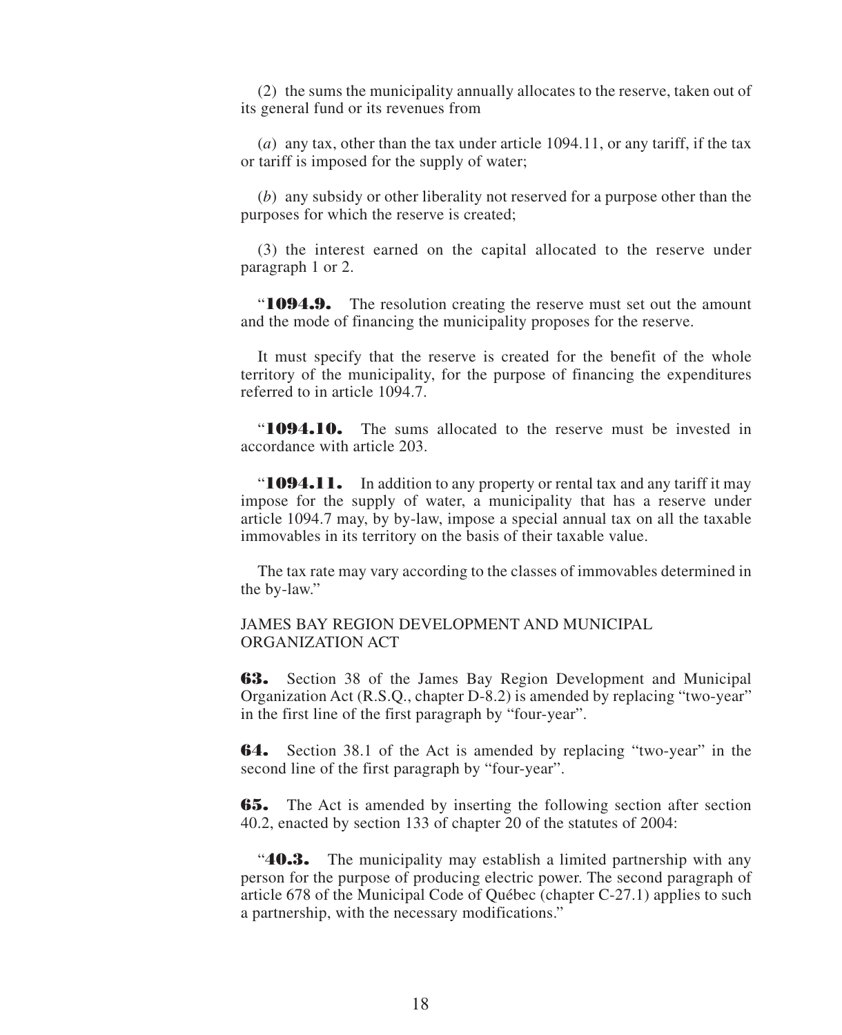(2) the sums the municipality annually allocates to the reserve, taken out of its general fund or its revenues from

(*a*) any tax, other than the tax under article 1094.11, or any tariff, if the tax or tariff is imposed for the supply of water;

(*b*) any subsidy or other liberality not reserved for a purpose other than the purposes for which the reserve is created;

(3) the interest earned on the capital allocated to the reserve under paragraph 1 or 2.

"**1094.9.** The resolution creating the reserve must set out the amount and the mode of financing the municipality proposes for the reserve.

It must specify that the reserve is created for the benefit of the whole territory of the municipality, for the purpose of financing the expenditures referred to in article 1094.7.

"**1094.10.** The sums allocated to the reserve must be invested in accordance with article 203.

"**1094.11.** In addition to any property or rental tax and any tariff it may impose for the supply of water, a municipality that has a reserve under article 1094.7 may, by by-law, impose a special annual tax on all the taxable immovables in its territory on the basis of their taxable value.

The tax rate may vary according to the classes of immovables determined in the by-law."

JAMES BAY REGION DEVELOPMENT AND MUNICIPAL ORGANIZATION ACT

**63.** Section 38 of the James Bay Region Development and Municipal Organization Act (R.S.Q., chapter D-8.2) is amended by replacing "two-year" in the first line of the first paragraph by "four-year".

**64.** Section 38.1 of the Act is amended by replacing "two-year" in the second line of the first paragraph by "four-year".

**65.** The Act is amended by inserting the following section after section 40.2, enacted by section 133 of chapter 20 of the statutes of 2004:

"**40.3.** The municipality may establish a limited partnership with any person for the purpose of producing electric power. The second paragraph of article 678 of the Municipal Code of Québec (chapter C-27.1) applies to such a partnership, with the necessary modifications."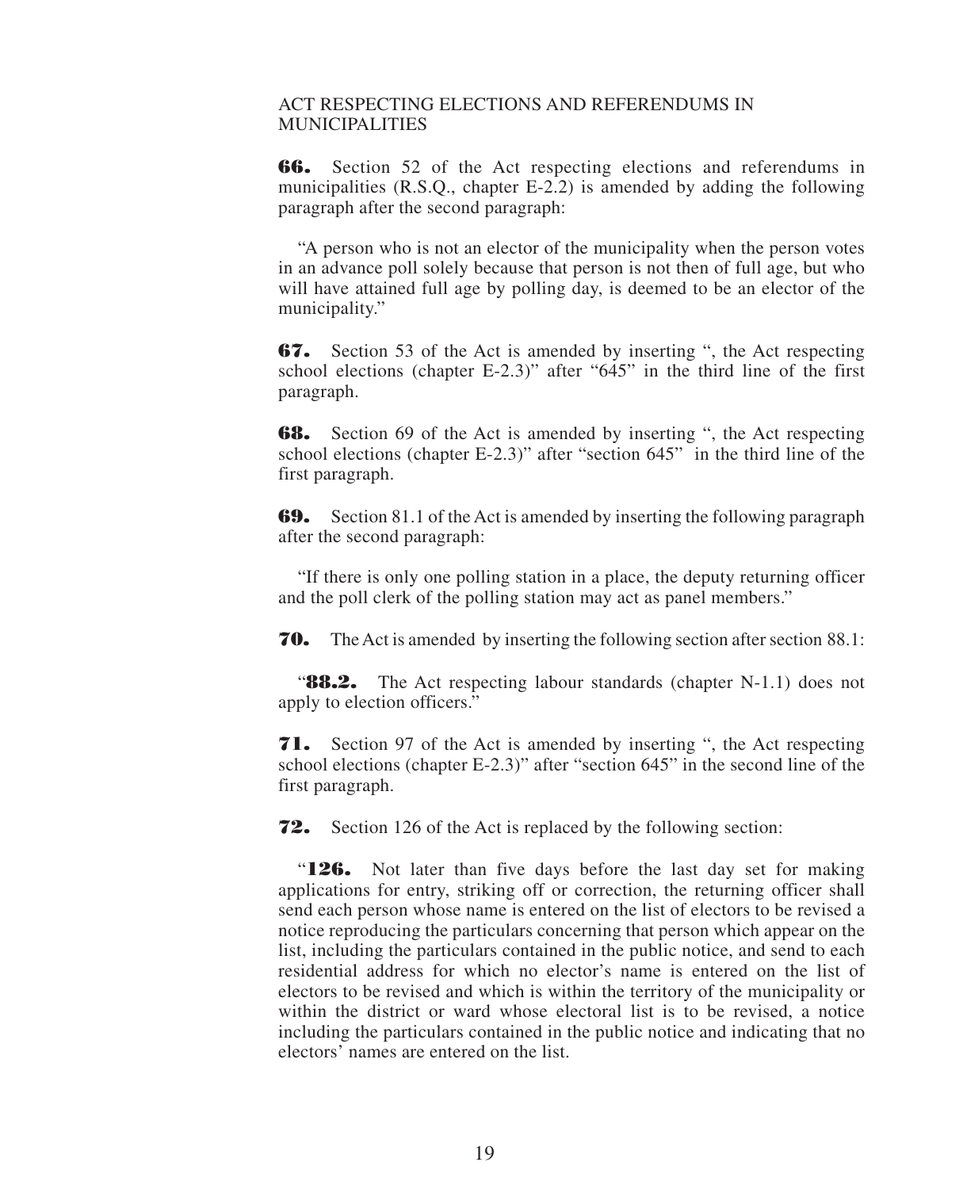ACT RESPECTING ELECTIONS AND REFERENDUMS IN MUNICIPALITIES

**66.** Section 52 of the Act respecting elections and referendums in municipalities (R.S.Q., chapter E-2.2) is amended by adding the following paragraph after the second paragraph:

"A person who is not an elector of the municipality when the person votes in an advance poll solely because that person is not then of full age, but who will have attained full age by polling day, is deemed to be an elector of the municipality."

**67.** Section 53 of the Act is amended by inserting ", the Act respecting school elections (chapter E-2.3)" after "645" in the third line of the first paragraph.

**68.** Section 69 of the Act is amended by inserting ", the Act respecting school elections (chapter E-2.3)" after "section 645" in the third line of the first paragraph.

**69.** Section 81.1 of the Act is amended by inserting the following paragraph after the second paragraph:

"If there is only one polling station in a place, the deputy returning officer and the poll clerk of the polling station may act as panel members."

**70.** The Act is amended by inserting the following section after section 88.1:

"**88.2.** The Act respecting labour standards (chapter N-1.1) does not apply to election officers."

**71.** Section 97 of the Act is amended by inserting ", the Act respecting school elections (chapter E-2.3)" after "section 645" in the second line of the first paragraph.

**72.** Section 126 of the Act is replaced by the following section:

"**126.** Not later than five days before the last day set for making applications for entry, striking off or correction, the returning officer shall send each person whose name is entered on the list of electors to be revised a notice reproducing the particulars concerning that person which appear on the list, including the particulars contained in the public notice, and send to each residential address for which no elector's name is entered on the list of electors to be revised and which is within the territory of the municipality or within the district or ward whose electoral list is to be revised, a notice including the particulars contained in the public notice and indicating that no electors' names are entered on the list.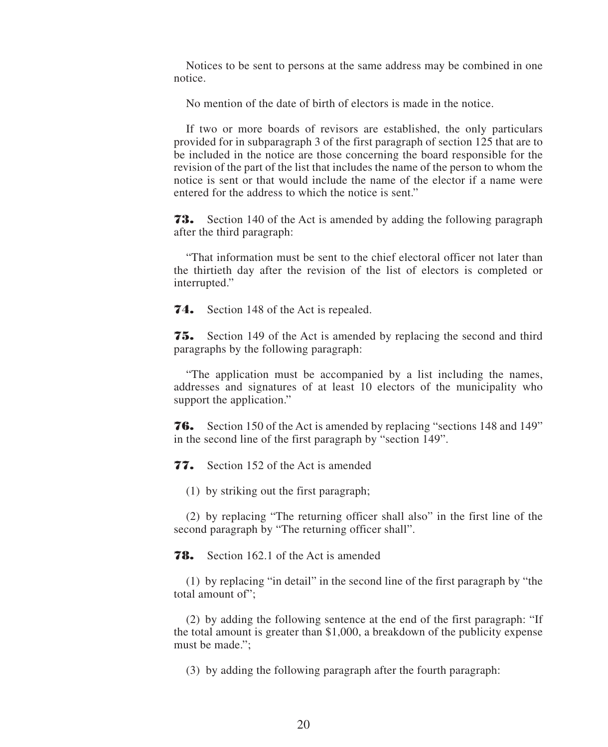Notices to be sent to persons at the same address may be combined in one notice.

No mention of the date of birth of electors is made in the notice.

If two or more boards of revisors are established, the only particulars provided for in subparagraph 3 of the first paragraph of section 125 that are to be included in the notice are those concerning the board responsible for the revision of the part of the list that includes the name of the person to whom the notice is sent or that would include the name of the elector if a name were entered for the address to which the notice is sent."

**73.** Section 140 of the Act is amended by adding the following paragraph after the third paragraph:

"That information must be sent to the chief electoral officer not later than the thirtieth day after the revision of the list of electors is completed or interrupted."

**74.** Section 148 of the Act is repealed.

**75.** Section 149 of the Act is amended by replacing the second and third paragraphs by the following paragraph:

"The application must be accompanied by a list including the names, addresses and signatures of at least 10 electors of the municipality who support the application."

**76.** Section 150 of the Act is amended by replacing "sections 148 and 149" in the second line of the first paragraph by "section 149".

**77.** Section 152 of the Act is amended

(1) by striking out the first paragraph;

(2) by replacing "The returning officer shall also" in the first line of the second paragraph by "The returning officer shall".

**78.** Section 162.1 of the Act is amended

(1) by replacing "in detail" in the second line of the first paragraph by "the total amount of";

(2) by adding the following sentence at the end of the first paragraph: "If the total amount is greater than $1,000, a breakdown of the publicity expense must be made.";

(3) by adding the following paragraph after the fourth paragraph: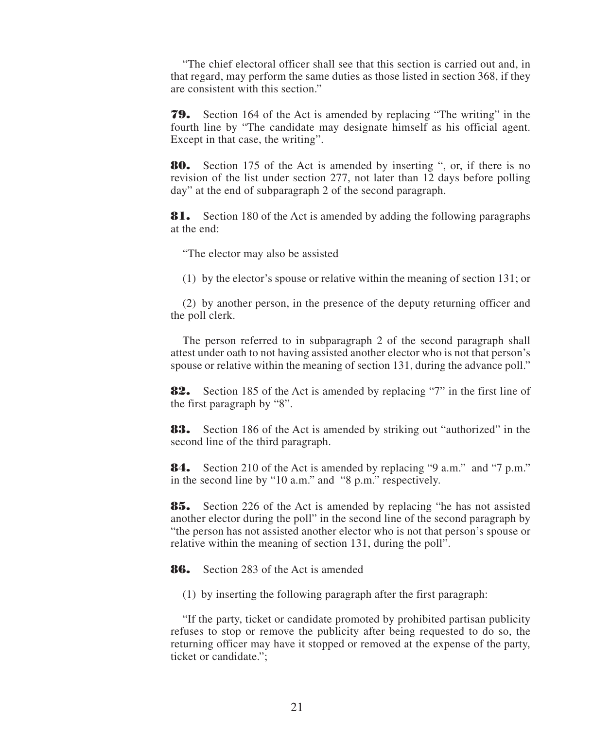"The chief electoral officer shall see that this section is carried out and, in that regard, may perform the same duties as those listed in section 368, if they are consistent with this section."

**79.** Section 164 of the Act is amended by replacing "The writing" in the fourth line by "The candidate may designate himself as his official agent. Except in that case, the writing".

**80.** Section 175 of the Act is amended by inserting ", or, if there is no revision of the list under section 277, not later than 12 days before polling day" at the end of subparagraph 2 of the second paragraph.

**81.** Section 180 of the Act is amended by adding the following paragraphs at the end:

"The elector may also be assisted

(1) by the elector's spouse or relative within the meaning of section 131; or

(2) by another person, in the presence of the deputy returning officer and the poll clerk.

The person referred to in subparagraph 2 of the second paragraph shall attest under oath to not having assisted another elector who is not that person's spouse or relative within the meaning of section 131, during the advance poll."

**82.** Section 185 of the Act is amended by replacing "7" in the first line of the first paragraph by "8".

**83.** Section 186 of the Act is amended by striking out "authorized" in the second line of the third paragraph.

**84.** Section 210 of the Act is amended by replacing "9 a.m." and "7 p.m." in the second line by "10 a.m." and "8 p.m." respectively.

**85.** Section 226 of the Act is amended by replacing "he has not assisted another elector during the poll" in the second line of the second paragraph by "the person has not assisted another elector who is not that person's spouse or relative within the meaning of section 131, during the poll".

**86.** Section 283 of the Act is amended

(1) by inserting the following paragraph after the first paragraph:

"If the party, ticket or candidate promoted by prohibited partisan publicity refuses to stop or remove the publicity after being requested to do so, the returning officer may have it stopped or removed at the expense of the party, ticket or candidate.";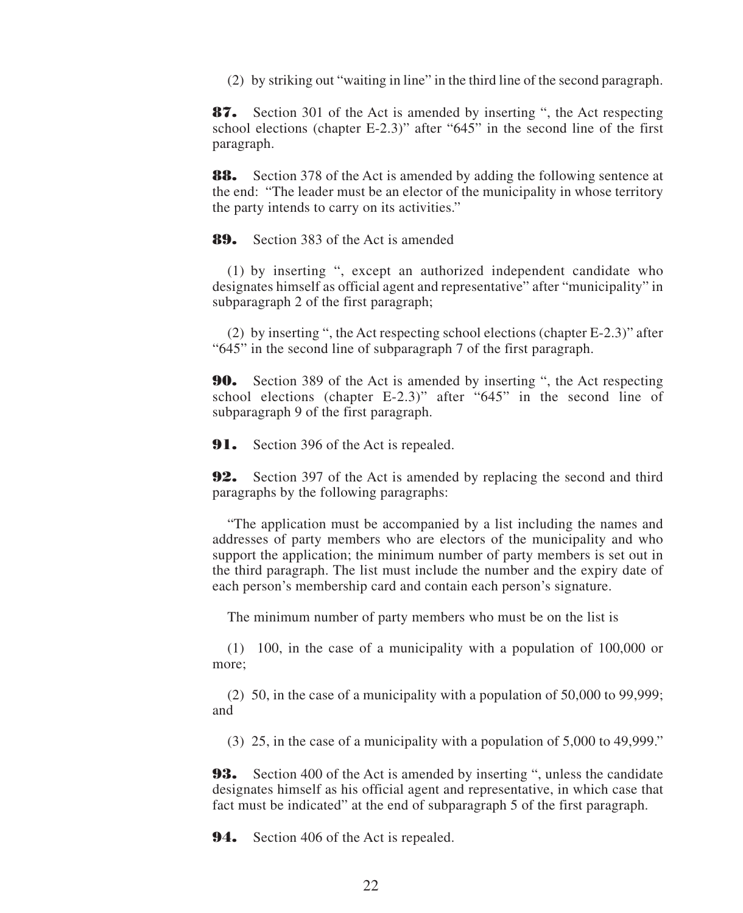(2) by striking out "waiting in line" in the third line of the second paragraph.

**87.** Section 301 of the Act is amended by inserting ", the Act respecting school elections (chapter E-2.3)" after "645" in the second line of the first paragraph.

**88.** Section 378 of the Act is amended by adding the following sentence at the end: "The leader must be an elector of the municipality in whose territory the party intends to carry on its activities."

**89.** Section 383 of the Act is amended

(1) by inserting ", except an authorized independent candidate who designates himself as official agent and representative" after "municipality" in subparagraph 2 of the first paragraph;

(2) by inserting ", the Act respecting school elections (chapter E-2.3)" after "645" in the second line of subparagraph 7 of the first paragraph.

**90.** Section 389 of the Act is amended by inserting ", the Act respecting school elections (chapter E-2.3)" after "645" in the second line of subparagraph 9 of the first paragraph.

**91.** Section 396 of the Act is repealed.

**92.** Section 397 of the Act is amended by replacing the second and third paragraphs by the following paragraphs:

"The application must be accompanied by a list including the names and addresses of party members who are electors of the municipality and who support the application; the minimum number of party members is set out in the third paragraph. The list must include the number and the expiry date of each person's membership card and contain each person's signature.

The minimum number of party members who must be on the list is

(1) 100, in the case of a municipality with a population of 100,000 or more;

(2) 50, in the case of a municipality with a population of 50,000 to 99,999; and

(3) 25, in the case of a municipality with a population of 5,000 to 49,999."

**93.** Section 400 of the Act is amended by inserting ", unless the candidate designates himself as his official agent and representative, in which case that fact must be indicated" at the end of subparagraph 5 of the first paragraph.

**94.** Section 406 of the Act is repealed.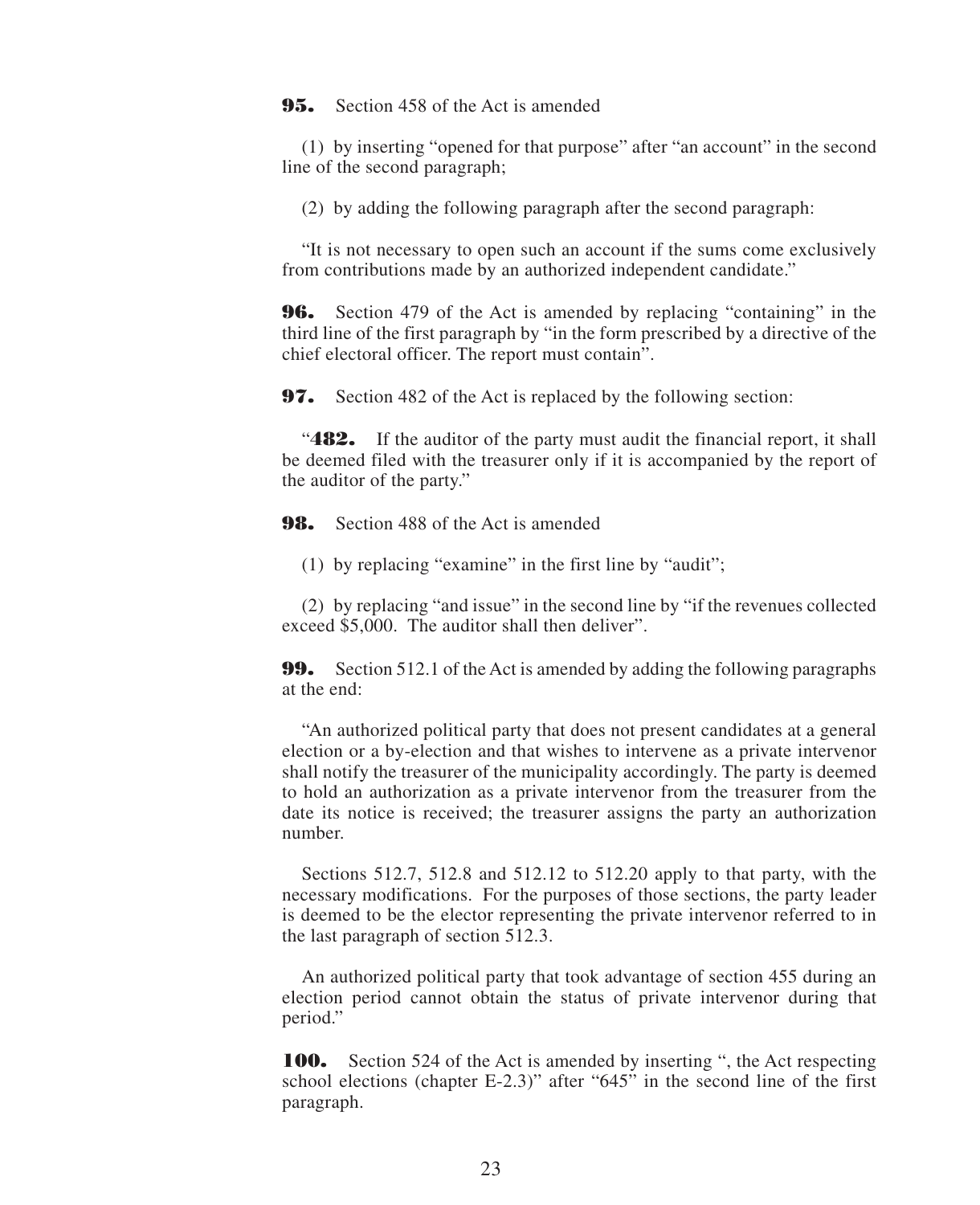**95.** Section 458 of the Act is amended

(1) by inserting "opened for that purpose" after "an account" in the second line of the second paragraph;

(2) by adding the following paragraph after the second paragraph:

"It is not necessary to open such an account if the sums come exclusively from contributions made by an authorized independent candidate."

**96.** Section 479 of the Act is amended by replacing "containing" in the third line of the first paragraph by "in the form prescribed by a directive of the chief electoral officer. The report must contain".

**97.** Section 482 of the Act is replaced by the following section:

"**482.** If the auditor of the party must audit the financial report, it shall be deemed filed with the treasurer only if it is accompanied by the report of the auditor of the party."

**98.** Section 488 of the Act is amended

(1) by replacing "examine" in the first line by "audit";

(2) by replacing "and issue" in the second line by "if the revenues collected exceed $5,000. The auditor shall then deliver".

**99.** Section 512.1 of the Act is amended by adding the following paragraphs at the end:

"An authorized political party that does not present candidates at a general election or a by-election and that wishes to intervene as a private intervenor shall notify the treasurer of the municipality accordingly. The party is deemed to hold an authorization as a private intervenor from the treasurer from the date its notice is received; the treasurer assigns the party an authorization number.

Sections 512.7, 512.8 and 512.12 to 512.20 apply to that party, with the necessary modifications. For the purposes of those sections, the party leader is deemed to be the elector representing the private intervenor referred to in the last paragraph of section 512.3.

An authorized political party that took advantage of section 455 during an election period cannot obtain the status of private intervenor during that period."

**100.** Section 524 of the Act is amended by inserting ", the Act respecting school elections (chapter E-2.3)" after "645" in the second line of the first paragraph.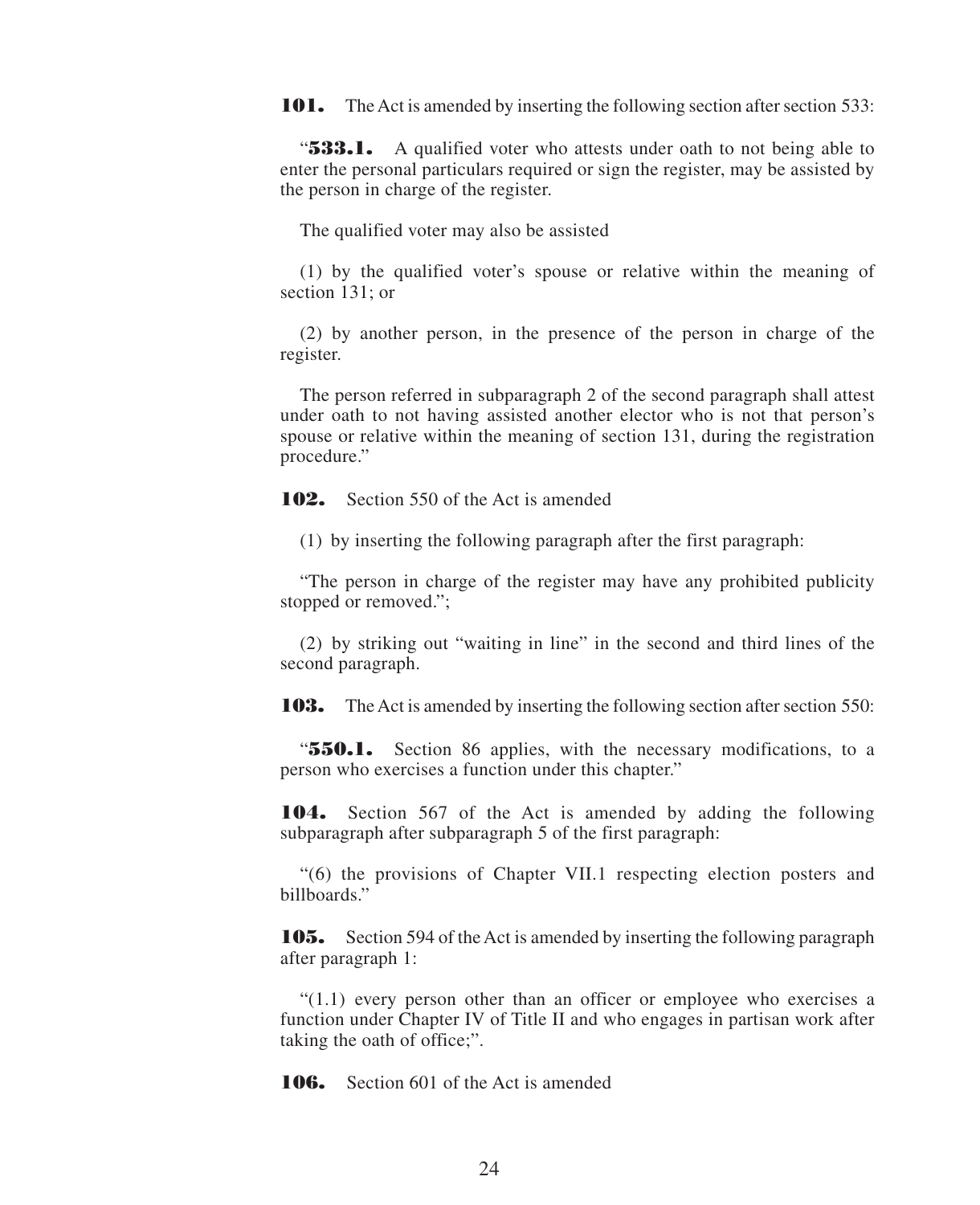**101.** The Act is amended by inserting the following section after section 533:

"**533.1.** A qualified voter who attests under oath to not being able to enter the personal particulars required or sign the register, may be assisted by the person in charge of the register.

The qualified voter may also be assisted

(1) by the qualified voter's spouse or relative within the meaning of section 131; or

(2) by another person, in the presence of the person in charge of the register.

The person referred in subparagraph 2 of the second paragraph shall attest under oath to not having assisted another elector who is not that person's spouse or relative within the meaning of section 131, during the registration procedure."

**102.** Section 550 of the Act is amended

(1) by inserting the following paragraph after the first paragraph:

"The person in charge of the register may have any prohibited publicity stopped or removed.";

(2) by striking out "waiting in line" in the second and third lines of the second paragraph.

**103.** The Act is amended by inserting the following section after section 550:

"**550.1.** Section 86 applies, with the necessary modifications, to a person who exercises a function under this chapter."

**104.** Section 567 of the Act is amended by adding the following subparagraph after subparagraph 5 of the first paragraph:

"(6) the provisions of Chapter VII.1 respecting election posters and billboards."

**105.** Section 594 of the Act is amended by inserting the following paragraph after paragraph 1:

"(1.1) every person other than an officer or employee who exercises a function under Chapter IV of Title II and who engages in partisan work after taking the oath of office;".

**106.** Section 601 of the Act is amended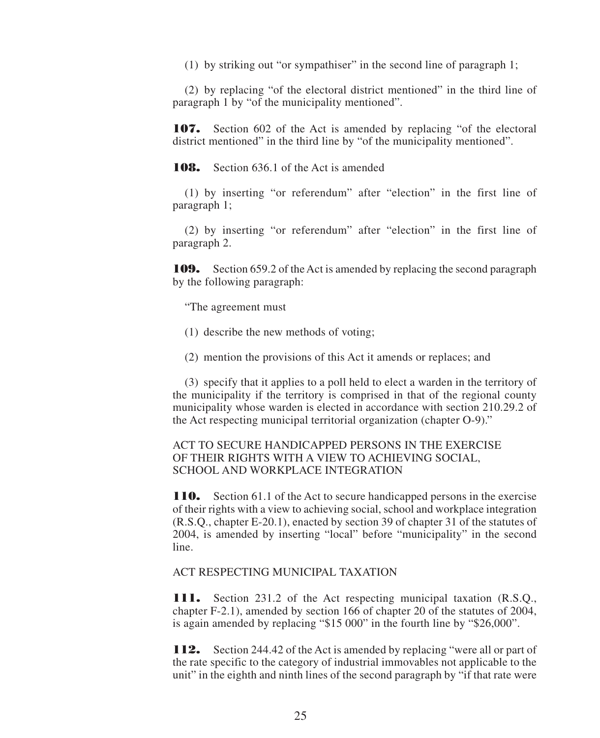(1) by striking out "or sympathiser" in the second line of paragraph 1;

(2) by replacing "of the electoral district mentioned" in the third line of paragraph 1 by "of the municipality mentioned".

**107.** Section 602 of the Act is amended by replacing "of the electoral district mentioned" in the third line by "of the municipality mentioned".

**108.** Section 636.1 of the Act is amended

(1) by inserting "or referendum" after "election" in the first line of paragraph 1;

(2) by inserting "or referendum" after "election" in the first line of paragraph 2.

**109.** Section 659.2 of the Act is amended by replacing the second paragraph by the following paragraph:

"The agreement must

(1) describe the new methods of voting;

(2) mention the provisions of this Act it amends or replaces; and

(3) specify that it applies to a poll held to elect a warden in the territory of the municipality if the territory is comprised in that of the regional county municipality whose warden is elected in accordance with section 210.29.2 of the Act respecting municipal territorial organization (chapter O-9)."

ACT TO SECURE HANDICAPPED PERSONS IN THE EXERCISE OF THEIR RIGHTS WITH A VIEW TO ACHIEVING SOCIAL, SCHOOL AND WORKPLACE INTEGRATION

**110.** Section 61.1 of the Act to secure handicapped persons in the exercise of their rights with a view to achieving social, school and workplace integration (R.S.Q., chapter E-20.1), enacted by section 39 of chapter 31 of the statutes of 2004, is amended by inserting "local" before "municipality" in the second line.

ACT RESPECTING MUNICIPAL TAXATION

**111.** Section 231.2 of the Act respecting municipal taxation (R.S.Q., chapter F-2.1), amended by section 166 of chapter 20 of the statutes of 2004, is again amended by replacing "$15 000" in the fourth line by "$26,000".

**112.** Section 244.42 of the Act is amended by replacing "were all or part of the rate specific to the category of industrial immovables not applicable to the unit" in the eighth and ninth lines of the second paragraph by "if that rate were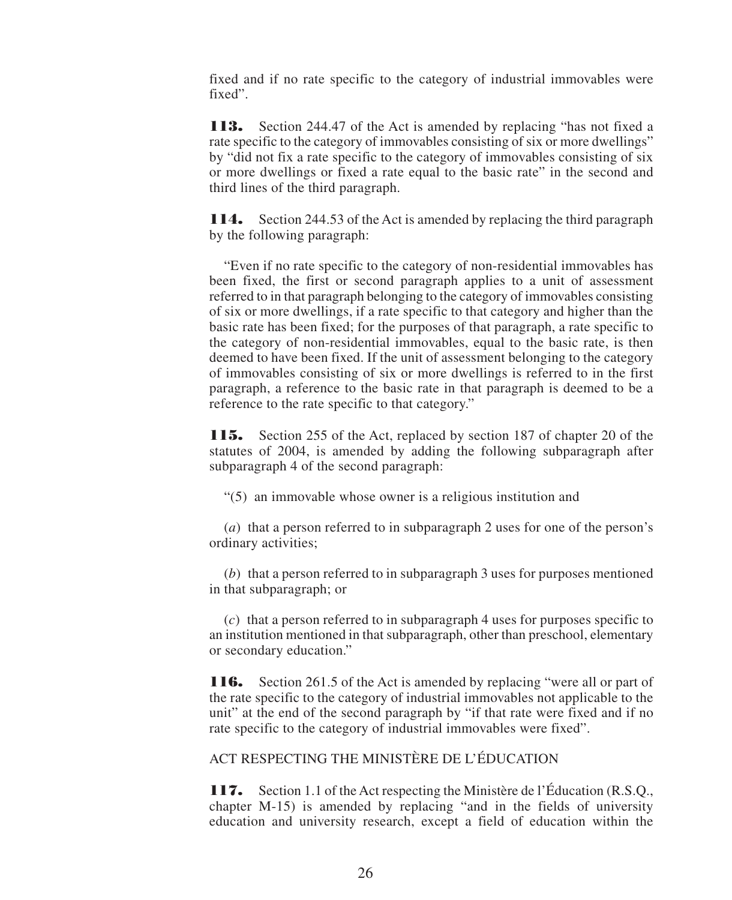fixed and if no rate specific to the category of industrial immovables were fixed".

**113.** Section 244.47 of the Act is amended by replacing "has not fixed a rate specific to the category of immovables consisting of six or more dwellings" by "did not fix a rate specific to the category of immovables consisting of six or more dwellings or fixed a rate equal to the basic rate" in the second and third lines of the third paragraph.

**114.** Section 244.53 of the Act is amended by replacing the third paragraph by the following paragraph:

"Even if no rate specific to the category of non-residential immovables has been fixed, the first or second paragraph applies to a unit of assessment referred to in that paragraph belonging to the category of immovables consisting of six or more dwellings, if a rate specific to that category and higher than the basic rate has been fixed; for the purposes of that paragraph, a rate specific to the category of non-residential immovables, equal to the basic rate, is then deemed to have been fixed. If the unit of assessment belonging to the category of immovables consisting of six or more dwellings is referred to in the first paragraph, a reference to the basic rate in that paragraph is deemed to be a reference to the rate specific to that category."

**115.** Section 255 of the Act, replaced by section 187 of chapter 20 of the statutes of 2004, is amended by adding the following subparagraph after subparagraph 4 of the second paragraph:

"(5) an immovable whose owner is a religious institution and

(*a*) that a person referred to in subparagraph 2 uses for one of the person's ordinary activities;

(*b*) that a person referred to in subparagraph 3 uses for purposes mentioned in that subparagraph; or

(*c*) that a person referred to in subparagraph 4 uses for purposes specific to an institution mentioned in that subparagraph, other than preschool, elementary or secondary education."

**116.** Section 261.5 of the Act is amended by replacing "were all or part of the rate specific to the category of industrial immovables not applicable to the unit" at the end of the second paragraph by "if that rate were fixed and if no rate specific to the category of industrial immovables were fixed".

ACT RESPECTING THE MINISTÈRE DE L'ÉDUCATION

**117.** Section 1.1 of the Act respecting the Ministère de l'Éducation (R.S.Q., chapter M-15) is amended by replacing "and in the fields of university education and university research, except a field of education within the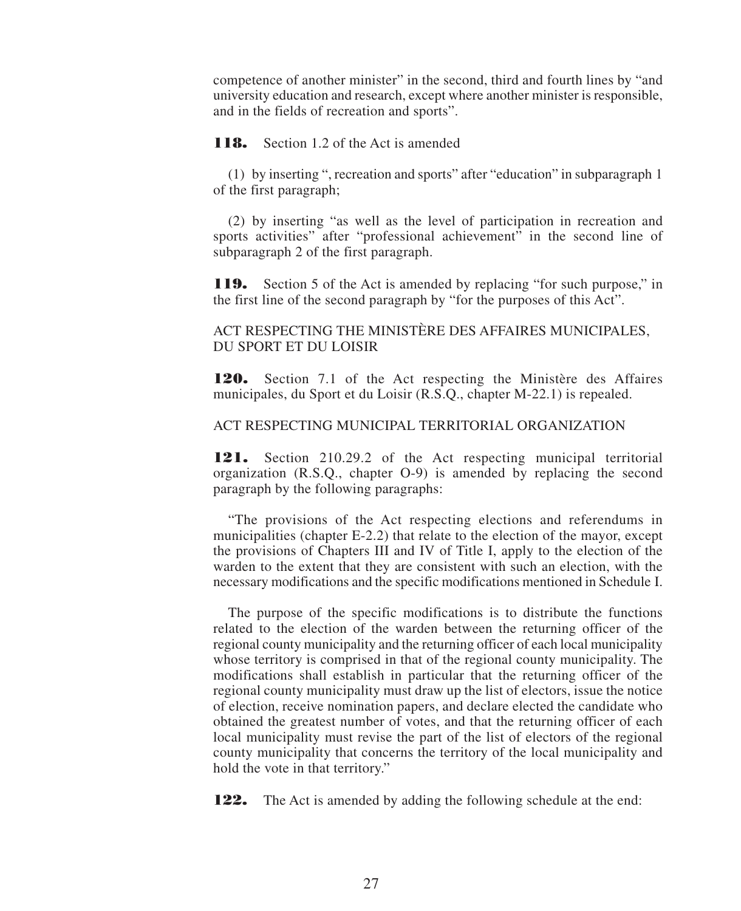competence of another minister" in the second, third and fourth lines by "and university education and research, except where another minister is responsible, and in the fields of recreation and sports".

**118.** Section 1.2 of the Act is amended

(1) by inserting ", recreation and sports" after "education" in subparagraph 1 of the first paragraph;

(2) by inserting "as well as the level of participation in recreation and sports activities" after "professional achievement" in the second line of subparagraph 2 of the first paragraph.

**119.** Section 5 of the Act is amended by replacing "for such purpose," in the first line of the second paragraph by "for the purposes of this Act".

ACT RESPECTING THE MINISTÈRE DES AFFAIRES MUNICIPALES, DU SPORT ET DU LOISIR

**120.** Section 7.1 of the Act respecting the Ministère des Affaires municipales, du Sport et du Loisir (R.S.Q., chapter M-22.1) is repealed.

ACT RESPECTING MUNICIPAL TERRITORIAL ORGANIZATION

**121.** Section 210.29.2 of the Act respecting municipal territorial organization (R.S.Q., chapter O-9) is amended by replacing the second paragraph by the following paragraphs:

"The provisions of the Act respecting elections and referendums in municipalities (chapter E-2.2) that relate to the election of the mayor, except the provisions of Chapters III and IV of Title I, apply to the election of the warden to the extent that they are consistent with such an election, with the necessary modifications and the specific modifications mentioned in Schedule I.

The purpose of the specific modifications is to distribute the functions related to the election of the warden between the returning officer of the regional county municipality and the returning officer of each local municipality whose territory is comprised in that of the regional county municipality. The modifications shall establish in particular that the returning officer of the regional county municipality must draw up the list of electors, issue the notice of election, receive nomination papers, and declare elected the candidate who obtained the greatest number of votes, and that the returning officer of each local municipality must revise the part of the list of electors of the regional county municipality that concerns the territory of the local municipality and hold the vote in that territory."

**122.** The Act is amended by adding the following schedule at the end: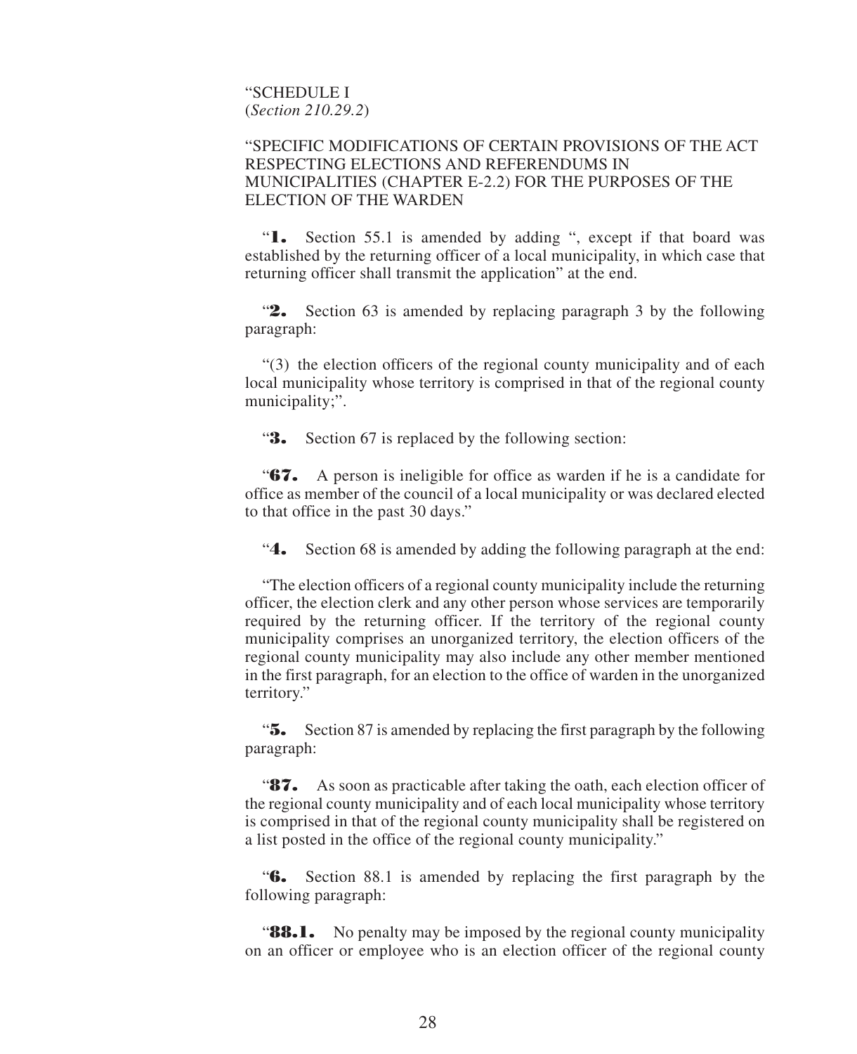"SCHEDULE I
(*Section 210.29.2*)

"SPECIFIC MODIFICATIONS OF CERTAIN PROVISIONS OF THE ACT RESPECTING ELECTIONS AND REFERENDUMS IN MUNICIPALITIES (CHAPTER E-2.2) FOR THE PURPOSES OF THE ELECTION OF THE WARDEN

"**1.** Section 55.1 is amended by adding ", except if that board was established by the returning officer of a local municipality, in which case that returning officer shall transmit the application" at the end.

"**2.** Section 63 is amended by replacing paragraph 3 by the following paragraph:

"(3) the election officers of the regional county municipality and of each local municipality whose territory is comprised in that of the regional county municipality;".

"**3.** Section 67 is replaced by the following section:

"**67.** A person is ineligible for office as warden if he is a candidate for office as member of the council of a local municipality or was declared elected to that office in the past 30 days."

"**4.** Section 68 is amended by adding the following paragraph at the end:

"The election officers of a regional county municipality include the returning officer, the election clerk and any other person whose services are temporarily required by the returning officer. If the territory of the regional county municipality comprises an unorganized territory, the election officers of the regional county municipality may also include any other member mentioned in the first paragraph, for an election to the office of warden in the unorganized territory."

"**5.** Section 87 is amended by replacing the first paragraph by the following paragraph:

"**87.** As soon as practicable after taking the oath, each election officer of the regional county municipality and of each local municipality whose territory is comprised in that of the regional county municipality shall be registered on a list posted in the office of the regional county municipality."

"**6.** Section 88.1 is amended by replacing the first paragraph by the following paragraph:

"**88.1.** No penalty may be imposed by the regional county municipality on an officer or employee who is an election officer of the regional county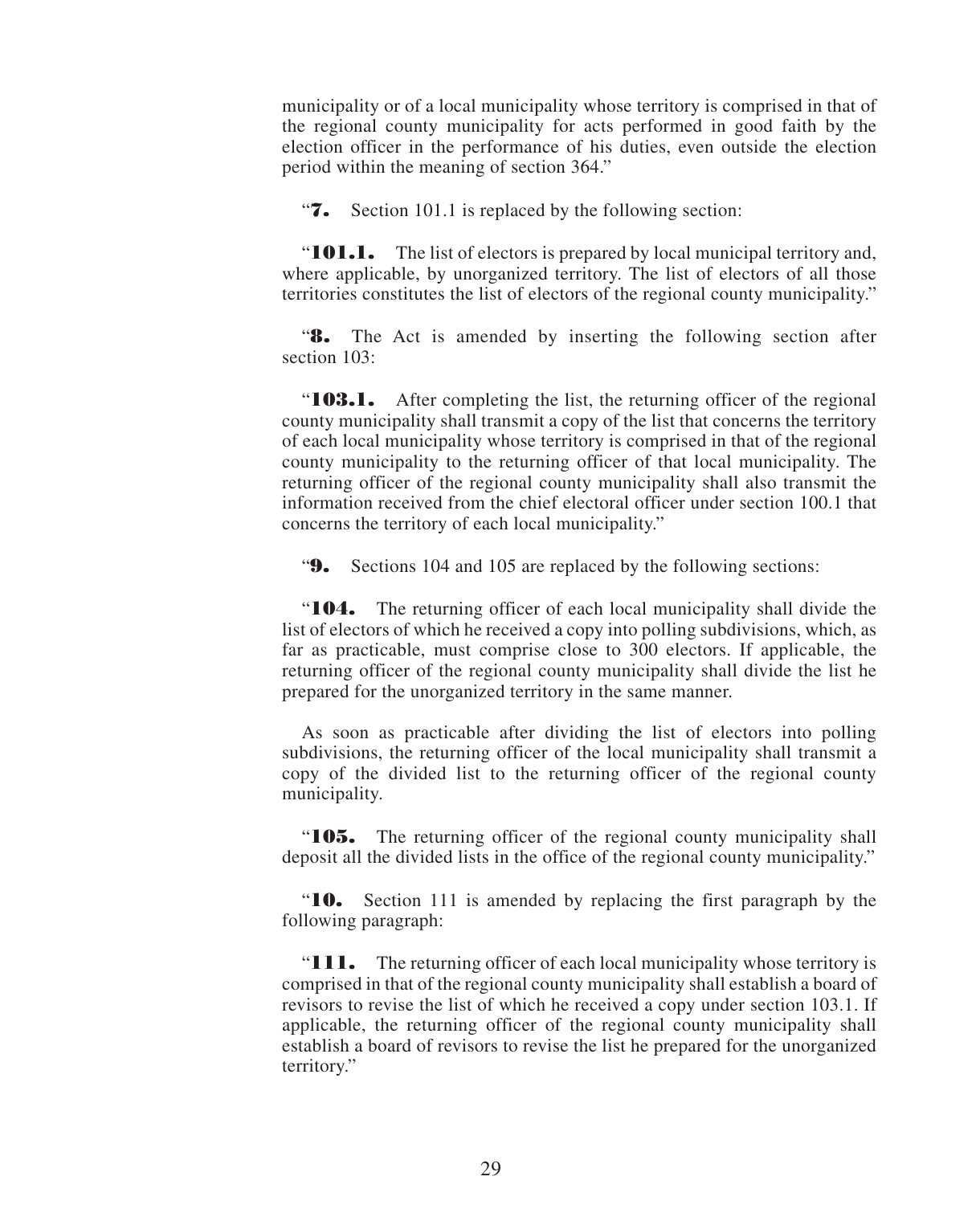municipality or of a local municipality whose territory is comprised in that of the regional county municipality for acts performed in good faith by the election officer in the performance of his duties, even outside the election period within the meaning of section 364."

"**7.** Section 101.1 is replaced by the following section:

"**101.1.** The list of electors is prepared by local municipal territory and, where applicable, by unorganized territory. The list of electors of all those territories constitutes the list of electors of the regional county municipality."

"**8.** The Act is amended by inserting the following section after section 103:

"**103.1.** After completing the list, the returning officer of the regional county municipality shall transmit a copy of the list that concerns the territory of each local municipality whose territory is comprised in that of the regional county municipality to the returning officer of that local municipality. The returning officer of the regional county municipality shall also transmit the information received from the chief electoral officer under section 100.1 that concerns the territory of each local municipality."

"**9.** Sections 104 and 105 are replaced by the following sections:

"**104.** The returning officer of each local municipality shall divide the list of electors of which he received a copy into polling subdivisions, which, as far as practicable, must comprise close to 300 electors. If applicable, the returning officer of the regional county municipality shall divide the list he prepared for the unorganized territory in the same manner.

As soon as practicable after dividing the list of electors into polling subdivisions, the returning officer of the local municipality shall transmit a copy of the divided list to the returning officer of the regional county municipality.

"**105.** The returning officer of the regional county municipality shall deposit all the divided lists in the office of the regional county municipality."

"**10.** Section 111 is amended by replacing the first paragraph by the following paragraph:

"**111.** The returning officer of each local municipality whose territory is comprised in that of the regional county municipality shall establish a board of revisors to revise the list of which he received a copy under section 103.1. If applicable, the returning officer of the regional county municipality shall establish a board of revisors to revise the list he prepared for the unorganized territory."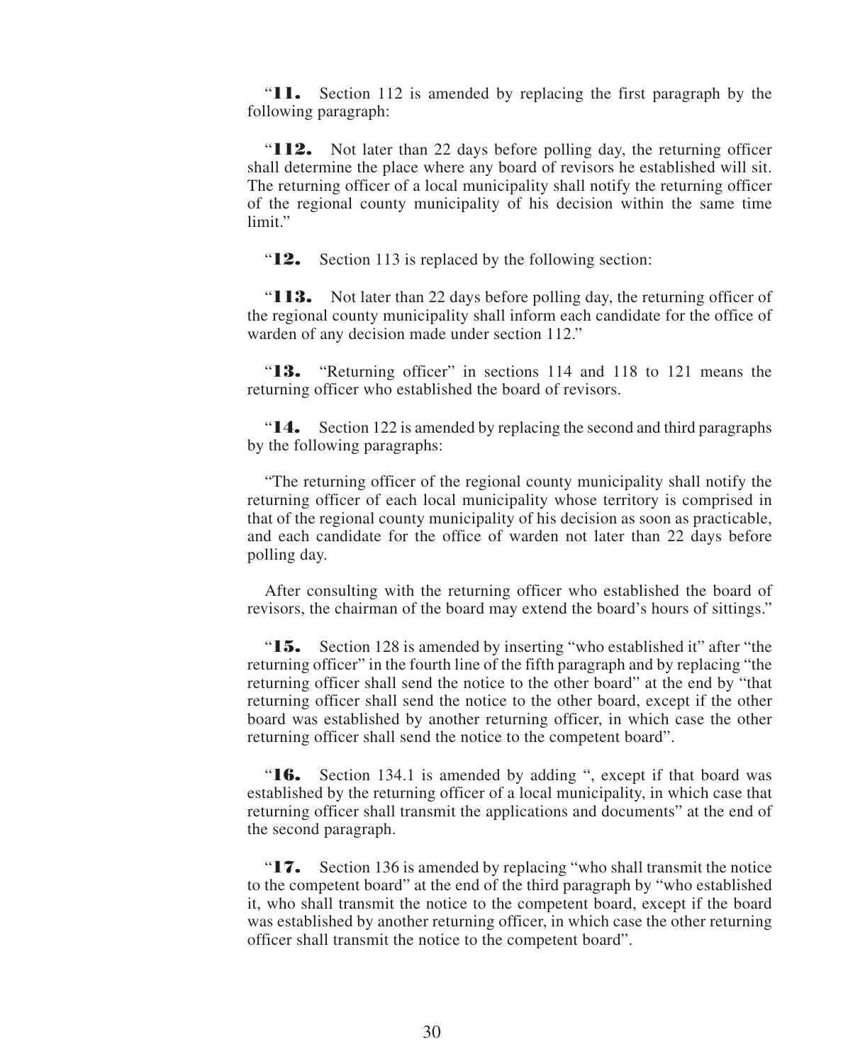"**11.** Section 112 is amended by replacing the first paragraph by the following paragraph:

"**112.** Not later than 22 days before polling day, the returning officer shall determine the place where any board of revisors he established will sit. The returning officer of a local municipality shall notify the returning officer of the regional county municipality of his decision within the same time limit."

"**12.** Section 113 is replaced by the following section:

"**113.** Not later than 22 days before polling day, the returning officer of the regional county municipality shall inform each candidate for the office of warden of any decision made under section 112."

"**13.** "Returning officer" in sections 114 and 118 to 121 means the returning officer who established the board of revisors.

"**14.** Section 122 is amended by replacing the second and third paragraphs by the following paragraphs:

"The returning officer of the regional county municipality shall notify the returning officer of each local municipality whose territory is comprised in that of the regional county municipality of his decision as soon as practicable, and each candidate for the office of warden not later than 22 days before polling day.

After consulting with the returning officer who established the board of revisors, the chairman of the board may extend the board's hours of sittings."

"**15.** Section 128 is amended by inserting "who established it" after "the returning officer" in the fourth line of the fifth paragraph and by replacing "the returning officer shall send the notice to the other board" at the end by "that returning officer shall send the notice to the other board, except if the other board was established by another returning officer, in which case the other returning officer shall send the notice to the competent board".

"**16.** Section 134.1 is amended by adding ", except if that board was established by the returning officer of a local municipality, in which case that returning officer shall transmit the applications and documents" at the end of the second paragraph.

"**17.** Section 136 is amended by replacing "who shall transmit the notice to the competent board" at the end of the third paragraph by "who established it, who shall transmit the notice to the competent board, except if the board was established by another returning officer, in which case the other returning officer shall transmit the notice to the competent board".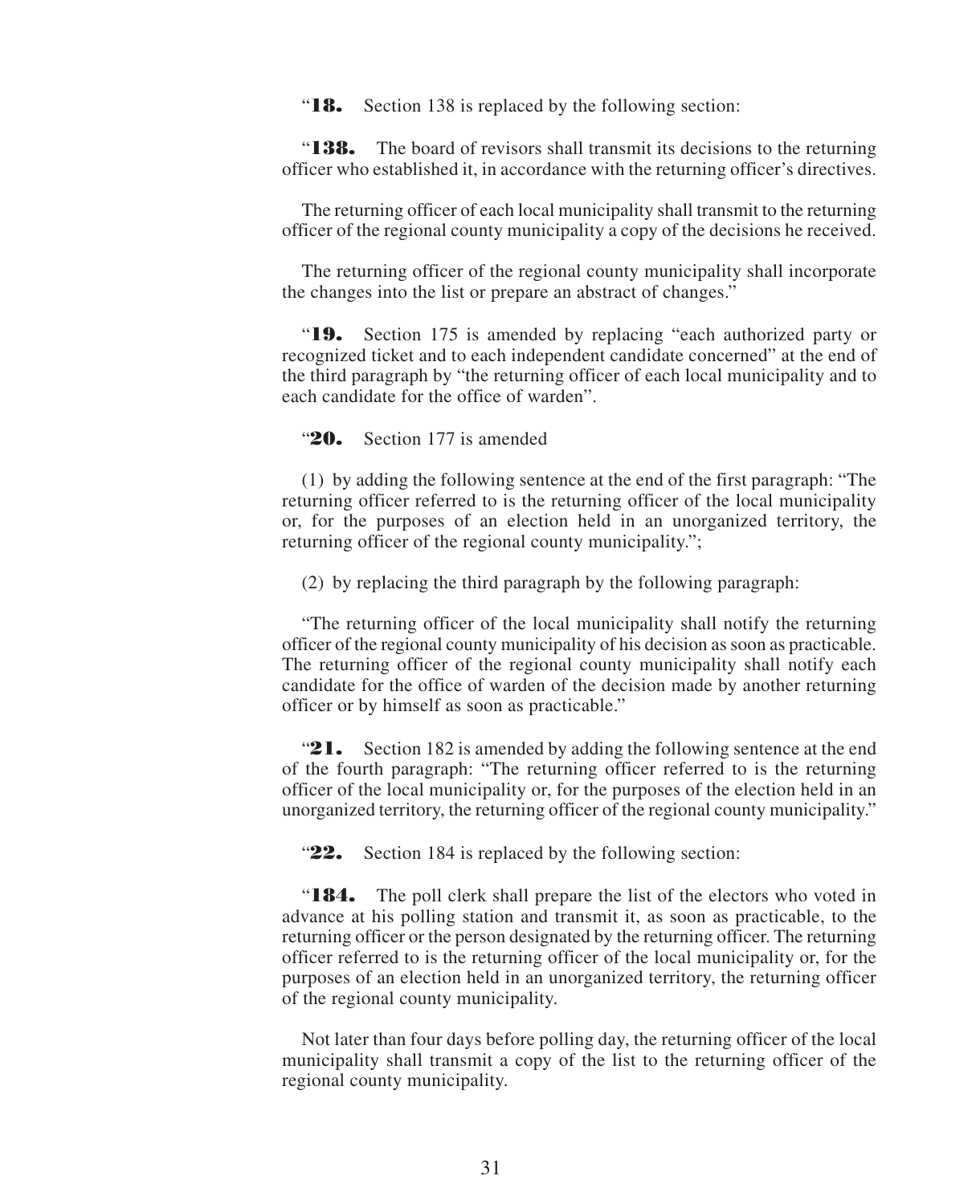"**18.** Section 138 is replaced by the following section:

"**138.** The board of revisors shall transmit its decisions to the returning officer who established it, in accordance with the returning officer's directives.

The returning officer of each local municipality shall transmit to the returning officer of the regional county municipality a copy of the decisions he received.

The returning officer of the regional county municipality shall incorporate the changes into the list or prepare an abstract of changes."

"**19.** Section 175 is amended by replacing "each authorized party or recognized ticket and to each independent candidate concerned" at the end of the third paragraph by "the returning officer of each local municipality and to each candidate for the office of warden".

"**20.** Section 177 is amended

(1) by adding the following sentence at the end of the first paragraph: "The returning officer referred to is the returning officer of the local municipality or, for the purposes of an election held in an unorganized territory, the returning officer of the regional county municipality.";

(2) by replacing the third paragraph by the following paragraph:

"The returning officer of the local municipality shall notify the returning officer of the regional county municipality of his decision as soon as practicable. The returning officer of the regional county municipality shall notify each candidate for the office of warden of the decision made by another returning officer or by himself as soon as practicable."

"**21.** Section 182 is amended by adding the following sentence at the end of the fourth paragraph: "The returning officer referred to is the returning officer of the local municipality or, for the purposes of the election held in an unorganized territory, the returning officer of the regional county municipality."

"**22.** Section 184 is replaced by the following section:

"**184.** The poll clerk shall prepare the list of the electors who voted in advance at his polling station and transmit it, as soon as practicable, to the returning officer or the person designated by the returning officer. The returning officer referred to is the returning officer of the local municipality or, for the purposes of an election held in an unorganized territory, the returning officer of the regional county municipality.

Not later than four days before polling day, the returning officer of the local municipality shall transmit a copy of the list to the returning officer of the regional county municipality.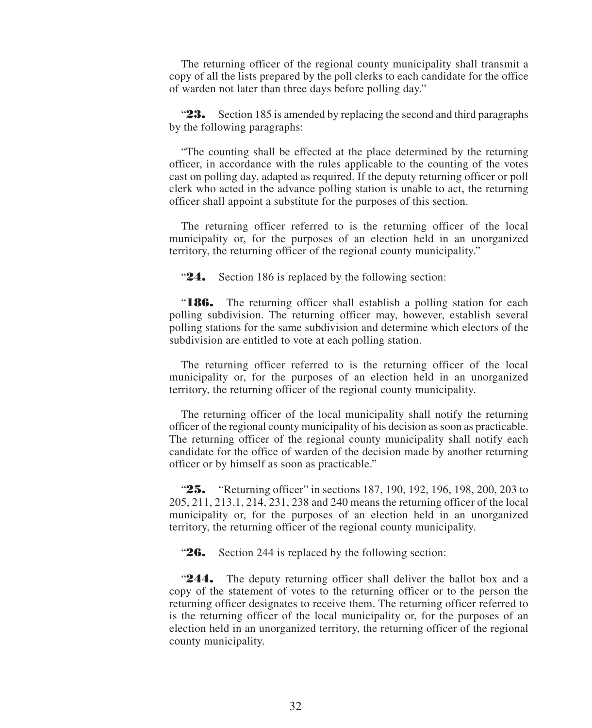The returning officer of the regional county municipality shall transmit a copy of all the lists prepared by the poll clerks to each candidate for the office of warden not later than three days before polling day."

"**23.** Section 185 is amended by replacing the second and third paragraphs by the following paragraphs:

"The counting shall be effected at the place determined by the returning officer, in accordance with the rules applicable to the counting of the votes cast on polling day, adapted as required. If the deputy returning officer or poll clerk who acted in the advance polling station is unable to act, the returning officer shall appoint a substitute for the purposes of this section.

The returning officer referred to is the returning officer of the local municipality or, for the purposes of an election held in an unorganized territory, the returning officer of the regional county municipality."

"**24.** Section 186 is replaced by the following section:

"**186.** The returning officer shall establish a polling station for each polling subdivision. The returning officer may, however, establish several polling stations for the same subdivision and determine which electors of the subdivision are entitled to vote at each polling station.

The returning officer referred to is the returning officer of the local municipality or, for the purposes of an election held in an unorganized territory, the returning officer of the regional county municipality.

The returning officer of the local municipality shall notify the returning officer of the regional county municipality of his decision as soon as practicable. The returning officer of the regional county municipality shall notify each candidate for the office of warden of the decision made by another returning officer or by himself as soon as practicable."

"**25.** "Returning officer" in sections 187, 190, 192, 196, 198, 200, 203 to 205, 211, 213.1, 214, 231, 238 and 240 means the returning officer of the local municipality or, for the purposes of an election held in an unorganized territory, the returning officer of the regional county municipality.

"**26.** Section 244 is replaced by the following section:

"**244.** The deputy returning officer shall deliver the ballot box and a copy of the statement of votes to the returning officer or to the person the returning officer designates to receive them. The returning officer referred to is the returning officer of the local municipality or, for the purposes of an election held in an unorganized territory, the returning officer of the regional county municipality.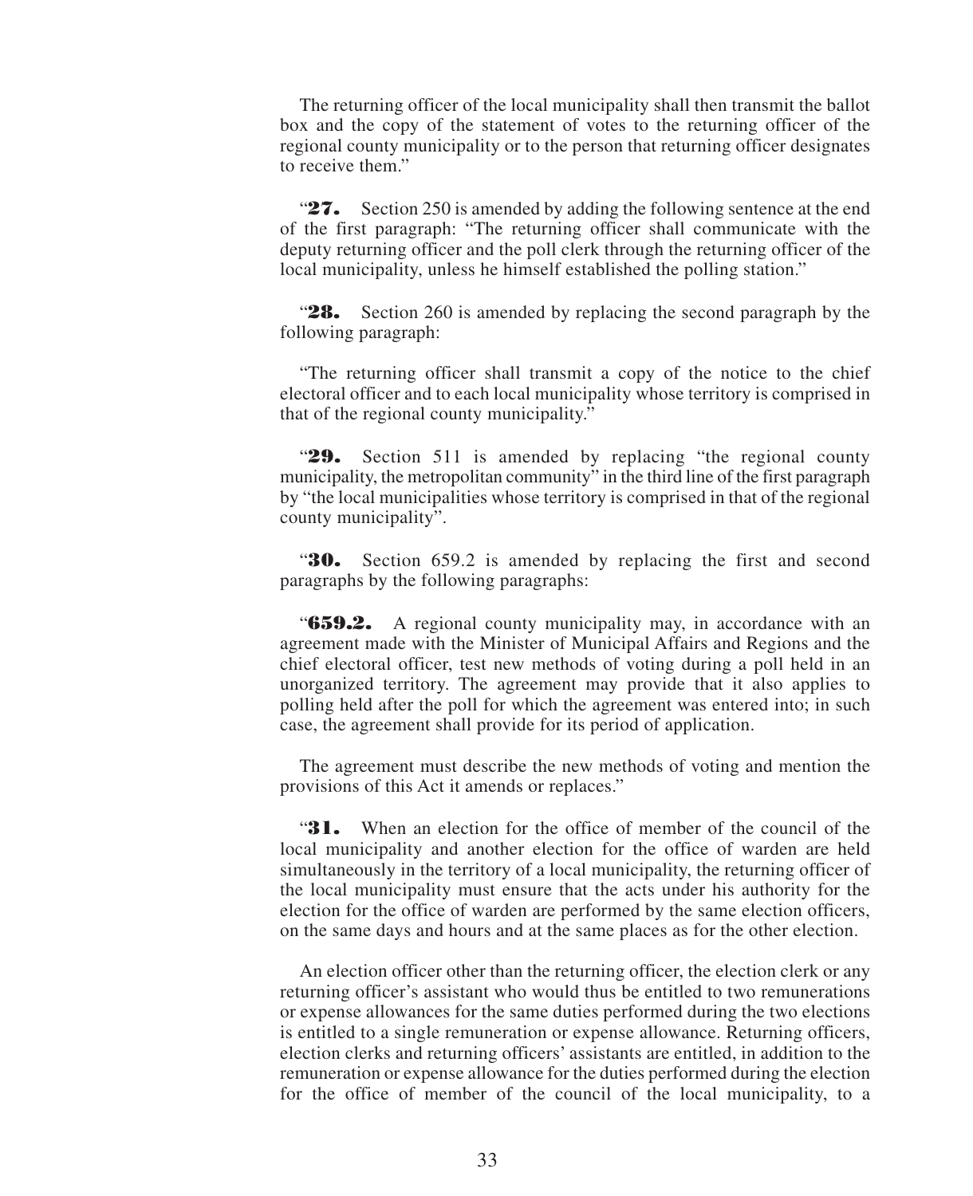The returning officer of the local municipality shall then transmit the ballot box and the copy of the statement of votes to the returning officer of the regional county municipality or to the person that returning officer designates to receive them."

"**27.** Section 250 is amended by adding the following sentence at the end of the first paragraph: "The returning officer shall communicate with the deputy returning officer and the poll clerk through the returning officer of the local municipality, unless he himself established the polling station."

"**28.** Section 260 is amended by replacing the second paragraph by the following paragraph:

"The returning officer shall transmit a copy of the notice to the chief electoral officer and to each local municipality whose territory is comprised in that of the regional county municipality."

"**29.** Section 511 is amended by replacing "the regional county municipality, the metropolitan community" in the third line of the first paragraph by "the local municipalities whose territory is comprised in that of the regional county municipality".

"**30.** Section 659.2 is amended by replacing the first and second paragraphs by the following paragraphs:

"**659.2.** A regional county municipality may, in accordance with an agreement made with the Minister of Municipal Affairs and Regions and the chief electoral officer, test new methods of voting during a poll held in an unorganized territory. The agreement may provide that it also applies to polling held after the poll for which the agreement was entered into; in such case, the agreement shall provide for its period of application.

The agreement must describe the new methods of voting and mention the provisions of this Act it amends or replaces."

"**31.** When an election for the office of member of the council of the local municipality and another election for the office of warden are held simultaneously in the territory of a local municipality, the returning officer of the local municipality must ensure that the acts under his authority for the election for the office of warden are performed by the same election officers, on the same days and hours and at the same places as for the other election.

An election officer other than the returning officer, the election clerk or any returning officer's assistant who would thus be entitled to two remunerations or expense allowances for the same duties performed during the two elections is entitled to a single remuneration or expense allowance. Returning officers, election clerks and returning officers' assistants are entitled, in addition to the remuneration or expense allowance for the duties performed during the election for the office of member of the council of the local municipality, to a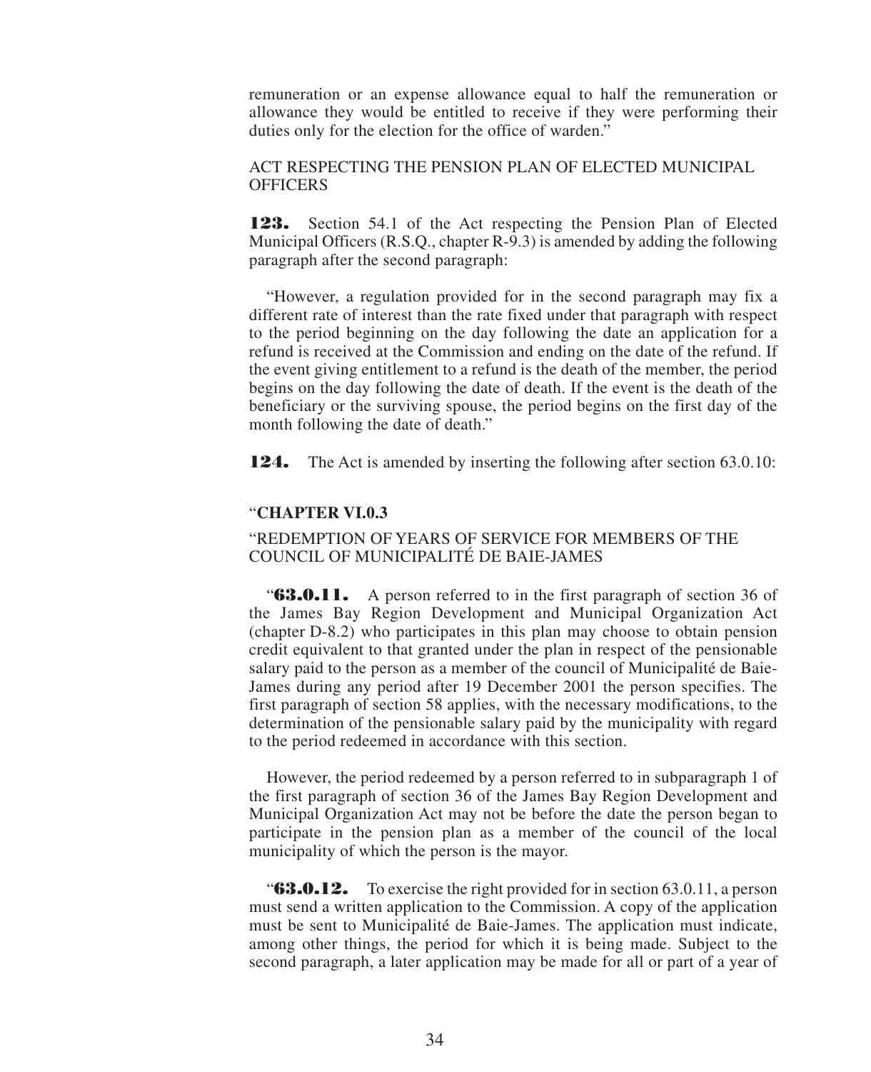remuneration or an expense allowance equal to half the remuneration or allowance they would be entitled to receive if they were performing their duties only for the election for the office of warden."

ACT RESPECTING THE PENSION PLAN OF ELECTED MUNICIPAL OFFICERS

**123.** Section 54.1 of the Act respecting the Pension Plan of Elected Municipal Officers (R.S.Q., chapter R-9.3) is amended by adding the following paragraph after the second paragraph:

"However, a regulation provided for in the second paragraph may fix a different rate of interest than the rate fixed under that paragraph with respect to the period beginning on the day following the date an application for a refund is received at the Commission and ending on the date of the refund. If the event giving entitlement to a refund is the death of the member, the period begins on the day following the date of death. If the event is the death of the beneficiary or the surviving spouse, the period begins on the first day of the month following the date of death."

**124.** The Act is amended by inserting the following after section 63.0.10:

"**CHAPTER VI.0.3**

"REDEMPTION OF YEARS OF SERVICE FOR MEMBERS OF THE COUNCIL OF MUNICIPALITÉ DE BAIE-JAMES

"**63.0.11.** A person referred to in the first paragraph of section 36 of the James Bay Region Development and Municipal Organization Act (chapter D-8.2) who participates in this plan may choose to obtain pension credit equivalent to that granted under the plan in respect of the pensionable salary paid to the person as a member of the council of Municipalité de Baie-James during any period after 19 December 2001 the person specifies. The first paragraph of section 58 applies, with the necessary modifications, to the determination of the pensionable salary paid by the municipality with regard to the period redeemed in accordance with this section.

However, the period redeemed by a person referred to in subparagraph 1 of the first paragraph of section 36 of the James Bay Region Development and Municipal Organization Act may not be before the date the person began to participate in the pension plan as a member of the council of the local municipality of which the person is the mayor.

"**63.0.12.** To exercise the right provided for in section 63.0.11, a person must send a written application to the Commission. A copy of the application must be sent to Municipalité de Baie-James. The application must indicate, among other things, the period for which it is being made. Subject to the second paragraph, a later application may be made for all or part of a year of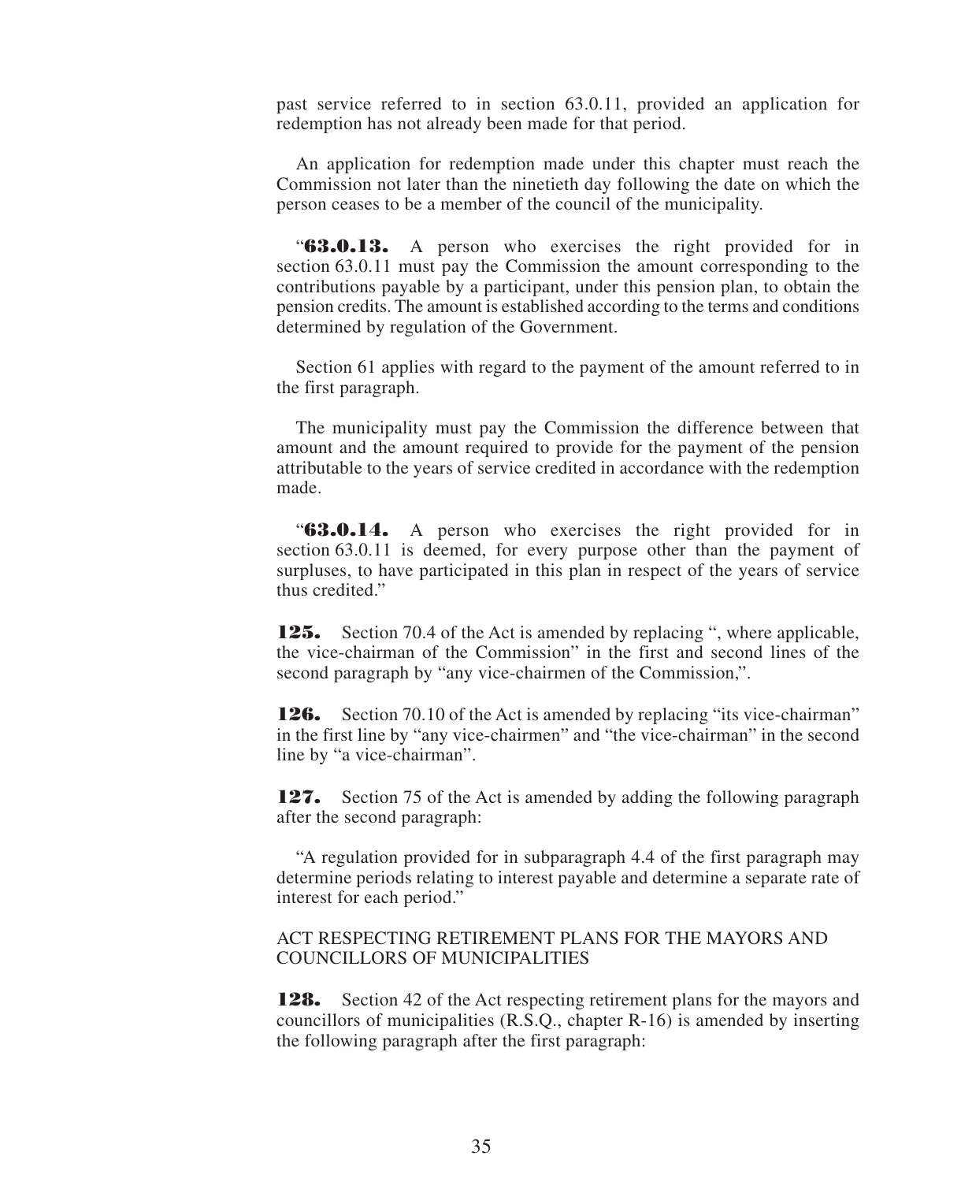past service referred to in section 63.0.11, provided an application for redemption has not already been made for that period.

An application for redemption made under this chapter must reach the Commission not later than the ninetieth day following the date on which the person ceases to be a member of the council of the municipality.

“**63.0.13.** A person who exercises the right provided for in section 63.0.11 must pay the Commission the amount corresponding to the contributions payable by a participant, under this pension plan, to obtain the pension credits. The amount is established according to the terms and conditions determined by regulation of the Government.

Section 61 applies with regard to the payment of the amount referred to in the first paragraph.

The municipality must pay the Commission the difference between that amount and the amount required to provide for the payment of the pension attributable to the years of service credited in accordance with the redemption made.

“**63.0.14.** A person who exercises the right provided for in section 63.0.11 is deemed, for every purpose other than the payment of surpluses, to have participated in this plan in respect of the years of service thus credited.”

**125.** Section 70.4 of the Act is amended by replacing “, where applicable, the vice-chairman of the Commission” in the first and second lines of the second paragraph by “any vice-chairmen of the Commission,”.

**126.** Section 70.10 of the Act is amended by replacing “its vice-chairman” in the first line by “any vice-chairmen” and “the vice-chairman” in the second line by “a vice-chairman”.

**127.** Section 75 of the Act is amended by adding the following paragraph after the second paragraph:

“A regulation provided for in subparagraph 4.4 of the first paragraph may determine periods relating to interest payable and determine a separate rate of interest for each period.”

ACT RESPECTING RETIREMENT PLANS FOR THE MAYORS AND COUNCILLORS OF MUNICIPALITIES

**128.** Section 42 of the Act respecting retirement plans for the mayors and councillors of municipalities (R.S.Q., chapter R-16) is amended by inserting the following paragraph after the first paragraph: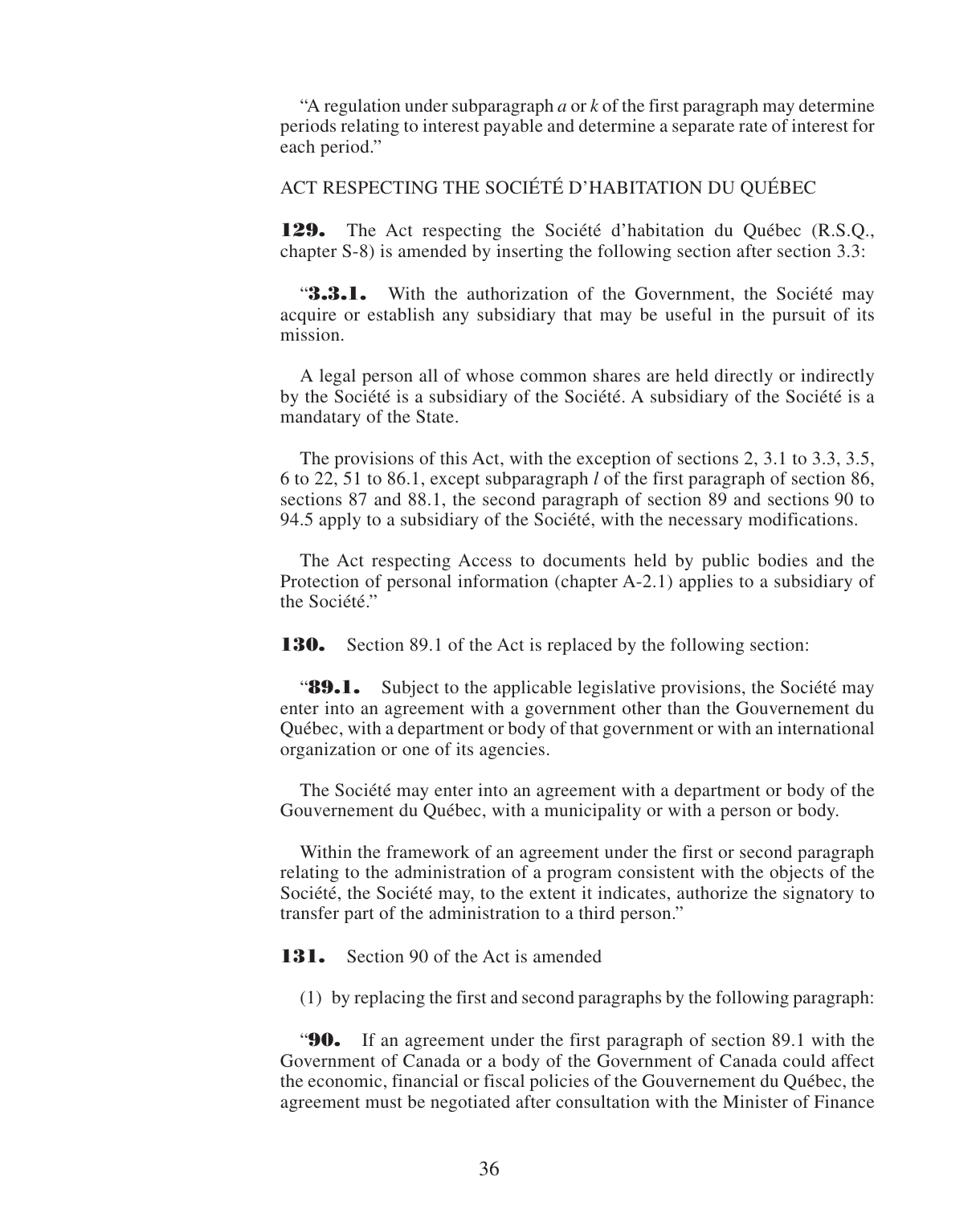"A regulation under subparagraph *a* or *k* of the first paragraph may determine periods relating to interest payable and determine a separate rate of interest for each period."

ACT RESPECTING THE SOCIÉTÉ D'HABITATION DU QUÉBEC

**129.** The Act respecting the Société d'habitation du Québec (R.S.Q., chapter S-8) is amended by inserting the following section after section 3.3:

"**3.3.1.** With the authorization of the Government, the Société may acquire or establish any subsidiary that may be useful in the pursuit of its mission.

A legal person all of whose common shares are held directly or indirectly by the Société is a subsidiary of the Société. A subsidiary of the Société is a mandatary of the State.

The provisions of this Act, with the exception of sections 2, 3.1 to 3.3, 3.5, 6 to 22, 51 to 86.1, except subparagraph *l* of the first paragraph of section 86, sections 87 and 88.1, the second paragraph of section 89 and sections 90 to 94.5 apply to a subsidiary of the Société, with the necessary modifications.

The Act respecting Access to documents held by public bodies and the Protection of personal information (chapter A-2.1) applies to a subsidiary of the Société."

**130.** Section 89.1 of the Act is replaced by the following section:

"**89.1.** Subject to the applicable legislative provisions, the Société may enter into an agreement with a government other than the Gouvernement du Québec, with a department or body of that government or with an international organization or one of its agencies.

The Société may enter into an agreement with a department or body of the Gouvernement du Québec, with a municipality or with a person or body.

Within the framework of an agreement under the first or second paragraph relating to the administration of a program consistent with the objects of the Société, the Société may, to the extent it indicates, authorize the signatory to transfer part of the administration to a third person."

**131.** Section 90 of the Act is amended

(1) by replacing the first and second paragraphs by the following paragraph:

"**90.** If an agreement under the first paragraph of section 89.1 with the Government of Canada or a body of the Government of Canada could affect the economic, financial or fiscal policies of the Gouvernement du Québec, the agreement must be negotiated after consultation with the Minister of Finance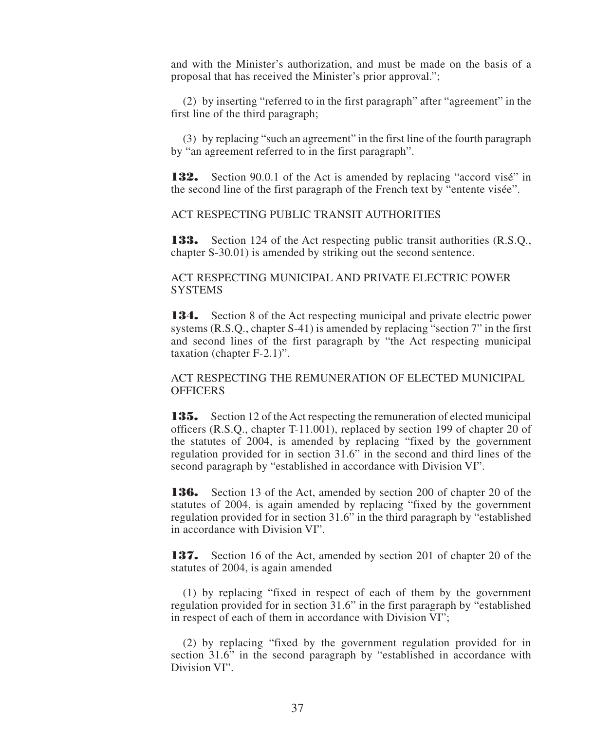and with the Minister's authorization, and must be made on the basis of a proposal that has received the Minister's prior approval.";

(2) by inserting "referred to in the first paragraph" after "agreement" in the first line of the third paragraph;

(3) by replacing "such an agreement" in the first line of the fourth paragraph by "an agreement referred to in the first paragraph".

**132.** Section 90.0.1 of the Act is amended by replacing "accord visé" in the second line of the first paragraph of the French text by "entente visée".

ACT RESPECTING PUBLIC TRANSIT AUTHORITIES

**133.** Section 124 of the Act respecting public transit authorities (R.S.Q., chapter S-30.01) is amended by striking out the second sentence.

ACT RESPECTING MUNICIPAL AND PRIVATE ELECTRIC POWER SYSTEMS

**134.** Section 8 of the Act respecting municipal and private electric power systems (R.S.Q., chapter S-41) is amended by replacing "section 7" in the first and second lines of the first paragraph by "the Act respecting municipal taxation (chapter F-2.1)".

ACT RESPECTING THE REMUNERATION OF ELECTED MUNICIPAL OFFICERS

**135.** Section 12 of the Act respecting the remuneration of elected municipal officers (R.S.Q., chapter T-11.001), replaced by section 199 of chapter 20 of the statutes of 2004, is amended by replacing "fixed by the government regulation provided for in section 31.6" in the second and third lines of the second paragraph by "established in accordance with Division VI".

**136.** Section 13 of the Act, amended by section 200 of chapter 20 of the statutes of 2004, is again amended by replacing "fixed by the government regulation provided for in section 31.6" in the third paragraph by "established in accordance with Division VI".

**137.** Section 16 of the Act, amended by section 201 of chapter 20 of the statutes of 2004, is again amended

(1) by replacing "fixed in respect of each of them by the government regulation provided for in section 31.6" in the first paragraph by "established in respect of each of them in accordance with Division VI";

(2) by replacing "fixed by the government regulation provided for in section 31.6" in the second paragraph by "established in accordance with Division VI".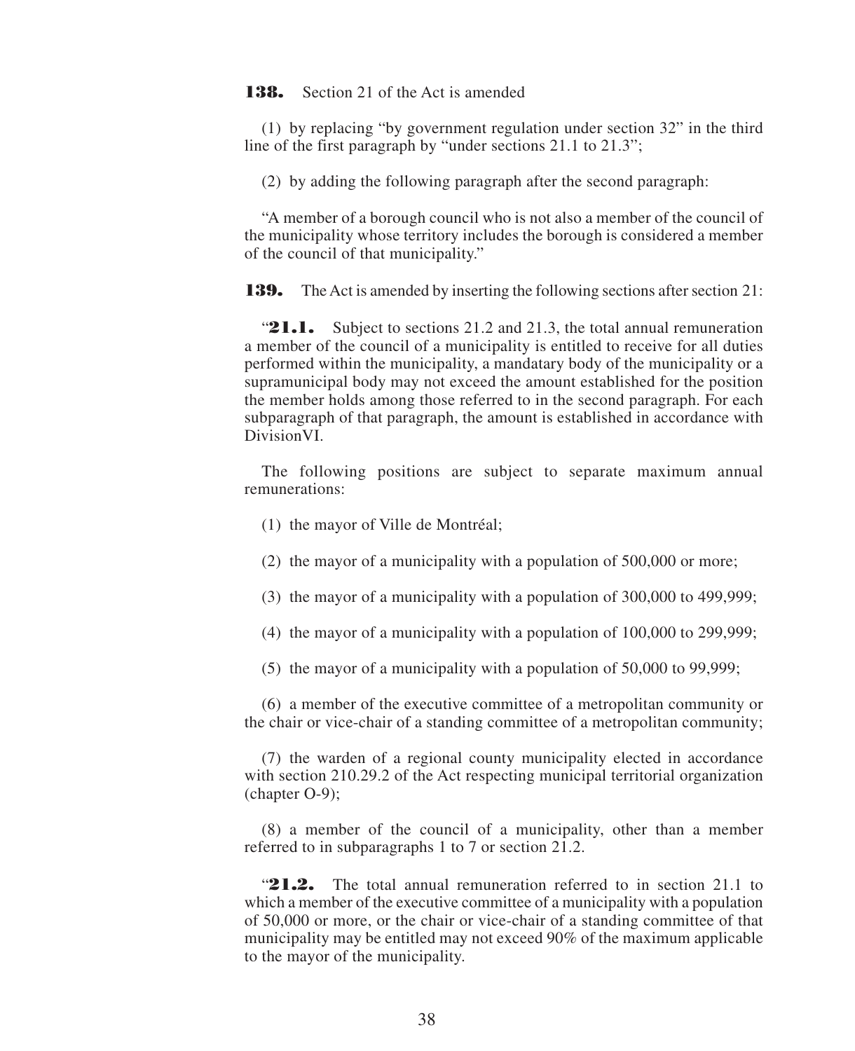**138.** Section 21 of the Act is amended

(1) by replacing "by government regulation under section 32" in the third line of the first paragraph by "under sections 21.1 to 21.3";

(2) by adding the following paragraph after the second paragraph:

"A member of a borough council who is not also a member of the council of the municipality whose territory includes the borough is considered a member of the council of that municipality."

**139.** The Act is amended by inserting the following sections after section 21:

"**21.1.** Subject to sections 21.2 and 21.3, the total annual remuneration a member of the council of a municipality is entitled to receive for all duties performed within the municipality, a mandatary body of the municipality or a supramunicipal body may not exceed the amount established for the position the member holds among those referred to in the second paragraph. For each subparagraph of that paragraph, the amount is established in accordance with DivisionVI.

The following positions are subject to separate maximum annual remunerations:

(1) the mayor of Ville de Montréal;

(2) the mayor of a municipality with a population of 500,000 or more;

(3) the mayor of a municipality with a population of 300,000 to 499,999;

(4) the mayor of a municipality with a population of 100,000 to 299,999;

(5) the mayor of a municipality with a population of 50,000 to 99,999;

(6) a member of the executive committee of a metropolitan community or the chair or vice-chair of a standing committee of a metropolitan community;

(7) the warden of a regional county municipality elected in accordance with section 210.29.2 of the Act respecting municipal territorial organization (chapter O-9);

(8) a member of the council of a municipality, other than a member referred to in subparagraphs 1 to 7 or section 21.2.

"**21.2.** The total annual remuneration referred to in section 21.1 to which a member of the executive committee of a municipality with a population of 50,000 or more, or the chair or vice-chair of a standing committee of that municipality may be entitled may not exceed 90% of the maximum applicable to the mayor of the municipality.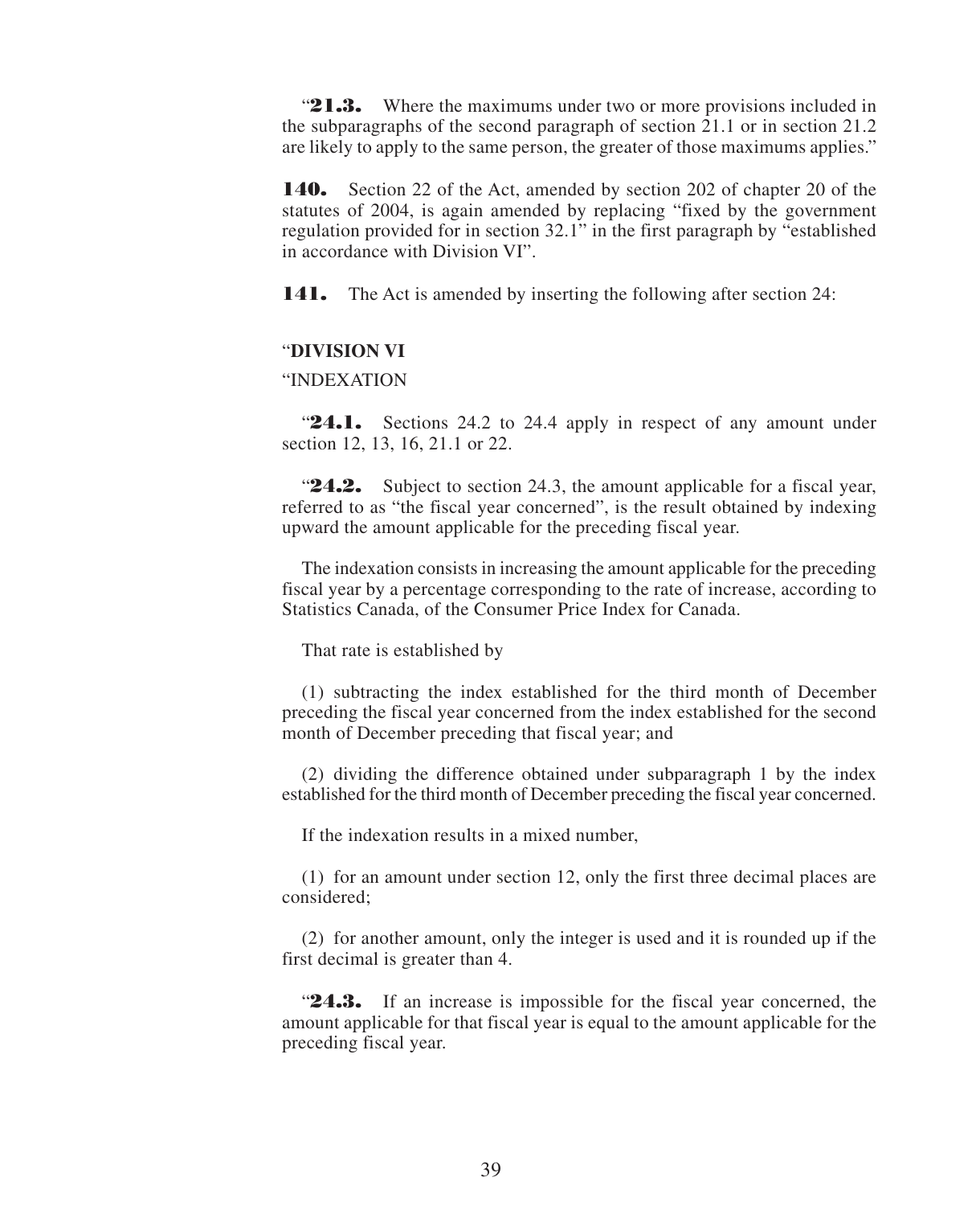"**21.3.** Where the maximums under two or more provisions included in the subparagraphs of the second paragraph of section 21.1 or in section 21.2 are likely to apply to the same person, the greater of those maximums applies."

**140.** Section 22 of the Act, amended by section 202 of chapter 20 of the statutes of 2004, is again amended by replacing "fixed by the government regulation provided for in section 32.1" in the first paragraph by "established in accordance with Division VI".

**141.** The Act is amended by inserting the following after section 24:

"**DIVISION VI**

"INDEXATION

"**24.1.** Sections 24.2 to 24.4 apply in respect of any amount under section 12, 13, 16, 21.1 or 22.

"**24.2.** Subject to section 24.3, the amount applicable for a fiscal year, referred to as "the fiscal year concerned", is the result obtained by indexing upward the amount applicable for the preceding fiscal year.

The indexation consists in increasing the amount applicable for the preceding fiscal year by a percentage corresponding to the rate of increase, according to Statistics Canada, of the Consumer Price Index for Canada.

That rate is established by

(1) subtracting the index established for the third month of December preceding the fiscal year concerned from the index established for the second month of December preceding that fiscal year; and

(2) dividing the difference obtained under subparagraph 1 by the index established for the third month of December preceding the fiscal year concerned.

If the indexation results in a mixed number,

(1) for an amount under section 12, only the first three decimal places are considered;

(2) for another amount, only the integer is used and it is rounded up if the first decimal is greater than 4.

"**24.3.** If an increase is impossible for the fiscal year concerned, the amount applicable for that fiscal year is equal to the amount applicable for the preceding fiscal year.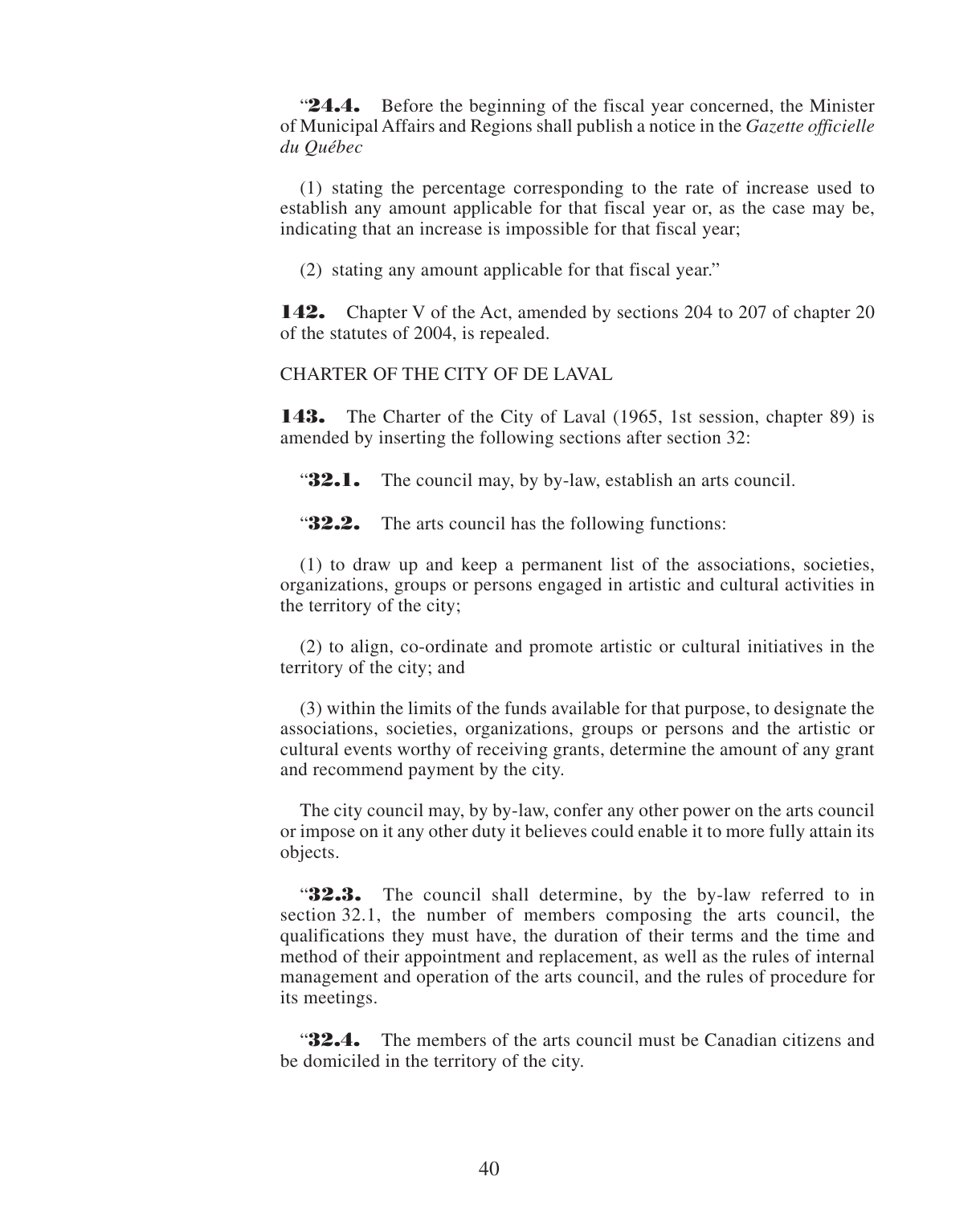"**24.4.** Before the beginning of the fiscal year concerned, the Minister of Municipal Affairs and Regions shall publish a notice in the *Gazette officielle du Québec*

(1) stating the percentage corresponding to the rate of increase used to establish any amount applicable for that fiscal year or, as the case may be, indicating that an increase is impossible for that fiscal year;

(2) stating any amount applicable for that fiscal year."

**142.** Chapter V of the Act, amended by sections 204 to 207 of chapter 20 of the statutes of 2004, is repealed.

CHARTER OF THE CITY OF DE LAVAL

**143.** The Charter of the City of Laval (1965, 1st session, chapter 89) is amended by inserting the following sections after section 32:

"**32.1.** The council may, by by-law, establish an arts council.

"**32.2.** The arts council has the following functions:

(1) to draw up and keep a permanent list of the associations, societies, organizations, groups or persons engaged in artistic and cultural activities in the territory of the city;

(2) to align, co-ordinate and promote artistic or cultural initiatives in the territory of the city; and

(3) within the limits of the funds available for that purpose, to designate the associations, societies, organizations, groups or persons and the artistic or cultural events worthy of receiving grants, determine the amount of any grant and recommend payment by the city.

The city council may, by by-law, confer any other power on the arts council or impose on it any other duty it believes could enable it to more fully attain its objects.

"**32.3.** The council shall determine, by the by-law referred to in section 32.1, the number of members composing the arts council, the qualifications they must have, the duration of their terms and the time and method of their appointment and replacement, as well as the rules of internal management and operation of the arts council, and the rules of procedure for its meetings.

"**32.4.** The members of the arts council must be Canadian citizens and be domiciled in the territory of the city.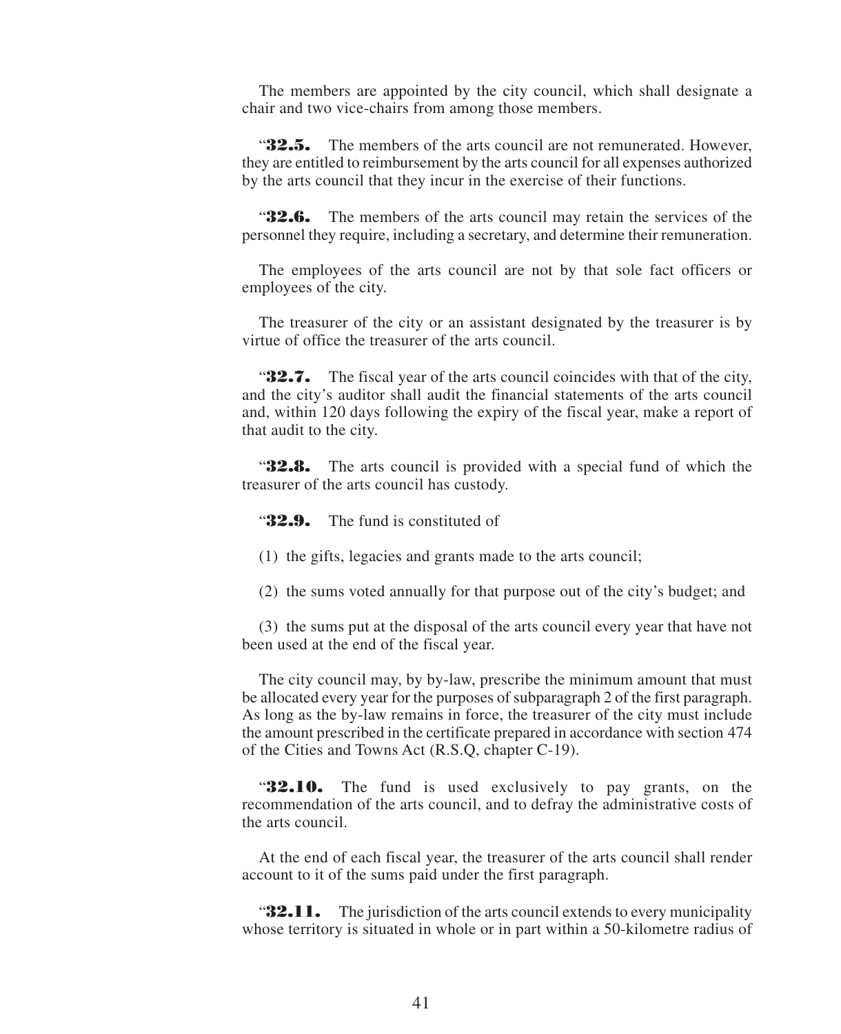The members are appointed by the city council, which shall designate a chair and two vice-chairs from among those members.

"**32.5.** The members of the arts council are not remunerated. However, they are entitled to reimbursement by the arts council for all expenses authorized by the arts council that they incur in the exercise of their functions.

"**32.6.** The members of the arts council may retain the services of the personnel they require, including a secretary, and determine their remuneration.

The employees of the arts council are not by that sole fact officers or employees of the city.

The treasurer of the city or an assistant designated by the treasurer is by virtue of office the treasurer of the arts council.

"**32.7.** The fiscal year of the arts council coincides with that of the city, and the city's auditor shall audit the financial statements of the arts council and, within 120 days following the expiry of the fiscal year, make a report of that audit to the city.

"**32.8.** The arts council is provided with a special fund of which the treasurer of the arts council has custody.

"**32.9.** The fund is constituted of

(1) the gifts, legacies and grants made to the arts council;

(2) the sums voted annually for that purpose out of the city's budget; and

(3) the sums put at the disposal of the arts council every year that have not been used at the end of the fiscal year.

The city council may, by by-law, prescribe the minimum amount that must be allocated every year for the purposes of subparagraph 2 of the first paragraph. As long as the by-law remains in force, the treasurer of the city must include the amount prescribed in the certificate prepared in accordance with section 474 of the Cities and Towns Act (R.S.Q, chapter C-19).

"**32.10.** The fund is used exclusively to pay grants, on the recommendation of the arts council, and to defray the administrative costs of the arts council.

At the end of each fiscal year, the treasurer of the arts council shall render account to it of the sums paid under the first paragraph.

"**32.11.** The jurisdiction of the arts council extends to every municipality whose territory is situated in whole or in part within a 50-kilometre radius of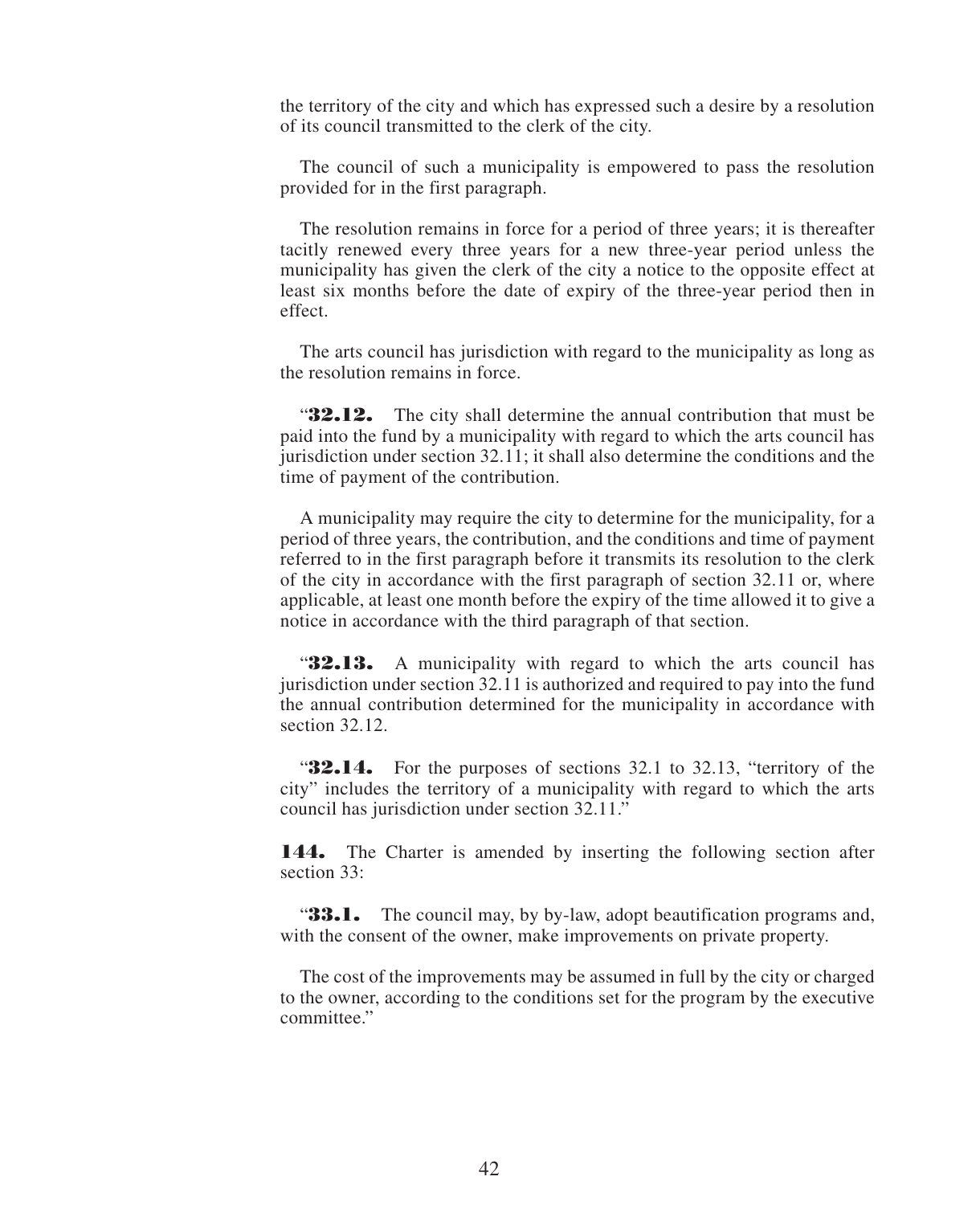the territory of the city and which has expressed such a desire by a resolution of its council transmitted to the clerk of the city.

The council of such a municipality is empowered to pass the resolution provided for in the first paragraph.

The resolution remains in force for a period of three years; it is thereafter tacitly renewed every three years for a new three-year period unless the municipality has given the clerk of the city a notice to the opposite effect at least six months before the date of expiry of the three-year period then in effect.

The arts council has jurisdiction with regard to the municipality as long as the resolution remains in force.

"**32.12.** The city shall determine the annual contribution that must be paid into the fund by a municipality with regard to which the arts council has jurisdiction under section 32.11; it shall also determine the conditions and the time of payment of the contribution.

A municipality may require the city to determine for the municipality, for a period of three years, the contribution, and the conditions and time of payment referred to in the first paragraph before it transmits its resolution to the clerk of the city in accordance with the first paragraph of section 32.11 or, where applicable, at least one month before the expiry of the time allowed it to give a notice in accordance with the third paragraph of that section.

"**32.13.** A municipality with regard to which the arts council has jurisdiction under section 32.11 is authorized and required to pay into the fund the annual contribution determined for the municipality in accordance with section 32.12.

"**32.14.** For the purposes of sections 32.1 to 32.13, "territory of the city" includes the territory of a municipality with regard to which the arts council has jurisdiction under section 32.11."

**144.** The Charter is amended by inserting the following section after section 33:

"**33.1.** The council may, by by-law, adopt beautification programs and, with the consent of the owner, make improvements on private property.

The cost of the improvements may be assumed in full by the city or charged to the owner, according to the conditions set for the program by the executive committee."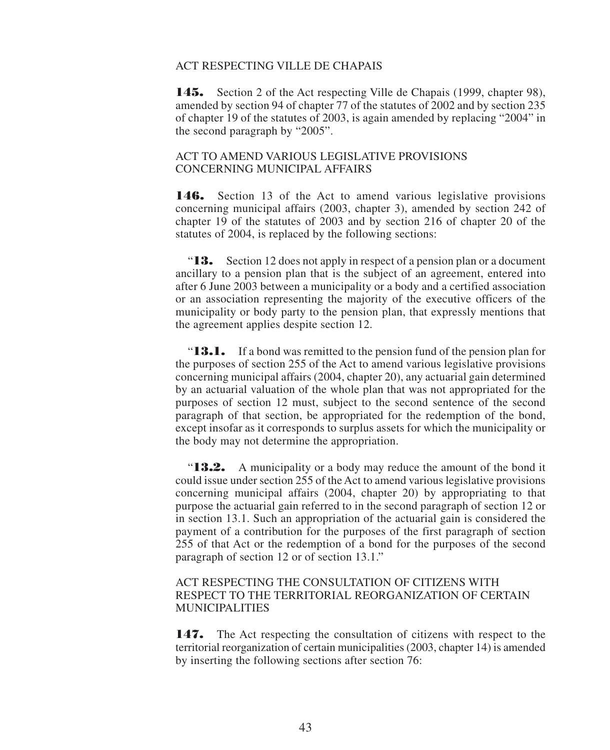ACT RESPECTING VILLE DE CHAPAIS

**145.** Section 2 of the Act respecting Ville de Chapais (1999, chapter 98), amended by section 94 of chapter 77 of the statutes of 2002 and by section 235 of chapter 19 of the statutes of 2003, is again amended by replacing “2004” in the second paragraph by “2005”.

ACT TO AMEND VARIOUS LEGISLATIVE PROVISIONS CONCERNING MUNICIPAL AFFAIRS

**146.** Section 13 of the Act to amend various legislative provisions concerning municipal affairs (2003, chapter 3), amended by section 242 of chapter 19 of the statutes of 2003 and by section 216 of chapter 20 of the statutes of 2004, is replaced by the following sections:

“**13.** Section 12 does not apply in respect of a pension plan or a document ancillary to a pension plan that is the subject of an agreement, entered into after 6 June 2003 between a municipality or a body and a certified association or an association representing the majority of the executive officers of the municipality or body party to the pension plan, that expressly mentions that the agreement applies despite section 12.

“**13.1.** If a bond was remitted to the pension fund of the pension plan for the purposes of section 255 of the Act to amend various legislative provisions concerning municipal affairs (2004, chapter 20), any actuarial gain determined by an actuarial valuation of the whole plan that was not appropriated for the purposes of section 12 must, subject to the second sentence of the second paragraph of that section, be appropriated for the redemption of the bond, except insofar as it corresponds to surplus assets for which the municipality or the body may not determine the appropriation.

“**13.2.** A municipality or a body may reduce the amount of the bond it could issue under section 255 of the Act to amend various legislative provisions concerning municipal affairs (2004, chapter 20) by appropriating to that purpose the actuarial gain referred to in the second paragraph of section 12 or in section 13.1. Such an appropriation of the actuarial gain is considered the payment of a contribution for the purposes of the first paragraph of section 255 of that Act or the redemption of a bond for the purposes of the second paragraph of section 12 or of section 13.1.”

ACT RESPECTING THE CONSULTATION OF CITIZENS WITH RESPECT TO THE TERRITORIAL REORGANIZATION OF CERTAIN MUNICIPALITIES

**147.** The Act respecting the consultation of citizens with respect to the territorial reorganization of certain municipalities (2003, chapter 14) is amended by inserting the following sections after section 76: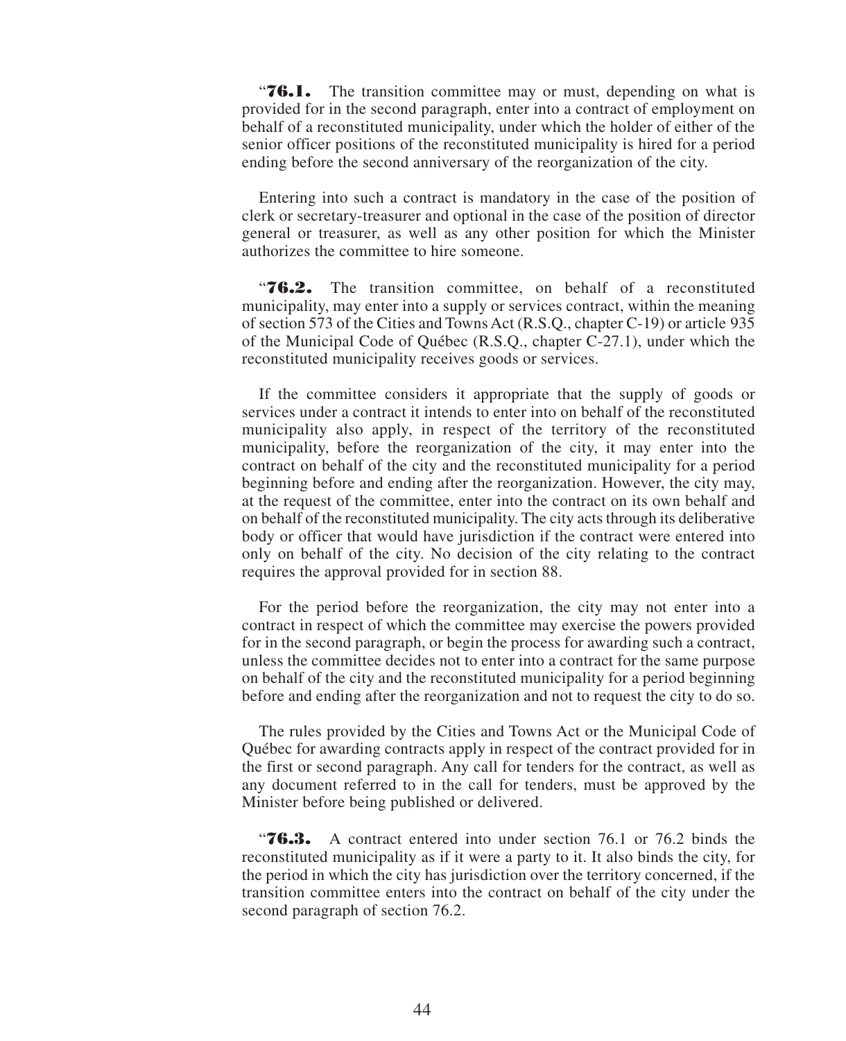"**76.1.** The transition committee may or must, depending on what is provided for in the second paragraph, enter into a contract of employment on behalf of a reconstituted municipality, under which the holder of either of the senior officer positions of the reconstituted municipality is hired for a period ending before the second anniversary of the reorganization of the city.

Entering into such a contract is mandatory in the case of the position of clerk or secretary-treasurer and optional in the case of the position of director general or treasurer, as well as any other position for which the Minister authorizes the committee to hire someone.

"**76.2.** The transition committee, on behalf of a reconstituted municipality, may enter into a supply or services contract, within the meaning of section 573 of the Cities and Towns Act (R.S.Q., chapter C-19) or article 935 of the Municipal Code of Québec (R.S.Q., chapter C-27.1), under which the reconstituted municipality receives goods or services.

If the committee considers it appropriate that the supply of goods or services under a contract it intends to enter into on behalf of the reconstituted municipality also apply, in respect of the territory of the reconstituted municipality, before the reorganization of the city, it may enter into the contract on behalf of the city and the reconstituted municipality for a period beginning before and ending after the reorganization. However, the city may, at the request of the committee, enter into the contract on its own behalf and on behalf of the reconstituted municipality. The city acts through its deliberative body or officer that would have jurisdiction if the contract were entered into only on behalf of the city. No decision of the city relating to the contract requires the approval provided for in section 88.

For the period before the reorganization, the city may not enter into a contract in respect of which the committee may exercise the powers provided for in the second paragraph, or begin the process for awarding such a contract, unless the committee decides not to enter into a contract for the same purpose on behalf of the city and the reconstituted municipality for a period beginning before and ending after the reorganization and not to request the city to do so.

The rules provided by the Cities and Towns Act or the Municipal Code of Québec for awarding contracts apply in respect of the contract provided for in the first or second paragraph. Any call for tenders for the contract, as well as any document referred to in the call for tenders, must be approved by the Minister before being published or delivered.

"**76.3.** A contract entered into under section 76.1 or 76.2 binds the reconstituted municipality as if it were a party to it. It also binds the city, for the period in which the city has jurisdiction over the territory concerned, if the transition committee enters into the contract on behalf of the city under the second paragraph of section 76.2.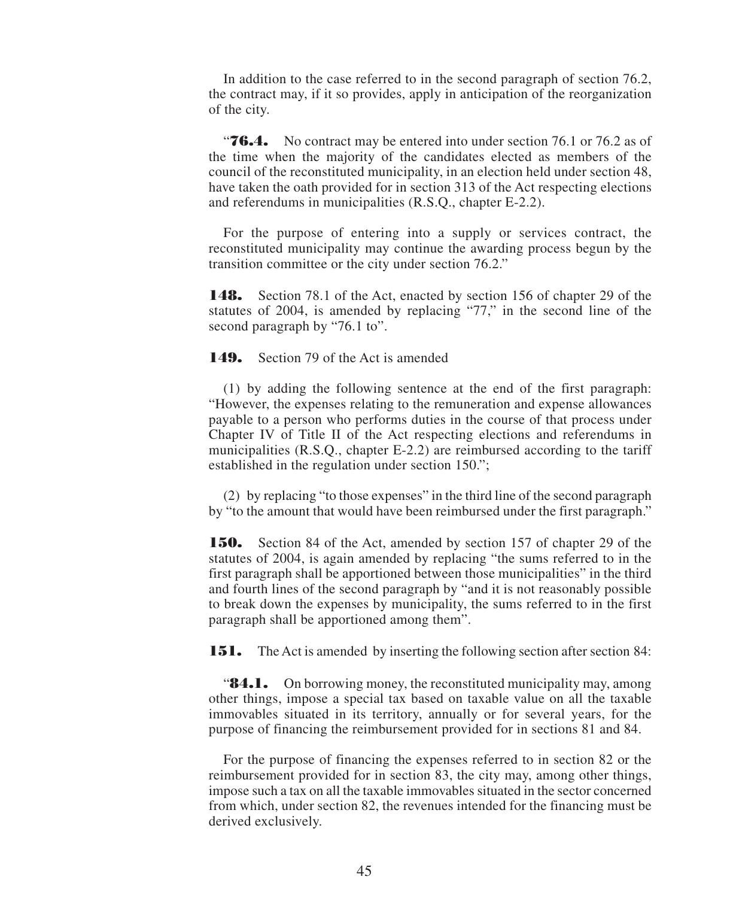In addition to the case referred to in the second paragraph of section 76.2, the contract may, if it so provides, apply in anticipation of the reorganization of the city.

“**76.4.** No contract may be entered into under section 76.1 or 76.2 as of the time when the majority of the candidates elected as members of the council of the reconstituted municipality, in an election held under section 48, have taken the oath provided for in section 313 of the Act respecting elections and referendums in municipalities (R.S.Q., chapter E-2.2).

For the purpose of entering into a supply or services contract, the reconstituted municipality may continue the awarding process begun by the transition committee or the city under section 76.2.”

**148.** Section 78.1 of the Act, enacted by section 156 of chapter 29 of the statutes of 2004, is amended by replacing “77,” in the second line of the second paragraph by “76.1 to”.

**149.** Section 79 of the Act is amended

(1) by adding the following sentence at the end of the first paragraph: “However, the expenses relating to the remuneration and expense allowances payable to a person who performs duties in the course of that process under Chapter IV of Title II of the Act respecting elections and referendums in municipalities (R.S.Q., chapter E-2.2) are reimbursed according to the tariff established in the regulation under section 150.”;

(2) by replacing “to those expenses” in the third line of the second paragraph by “to the amount that would have been reimbursed under the first paragraph.”

**150.** Section 84 of the Act, amended by section 157 of chapter 29 of the statutes of 2004, is again amended by replacing “the sums referred to in the first paragraph shall be apportioned between those municipalities” in the third and fourth lines of the second paragraph by “and it is not reasonably possible to break down the expenses by municipality, the sums referred to in the first paragraph shall be apportioned among them”.

**151.** The Act is amended by inserting the following section after section 84:

“**84.1.** On borrowing money, the reconstituted municipality may, among other things, impose a special tax based on taxable value on all the taxable immovables situated in its territory, annually or for several years, for the purpose of financing the reimbursement provided for in sections 81 and 84.

For the purpose of financing the expenses referred to in section 82 or the reimbursement provided for in section 83, the city may, among other things, impose such a tax on all the taxable immovables situated in the sector concerned from which, under section 82, the revenues intended for the financing must be derived exclusively.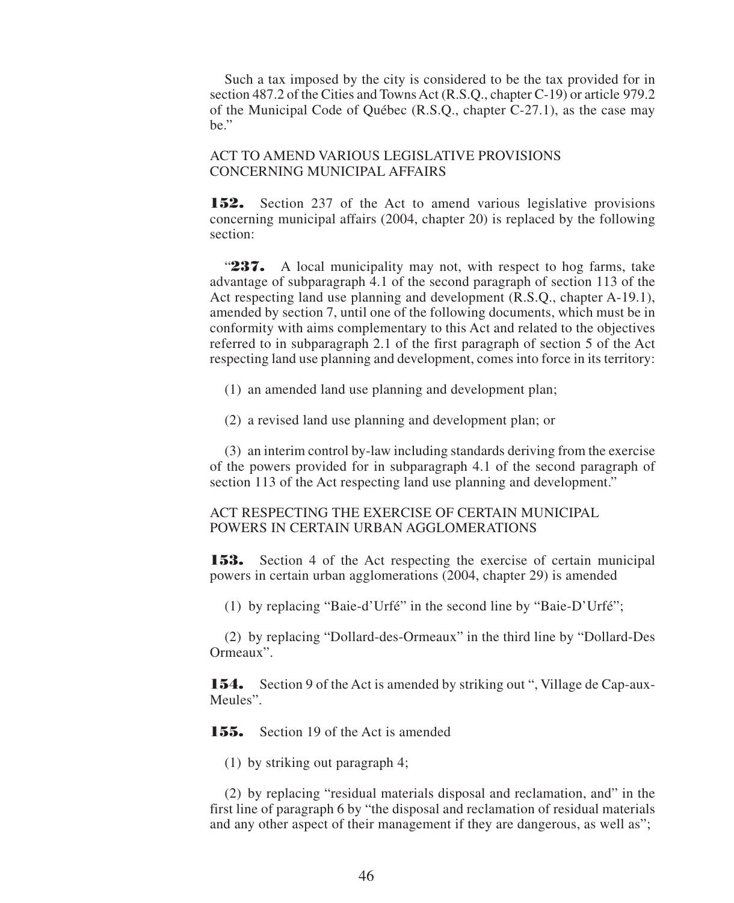Such a tax imposed by the city is considered to be the tax provided for in section 487.2 of the Cities and Towns Act (R.S.Q., chapter C-19) or article 979.2 of the Municipal Code of Québec (R.S.Q., chapter C-27.1), as the case may be."

ACT TO AMEND VARIOUS LEGISLATIVE PROVISIONS CONCERNING MUNICIPAL AFFAIRS

**152.** Section 237 of the Act to amend various legislative provisions concerning municipal affairs (2004, chapter 20) is replaced by the following section:

"**237.** A local municipality may not, with respect to hog farms, take advantage of subparagraph 4.1 of the second paragraph of section 113 of the Act respecting land use planning and development (R.S.Q., chapter A-19.1), amended by section 7, until one of the following documents, which must be in conformity with aims complementary to this Act and related to the objectives referred to in subparagraph 2.1 of the first paragraph of section 5 of the Act respecting land use planning and development, comes into force in its territory:

(1) an amended land use planning and development plan;

(2) a revised land use planning and development plan; or

(3) an interim control by-law including standards deriving from the exercise of the powers provided for in subparagraph 4.1 of the second paragraph of section 113 of the Act respecting land use planning and development."

ACT RESPECTING THE EXERCISE OF CERTAIN MUNICIPAL POWERS IN CERTAIN URBAN AGGLOMERATIONS

**153.** Section 4 of the Act respecting the exercise of certain municipal powers in certain urban agglomerations (2004, chapter 29) is amended

(1) by replacing "Baie-d'Urfé" in the second line by "Baie-D'Urfé";

(2) by replacing "Dollard-des-Ormeaux" in the third line by "Dollard-Des Ormeaux".

**154.** Section 9 of the Act is amended by striking out ", Village de Cap-aux-Meules".

**155.** Section 19 of the Act is amended

(1) by striking out paragraph 4;

(2) by replacing "residual materials disposal and reclamation, and" in the first line of paragraph 6 by "the disposal and reclamation of residual materials and any other aspect of their management if they are dangerous, as well as";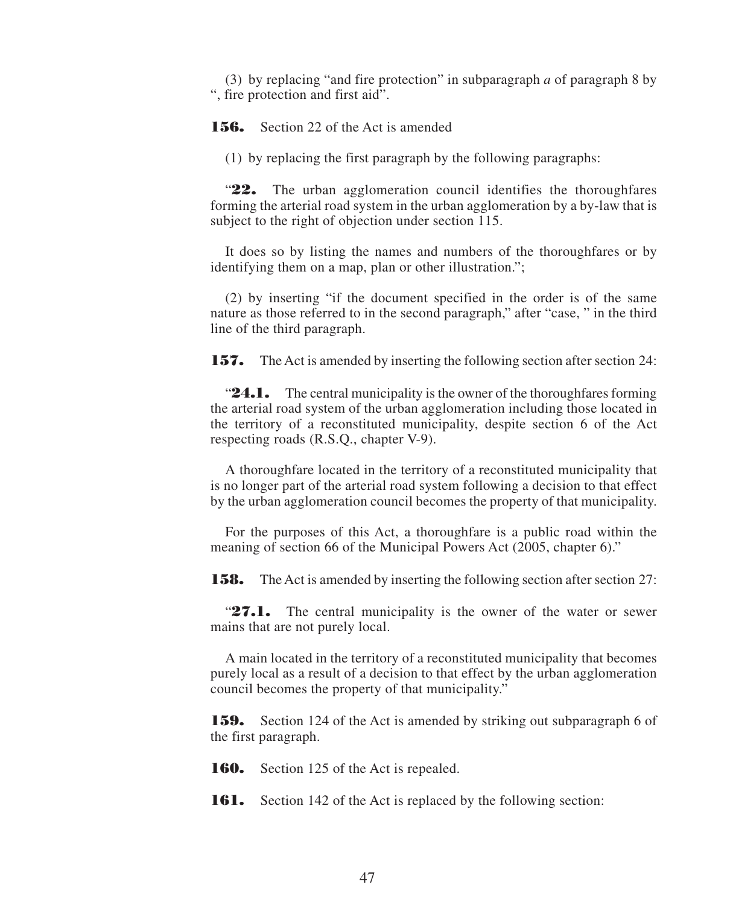(3) by replacing "and fire protection" in subparagraph *a* of paragraph 8 by ", fire protection and first aid".

**156.** Section 22 of the Act is amended

(1) by replacing the first paragraph by the following paragraphs:

"**22.** The urban agglomeration council identifies the thoroughfares forming the arterial road system in the urban agglomeration by a by-law that is subject to the right of objection under section 115.

It does so by listing the names and numbers of the thoroughfares or by identifying them on a map, plan or other illustration.";

(2) by inserting "if the document specified in the order is of the same nature as those referred to in the second paragraph," after "case, " in the third line of the third paragraph.

**157.** The Act is amended by inserting the following section after section 24:

"**24.1.** The central municipality is the owner of the thoroughfares forming the arterial road system of the urban agglomeration including those located in the territory of a reconstituted municipality, despite section 6 of the Act respecting roads (R.S.Q., chapter V-9).

A thoroughfare located in the territory of a reconstituted municipality that is no longer part of the arterial road system following a decision to that effect by the urban agglomeration council becomes the property of that municipality.

For the purposes of this Act, a thoroughfare is a public road within the meaning of section 66 of the Municipal Powers Act (2005, chapter 6)."

**158.** The Act is amended by inserting the following section after section 27:

"**27.1.** The central municipality is the owner of the water or sewer mains that are not purely local.

A main located in the territory of a reconstituted municipality that becomes purely local as a result of a decision to that effect by the urban agglomeration council becomes the property of that municipality."

**159.** Section 124 of the Act is amended by striking out subparagraph 6 of the first paragraph.

**160.** Section 125 of the Act is repealed.

**161.** Section 142 of the Act is replaced by the following section: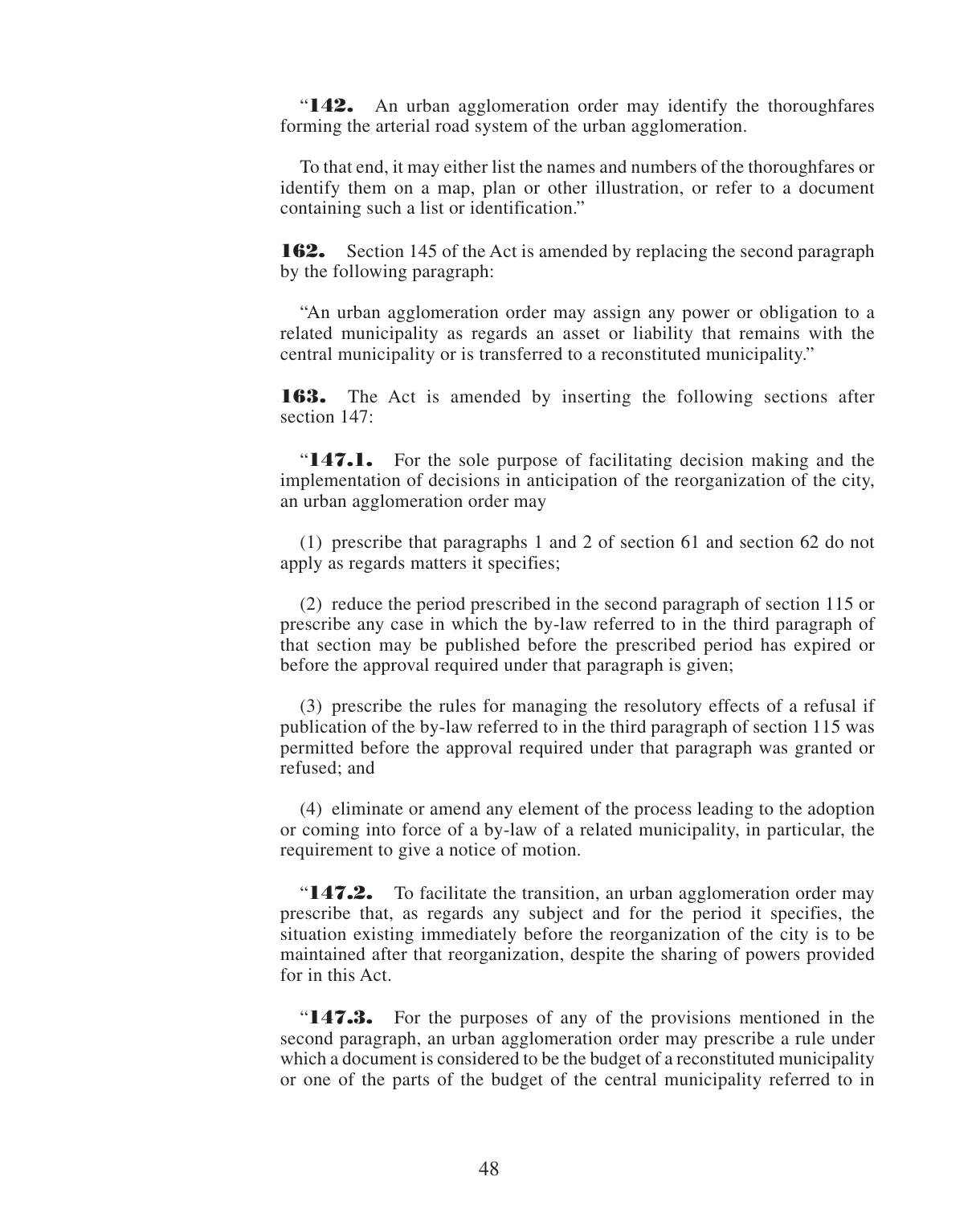"**142.** An urban agglomeration order may identify the thoroughfares forming the arterial road system of the urban agglomeration.

To that end, it may either list the names and numbers of the thoroughfares or identify them on a map, plan or other illustration, or refer to a document containing such a list or identification."

**162.** Section 145 of the Act is amended by replacing the second paragraph by the following paragraph:

"An urban agglomeration order may assign any power or obligation to a related municipality as regards an asset or liability that remains with the central municipality or is transferred to a reconstituted municipality."

**163.** The Act is amended by inserting the following sections after section 147:

"**147.1.** For the sole purpose of facilitating decision making and the implementation of decisions in anticipation of the reorganization of the city, an urban agglomeration order may

(1) prescribe that paragraphs 1 and 2 of section 61 and section 62 do not apply as regards matters it specifies;

(2) reduce the period prescribed in the second paragraph of section 115 or prescribe any case in which the by-law referred to in the third paragraph of that section may be published before the prescribed period has expired or before the approval required under that paragraph is given;

(3) prescribe the rules for managing the resolutory effects of a refusal if publication of the by-law referred to in the third paragraph of section 115 was permitted before the approval required under that paragraph was granted or refused; and

(4) eliminate or amend any element of the process leading to the adoption or coming into force of a by-law of a related municipality, in particular, the requirement to give a notice of motion.

"**147.2.** To facilitate the transition, an urban agglomeration order may prescribe that, as regards any subject and for the period it specifies, the situation existing immediately before the reorganization of the city is to be maintained after that reorganization, despite the sharing of powers provided for in this Act.

"**147.3.** For the purposes of any of the provisions mentioned in the second paragraph, an urban agglomeration order may prescribe a rule under which a document is considered to be the budget of a reconstituted municipality or one of the parts of the budget of the central municipality referred to in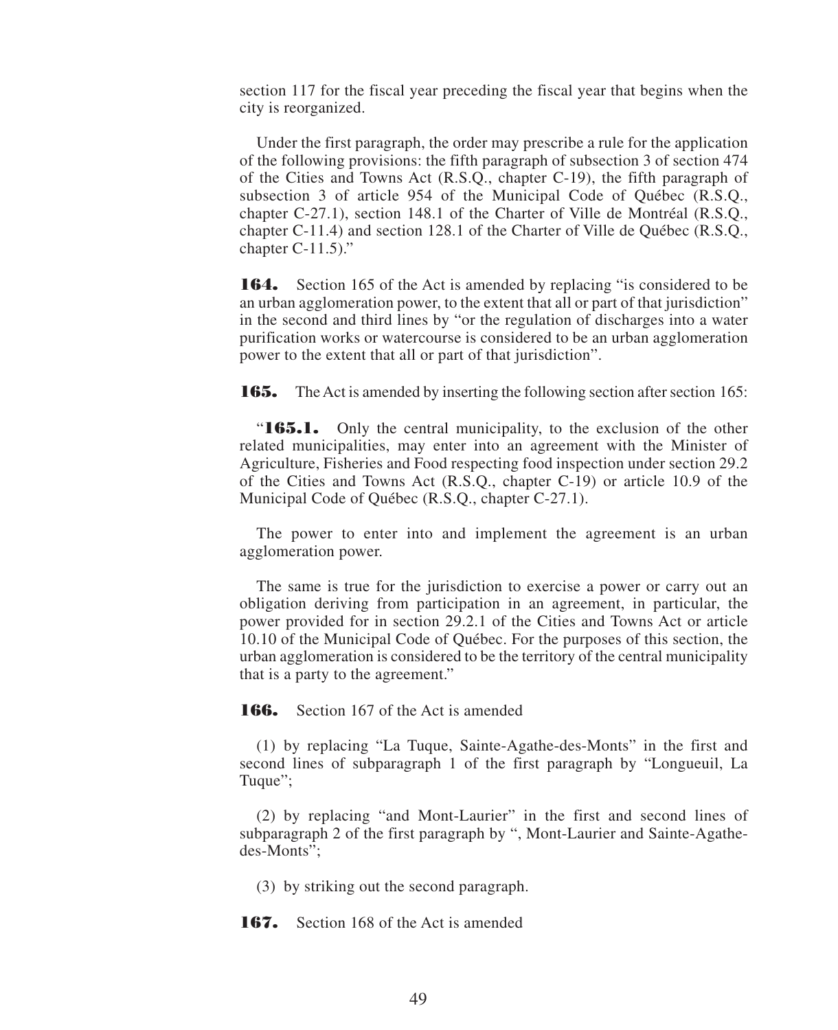section 117 for the fiscal year preceding the fiscal year that begins when the city is reorganized.

Under the first paragraph, the order may prescribe a rule for the application of the following provisions: the fifth paragraph of subsection 3 of section 474 of the Cities and Towns Act (R.S.Q., chapter C-19), the fifth paragraph of subsection 3 of article 954 of the Municipal Code of Québec (R.S.Q., chapter C-27.1), section 148.1 of the Charter of Ville de Montréal (R.S.Q., chapter C-11.4) and section 128.1 of the Charter of Ville de Québec (R.S.Q., chapter C-11.5)."

**164.** Section 165 of the Act is amended by replacing "is considered to be an urban agglomeration power, to the extent that all or part of that jurisdiction" in the second and third lines by "or the regulation of discharges into a water purification works or watercourse is considered to be an urban agglomeration power to the extent that all or part of that jurisdiction".

**165.** The Act is amended by inserting the following section after section 165:

"**165.1.** Only the central municipality, to the exclusion of the other related municipalities, may enter into an agreement with the Minister of Agriculture, Fisheries and Food respecting food inspection under section 29.2 of the Cities and Towns Act (R.S.Q., chapter C-19) or article 10.9 of the Municipal Code of Québec (R.S.Q., chapter C-27.1).

The power to enter into and implement the agreement is an urban agglomeration power.

The same is true for the jurisdiction to exercise a power or carry out an obligation deriving from participation in an agreement, in particular, the power provided for in section 29.2.1 of the Cities and Towns Act or article 10.10 of the Municipal Code of Québec. For the purposes of this section, the urban agglomeration is considered to be the territory of the central municipality that is a party to the agreement."

**166.** Section 167 of the Act is amended

(1) by replacing "La Tuque, Sainte-Agathe-des-Monts" in the first and second lines of subparagraph 1 of the first paragraph by "Longueuil, La Tuque";

(2) by replacing "and Mont-Laurier" in the first and second lines of subparagraph 2 of the first paragraph by ", Mont-Laurier and Sainte-Agathe-des-Monts";

(3) by striking out the second paragraph.

**167.** Section 168 of the Act is amended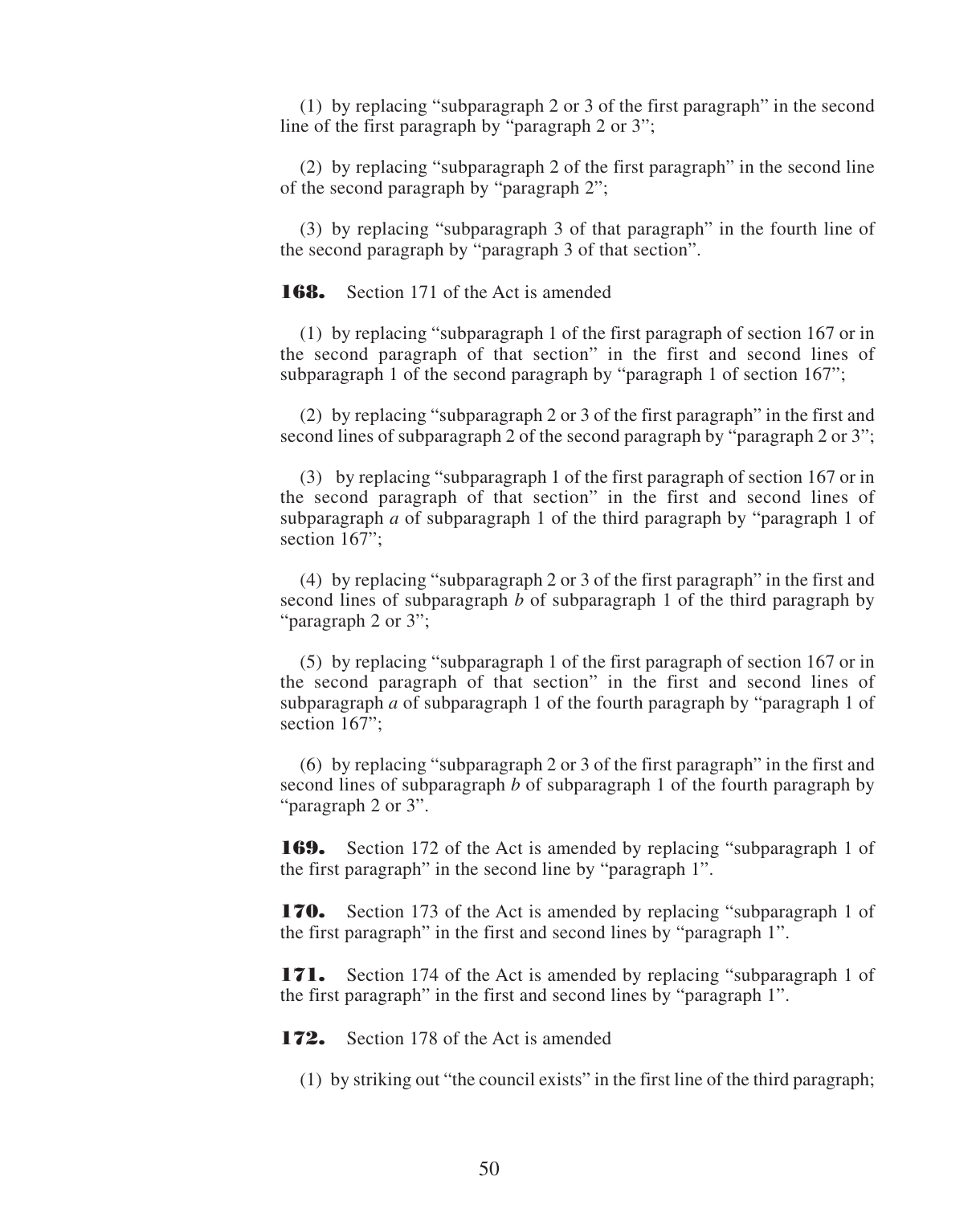(1) by replacing "subparagraph 2 or 3 of the first paragraph" in the second line of the first paragraph by "paragraph 2 or 3";

(2) by replacing "subparagraph 2 of the first paragraph" in the second line of the second paragraph by "paragraph 2";

(3) by replacing "subparagraph 3 of that paragraph" in the fourth line of the second paragraph by "paragraph 3 of that section".

**168.** Section 171 of the Act is amended

(1) by replacing "subparagraph 1 of the first paragraph of section 167 or in the second paragraph of that section" in the first and second lines of subparagraph 1 of the second paragraph by "paragraph 1 of section 167";

(2) by replacing "subparagraph 2 or 3 of the first paragraph" in the first and second lines of subparagraph 2 of the second paragraph by "paragraph 2 or 3";

(3) by replacing "subparagraph 1 of the first paragraph of section 167 or in the second paragraph of that section" in the first and second lines of subparagraph *a* of subparagraph 1 of the third paragraph by "paragraph 1 of section 167";

(4) by replacing "subparagraph 2 or 3 of the first paragraph" in the first and second lines of subparagraph *b* of subparagraph 1 of the third paragraph by "paragraph 2 or 3";

(5) by replacing "subparagraph 1 of the first paragraph of section 167 or in the second paragraph of that section" in the first and second lines of subparagraph *a* of subparagraph 1 of the fourth paragraph by "paragraph 1 of section 167";

(6) by replacing "subparagraph 2 or 3 of the first paragraph" in the first and second lines of subparagraph *b* of subparagraph 1 of the fourth paragraph by "paragraph 2 or 3".

**169.** Section 172 of the Act is amended by replacing "subparagraph 1 of the first paragraph" in the second line by "paragraph 1".

**170.** Section 173 of the Act is amended by replacing "subparagraph 1 of the first paragraph" in the first and second lines by "paragraph 1".

**171.** Section 174 of the Act is amended by replacing "subparagraph 1 of the first paragraph" in the first and second lines by "paragraph 1".

**172.** Section 178 of the Act is amended

(1) by striking out "the council exists" in the first line of the third paragraph;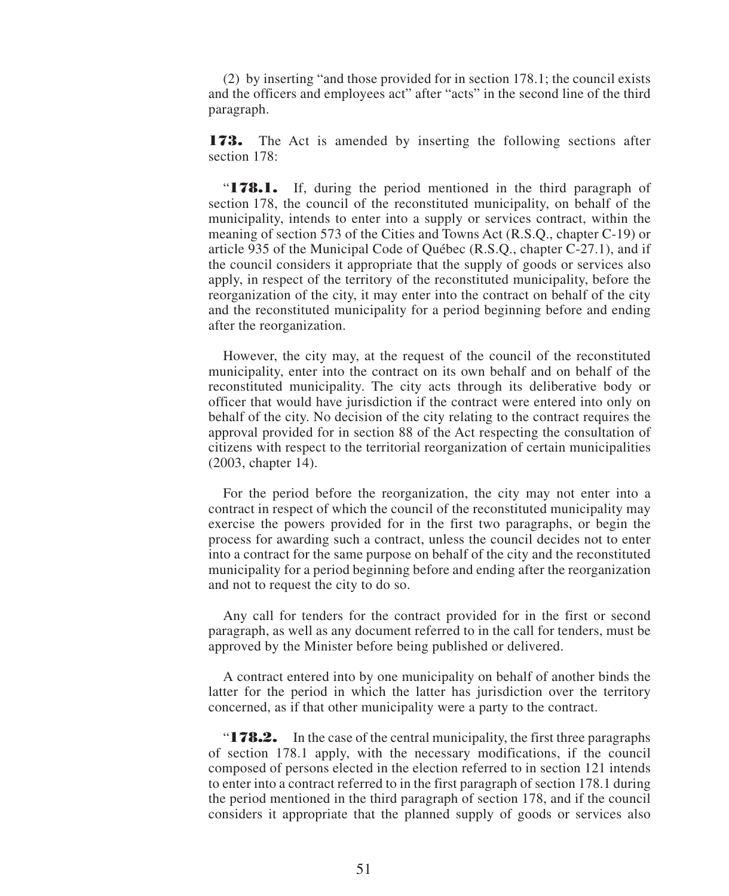(2) by inserting "and those provided for in section 178.1; the council exists and the officers and employees act" after "acts" in the second line of the third paragraph.

**173.** The Act is amended by inserting the following sections after section 178:

"**178.1.** If, during the period mentioned in the third paragraph of section 178, the council of the reconstituted municipality, on behalf of the municipality, intends to enter into a supply or services contract, within the meaning of section 573 of the Cities and Towns Act (R.S.Q., chapter C-19) or article 935 of the Municipal Code of Québec (R.S.Q., chapter C-27.1), and if the council considers it appropriate that the supply of goods or services also apply, in respect of the territory of the reconstituted municipality, before the reorganization of the city, it may enter into the contract on behalf of the city and the reconstituted municipality for a period beginning before and ending after the reorganization.

However, the city may, at the request of the council of the reconstituted municipality, enter into the contract on its own behalf and on behalf of the reconstituted municipality. The city acts through its deliberative body or officer that would have jurisdiction if the contract were entered into only on behalf of the city. No decision of the city relating to the contract requires the approval provided for in section 88 of the Act respecting the consultation of citizens with respect to the territorial reorganization of certain municipalities (2003, chapter 14).

For the period before the reorganization, the city may not enter into a contract in respect of which the council of the reconstituted municipality may exercise the powers provided for in the first two paragraphs, or begin the process for awarding such a contract, unless the council decides not to enter into a contract for the same purpose on behalf of the city and the reconstituted municipality for a period beginning before and ending after the reorganization and not to request the city to do so.

Any call for tenders for the contract provided for in the first or second paragraph, as well as any document referred to in the call for tenders, must be approved by the Minister before being published or delivered.

A contract entered into by one municipality on behalf of another binds the latter for the period in which the latter has jurisdiction over the territory concerned, as if that other municipality were a party to the contract.

"**178.2.** In the case of the central municipality, the first three paragraphs of section 178.1 apply, with the necessary modifications, if the council composed of persons elected in the election referred to in section 121 intends to enter into a contract referred to in the first paragraph of section 178.1 during the period mentioned in the third paragraph of section 178, and if the council considers it appropriate that the planned supply of goods or services also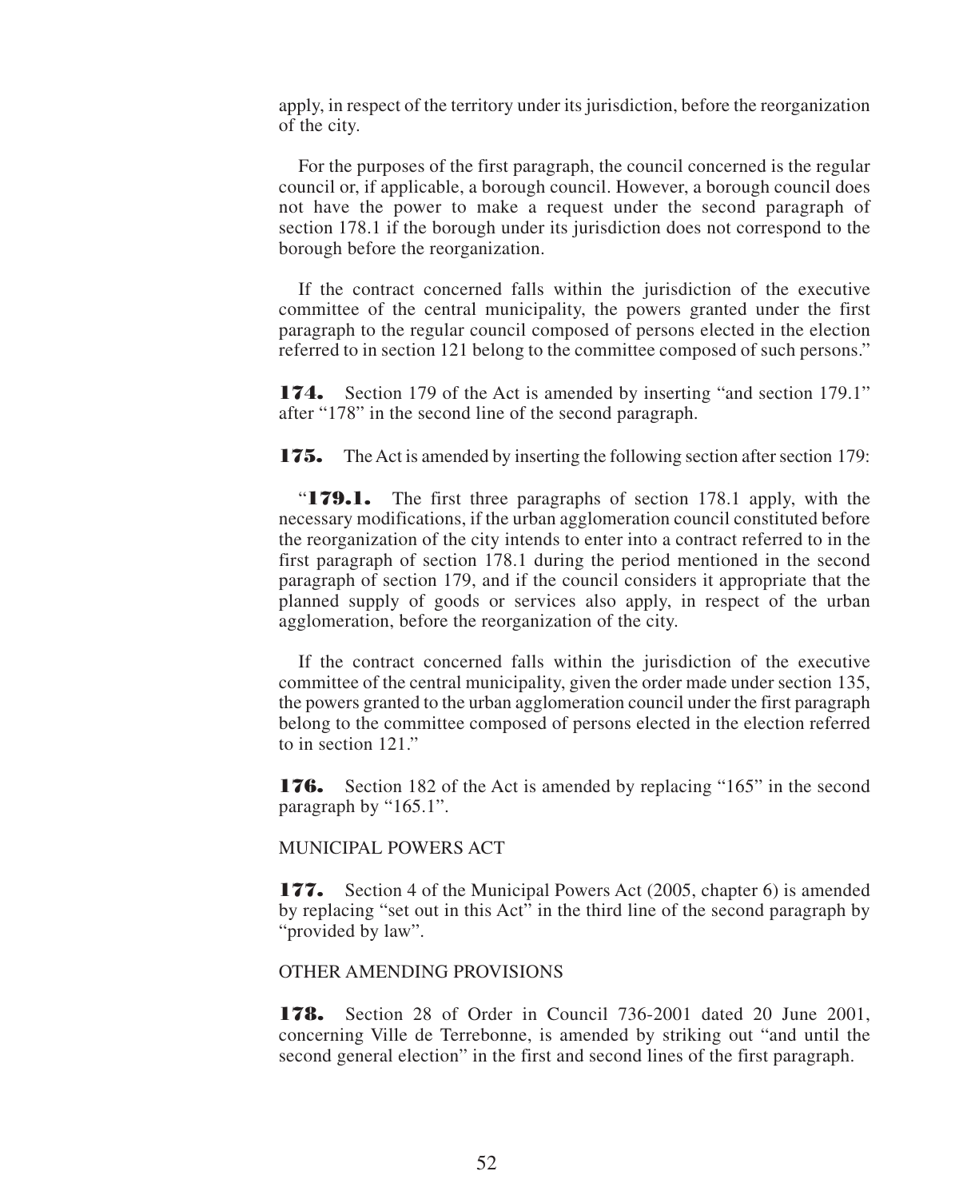apply, in respect of the territory under its jurisdiction, before the reorganization of the city.

For the purposes of the first paragraph, the council concerned is the regular council or, if applicable, a borough council. However, a borough council does not have the power to make a request under the second paragraph of section 178.1 if the borough under its jurisdiction does not correspond to the borough before the reorganization.

If the contract concerned falls within the jurisdiction of the executive committee of the central municipality, the powers granted under the first paragraph to the regular council composed of persons elected in the election referred to in section 121 belong to the committee composed of such persons."

**174.** Section 179 of the Act is amended by inserting "and section 179.1" after "178" in the second line of the second paragraph.

**175.** The Act is amended by inserting the following section after section 179:

"**179.1.** The first three paragraphs of section 178.1 apply, with the necessary modifications, if the urban agglomeration council constituted before the reorganization of the city intends to enter into a contract referred to in the first paragraph of section 178.1 during the period mentioned in the second paragraph of section 179, and if the council considers it appropriate that the planned supply of goods or services also apply, in respect of the urban agglomeration, before the reorganization of the city.

If the contract concerned falls within the jurisdiction of the executive committee of the central municipality, given the order made under section 135, the powers granted to the urban agglomeration council under the first paragraph belong to the committee composed of persons elected in the election referred to in section 121."

**176.** Section 182 of the Act is amended by replacing "165" in the second paragraph by "165.1".

MUNICIPAL POWERS ACT

**177.** Section 4 of the Municipal Powers Act (2005, chapter 6) is amended by replacing "set out in this Act" in the third line of the second paragraph by "provided by law".

OTHER AMENDING PROVISIONS

**178.** Section 28 of Order in Council 736-2001 dated 20 June 2001, concerning Ville de Terrebonne, is amended by striking out "and until the second general election" in the first and second lines of the first paragraph.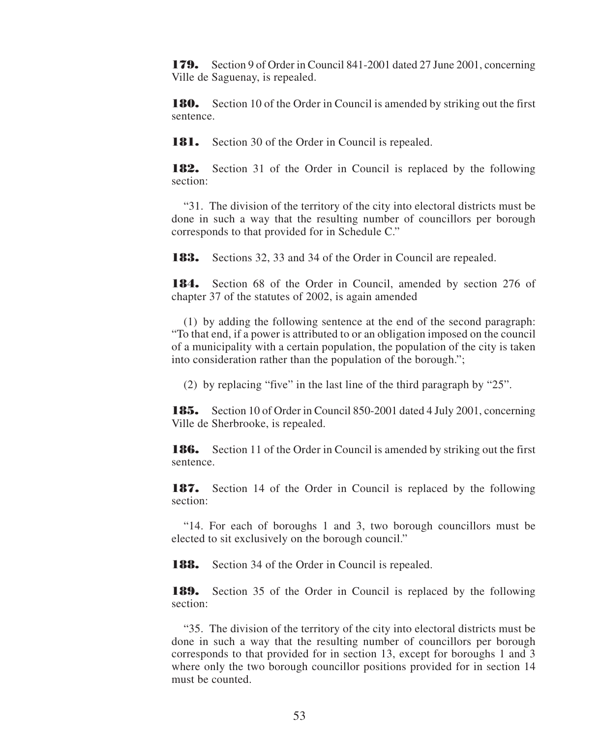**179.** Section 9 of Order in Council 841-2001 dated 27 June 2001, concerning Ville de Saguenay, is repealed.

**180.** Section 10 of the Order in Council is amended by striking out the first sentence.

**181.** Section 30 of the Order in Council is repealed.

**182.** Section 31 of the Order in Council is replaced by the following section:

"31. The division of the territory of the city into electoral districts must be done in such a way that the resulting number of councillors per borough corresponds to that provided for in Schedule C."

**183.** Sections 32, 33 and 34 of the Order in Council are repealed.

**184.** Section 68 of the Order in Council, amended by section 276 of chapter 37 of the statutes of 2002, is again amended

(1) by adding the following sentence at the end of the second paragraph: "To that end, if a power is attributed to or an obligation imposed on the council of a municipality with a certain population, the population of the city is taken into consideration rather than the population of the borough.";

(2) by replacing "five" in the last line of the third paragraph by "25".

**185.** Section 10 of Order in Council 850-2001 dated 4 July 2001, concerning Ville de Sherbrooke, is repealed.

**186.** Section 11 of the Order in Council is amended by striking out the first sentence.

**187.** Section 14 of the Order in Council is replaced by the following section:

"14. For each of boroughs 1 and 3, two borough councillors must be elected to sit exclusively on the borough council."

**188.** Section 34 of the Order in Council is repealed.

**189.** Section 35 of the Order in Council is replaced by the following section:

"35. The division of the territory of the city into electoral districts must be done in such a way that the resulting number of councillors per borough corresponds to that provided for in section 13, except for boroughs 1 and 3 where only the two borough councillor positions provided for in section 14 must be counted.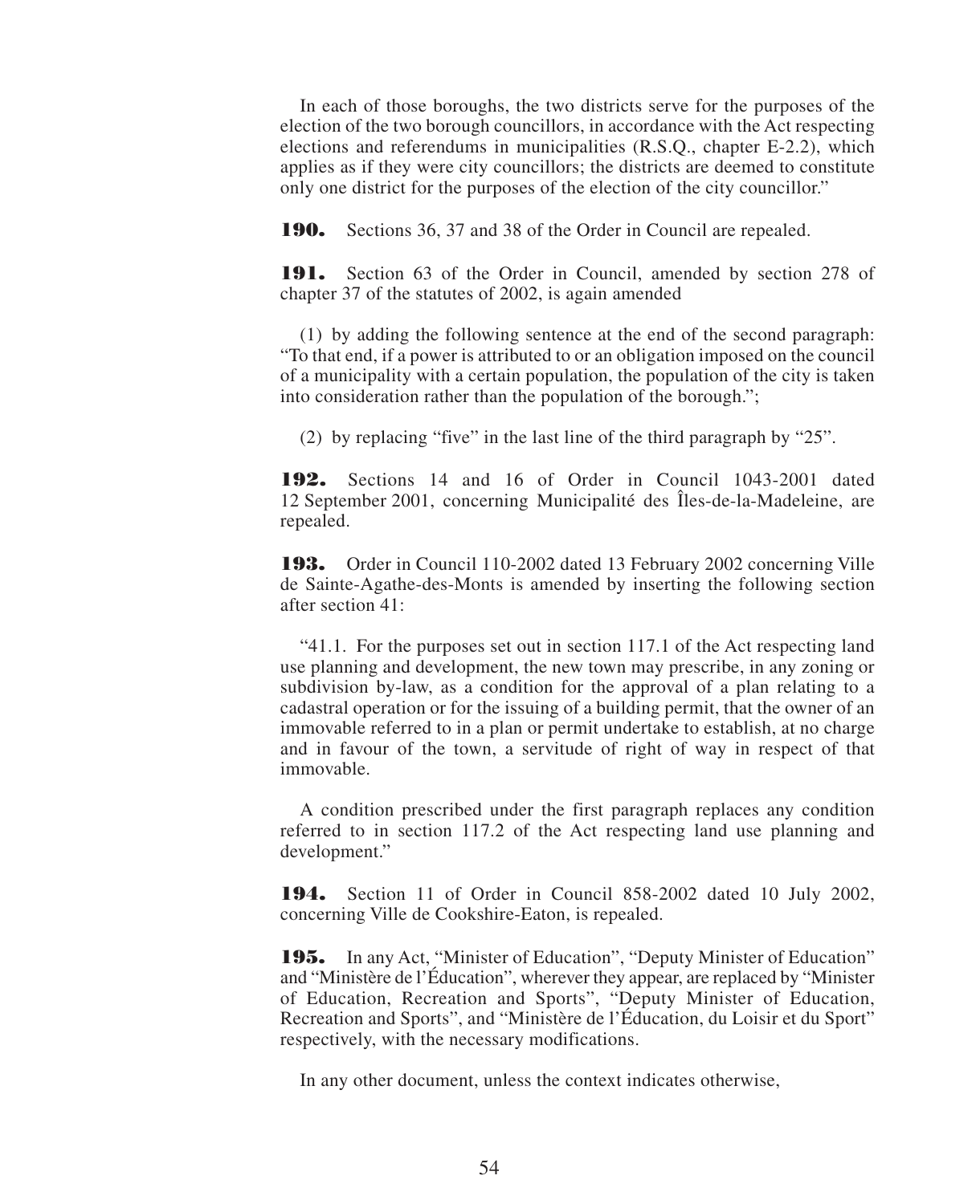In each of those boroughs, the two districts serve for the purposes of the election of the two borough councillors, in accordance with the Act respecting elections and referendums in municipalities (R.S.Q., chapter E-2.2), which applies as if they were city councillors; the districts are deemed to constitute only one district for the purposes of the election of the city councillor."

**190.** Sections 36, 37 and 38 of the Order in Council are repealed.

**191.** Section 63 of the Order in Council, amended by section 278 of chapter 37 of the statutes of 2002, is again amended

(1) by adding the following sentence at the end of the second paragraph: "To that end, if a power is attributed to or an obligation imposed on the council of a municipality with a certain population, the population of the city is taken into consideration rather than the population of the borough.";

(2) by replacing "five" in the last line of the third paragraph by "25".

**192.** Sections 14 and 16 of Order in Council 1043-2001 dated 12 September 2001, concerning Municipalité des Îles-de-la-Madeleine, are repealed.

**193.** Order in Council 110-2002 dated 13 February 2002 concerning Ville de Sainte-Agathe-des-Monts is amended by inserting the following section after section 41:

"41.1. For the purposes set out in section 117.1 of the Act respecting land use planning and development, the new town may prescribe, in any zoning or subdivision by-law, as a condition for the approval of a plan relating to a cadastral operation or for the issuing of a building permit, that the owner of an immovable referred to in a plan or permit undertake to establish, at no charge and in favour of the town, a servitude of right of way in respect of that immovable.

A condition prescribed under the first paragraph replaces any condition referred to in section 117.2 of the Act respecting land use planning and development."

**194.** Section 11 of Order in Council 858-2002 dated 10 July 2002, concerning Ville de Cookshire-Eaton, is repealed.

**195.** In any Act, "Minister of Education", "Deputy Minister of Education" and "Ministère de l'Éducation", wherever they appear, are replaced by "Minister of Education, Recreation and Sports", "Deputy Minister of Education, Recreation and Sports", and "Ministère de l'Éducation, du Loisir et du Sport" respectively, with the necessary modifications.

In any other document, unless the context indicates otherwise,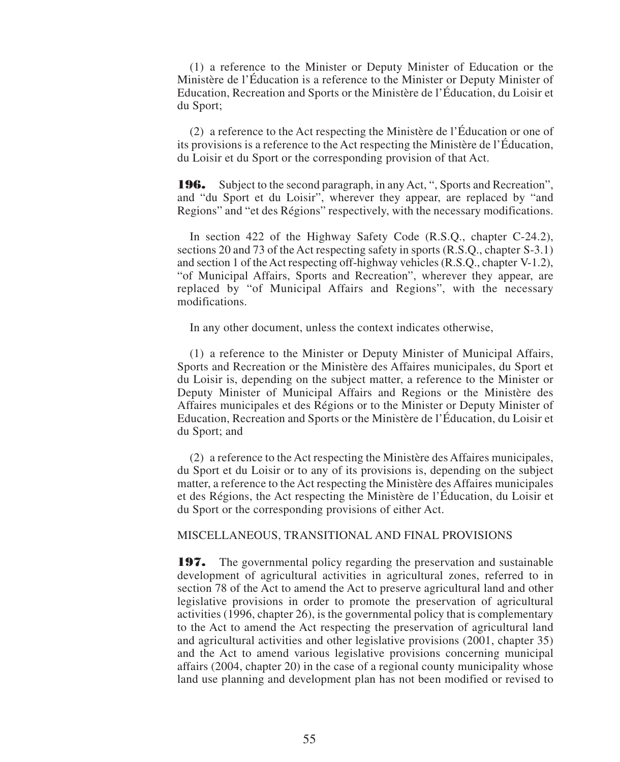(1) a reference to the Minister or Deputy Minister of Education or the Ministère de l'Éducation is a reference to the Minister or Deputy Minister of Education, Recreation and Sports or the Ministère de l'Éducation, du Loisir et du Sport;

(2) a reference to the Act respecting the Ministère de l'Éducation or one of its provisions is a reference to the Act respecting the Ministère de l'Éducation, du Loisir et du Sport or the corresponding provision of that Act.

**196.** Subject to the second paragraph, in any Act, ", Sports and Recreation", and "du Sport et du Loisir", wherever they appear, are replaced by "and Regions" and "et des Régions" respectively, with the necessary modifications.

In section 422 of the Highway Safety Code (R.S.Q., chapter C-24.2), sections 20 and 73 of the Act respecting safety in sports (R.S.Q., chapter S-3.1) and section 1 of the Act respecting off-highway vehicles (R.S.Q., chapter V-1.2), "of Municipal Affairs, Sports and Recreation", wherever they appear, are replaced by "of Municipal Affairs and Regions", with the necessary modifications.

In any other document, unless the context indicates otherwise,

(1) a reference to the Minister or Deputy Minister of Municipal Affairs, Sports and Recreation or the Ministère des Affaires municipales, du Sport et du Loisir is, depending on the subject matter, a reference to the Minister or Deputy Minister of Municipal Affairs and Regions or the Ministère des Affaires municipales et des Régions or to the Minister or Deputy Minister of Education, Recreation and Sports or the Ministère de l'Éducation, du Loisir et du Sport; and

(2) a reference to the Act respecting the Ministère des Affaires municipales, du Sport et du Loisir or to any of its provisions is, depending on the subject matter, a reference to the Act respecting the Ministère des Affaires municipales et des Régions, the Act respecting the Ministère de l'Éducation, du Loisir et du Sport or the corresponding provisions of either Act.

MISCELLANEOUS, TRANSITIONAL AND FINAL PROVISIONS

**197.** The governmental policy regarding the preservation and sustainable development of agricultural activities in agricultural zones, referred to in section 78 of the Act to amend the Act to preserve agricultural land and other legislative provisions in order to promote the preservation of agricultural activities (1996, chapter 26), is the governmental policy that is complementary to the Act to amend the Act respecting the preservation of agricultural land and agricultural activities and other legislative provisions (2001, chapter 35) and the Act to amend various legislative provisions concerning municipal affairs (2004, chapter 20) in the case of a regional county municipality whose land use planning and development plan has not been modified or revised to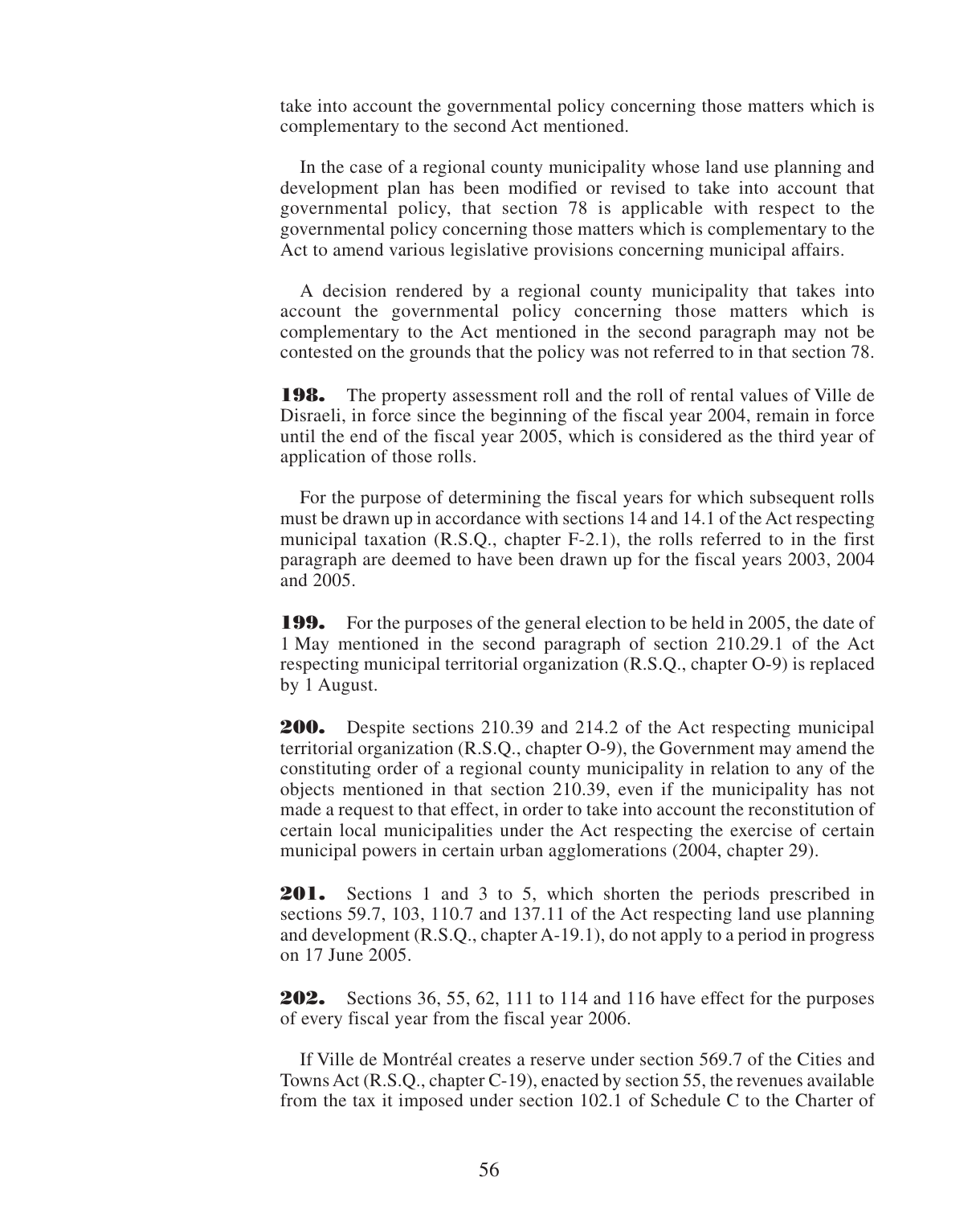take into account the governmental policy concerning those matters which is complementary to the second Act mentioned.

In the case of a regional county municipality whose land use planning and development plan has been modified or revised to take into account that governmental policy, that section 78 is applicable with respect to the governmental policy concerning those matters which is complementary to the Act to amend various legislative provisions concerning municipal affairs.

A decision rendered by a regional county municipality that takes into account the governmental policy concerning those matters which is complementary to the Act mentioned in the second paragraph may not be contested on the grounds that the policy was not referred to in that section 78.

**198.** The property assessment roll and the roll of rental values of Ville de Disraeli, in force since the beginning of the fiscal year 2004, remain in force until the end of the fiscal year 2005, which is considered as the third year of application of those rolls.

For the purpose of determining the fiscal years for which subsequent rolls must be drawn up in accordance with sections 14 and 14.1 of the Act respecting municipal taxation (R.S.Q., chapter F-2.1), the rolls referred to in the first paragraph are deemed to have been drawn up for the fiscal years 2003, 2004 and 2005.

**199.** For the purposes of the general election to be held in 2005, the date of 1 May mentioned in the second paragraph of section 210.29.1 of the Act respecting municipal territorial organization (R.S.Q., chapter O-9) is replaced by 1 August.

**200.** Despite sections 210.39 and 214.2 of the Act respecting municipal territorial organization (R.S.Q., chapter O-9), the Government may amend the constituting order of a regional county municipality in relation to any of the objects mentioned in that section 210.39, even if the municipality has not made a request to that effect, in order to take into account the reconstitution of certain local municipalities under the Act respecting the exercise of certain municipal powers in certain urban agglomerations (2004, chapter 29).

**201.** Sections 1 and 3 to 5, which shorten the periods prescribed in sections 59.7, 103, 110.7 and 137.11 of the Act respecting land use planning and development (R.S.Q., chapter A-19.1), do not apply to a period in progress on 17 June 2005.

**202.** Sections 36, 55, 62, 111 to 114 and 116 have effect for the purposes of every fiscal year from the fiscal year 2006.

If Ville de Montréal creates a reserve under section 569.7 of the Cities and Towns Act (R.S.Q., chapter C-19), enacted by section 55, the revenues available from the tax it imposed under section 102.1 of Schedule C to the Charter of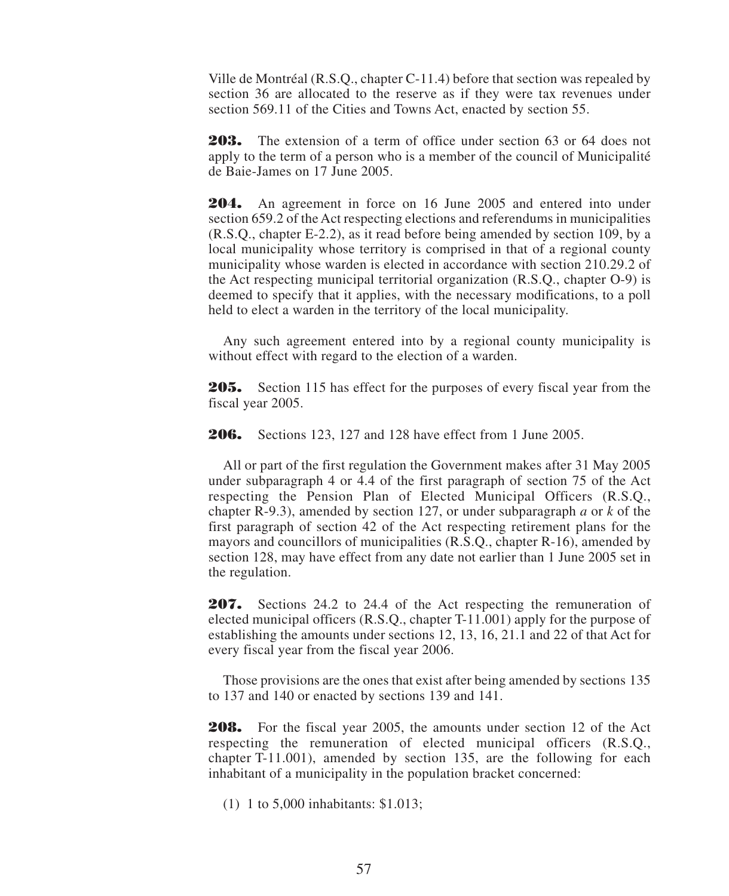Ville de Montréal (R.S.Q., chapter C-11.4) before that section was repealed by section 36 are allocated to the reserve as if they were tax revenues under section 569.11 of the Cities and Towns Act, enacted by section 55.

**203.** The extension of a term of office under section 63 or 64 does not apply to the term of a person who is a member of the council of Municipalité de Baie-James on 17 June 2005.

**204.** An agreement in force on 16 June 2005 and entered into under section 659.2 of the Act respecting elections and referendums in municipalities (R.S.Q., chapter E-2.2), as it read before being amended by section 109, by a local municipality whose territory is comprised in that of a regional county municipality whose warden is elected in accordance with section 210.29.2 of the Act respecting municipal territorial organization (R.S.Q., chapter O-9) is deemed to specify that it applies, with the necessary modifications, to a poll held to elect a warden in the territory of the local municipality.

Any such agreement entered into by a regional county municipality is without effect with regard to the election of a warden.

**205.** Section 115 has effect for the purposes of every fiscal year from the fiscal year 2005.

**206.** Sections 123, 127 and 128 have effect from 1 June 2005.

All or part of the first regulation the Government makes after 31 May 2005 under subparagraph 4 or 4.4 of the first paragraph of section 75 of the Act respecting the Pension Plan of Elected Municipal Officers (R.S.Q., chapter R-9.3), amended by section 127, or under subparagraph *a* or *k* of the first paragraph of section 42 of the Act respecting retirement plans for the mayors and councillors of municipalities (R.S.Q., chapter R-16), amended by section 128, may have effect from any date not earlier than 1 June 2005 set in the regulation.

**207.** Sections 24.2 to 24.4 of the Act respecting the remuneration of elected municipal officers (R.S.Q., chapter T-11.001) apply for the purpose of establishing the amounts under sections 12, 13, 16, 21.1 and 22 of that Act for every fiscal year from the fiscal year 2006.

Those provisions are the ones that exist after being amended by sections 135 to 137 and 140 or enacted by sections 139 and 141.

**208.** For the fiscal year 2005, the amounts under section 12 of the Act respecting the remuneration of elected municipal officers (R.S.Q., chapter T-11.001), amended by section 135, are the following for each inhabitant of a municipality in the population bracket concerned:

(1) 1 to 5,000 inhabitants: $1.013;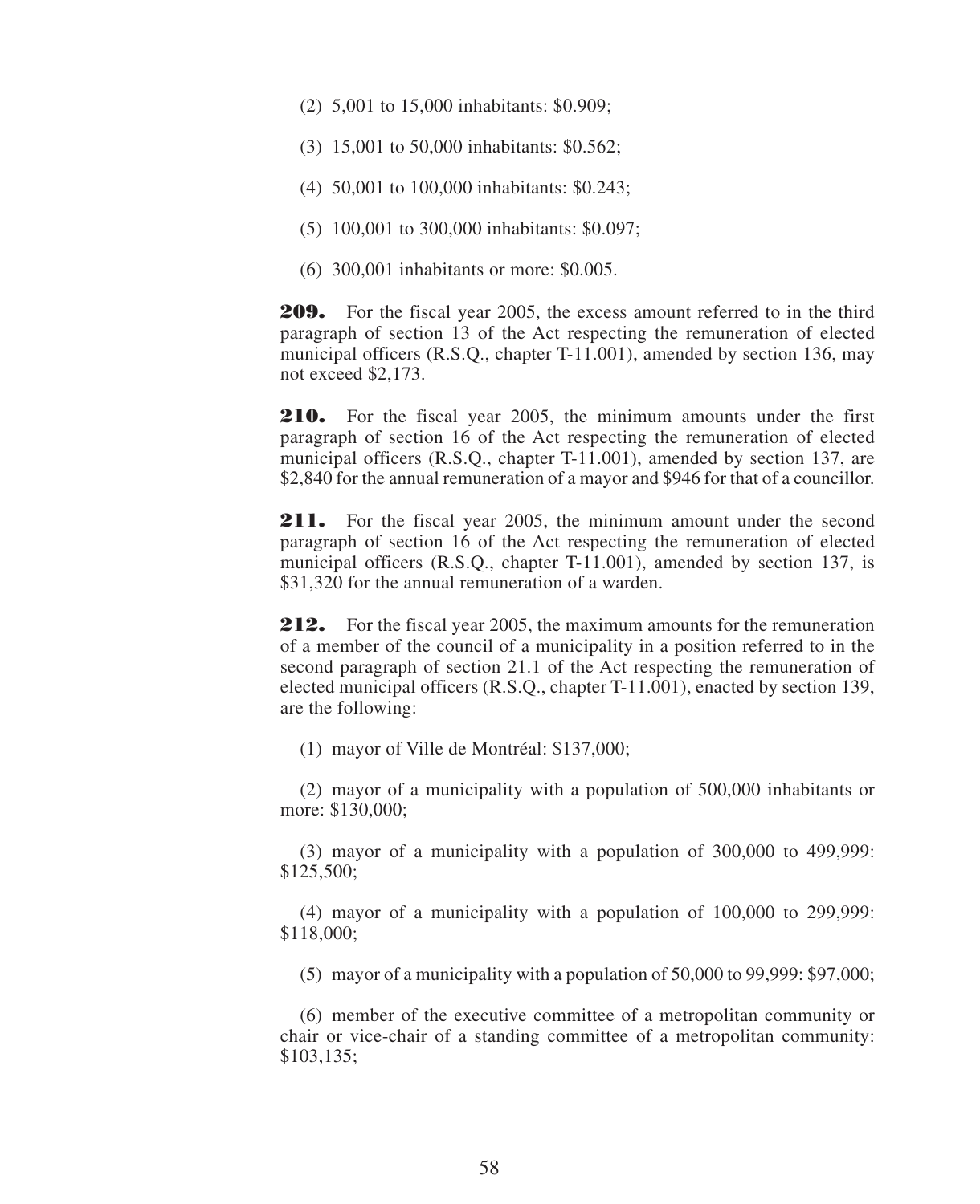(2) 5,001 to 15,000 inhabitants: \$0.909;

(3) 15,001 to 50,000 inhabitants: \$0.562;

(4) 50,001 to 100,000 inhabitants: \$0.243;

(5) 100,001 to 300,000 inhabitants: \$0.097;

(6) 300,001 inhabitants or more: \$0.005.

**209.** For the fiscal year 2005, the excess amount referred to in the third paragraph of section 13 of the Act respecting the remuneration of elected municipal officers (R.S.Q., chapter T-11.001), amended by section 136, may not exceed \$2,173.

**210.** For the fiscal year 2005, the minimum amounts under the first paragraph of section 16 of the Act respecting the remuneration of elected municipal officers (R.S.Q., chapter T-11.001), amended by section 137, are \$2,840 for the annual remuneration of a mayor and \$946 for that of a councillor.

**211.** For the fiscal year 2005, the minimum amount under the second paragraph of section 16 of the Act respecting the remuneration of elected municipal officers (R.S.Q., chapter T-11.001), amended by section 137, is \$31,320 for the annual remuneration of a warden.

**212.** For the fiscal year 2005, the maximum amounts for the remuneration of a member of the council of a municipality in a position referred to in the second paragraph of section 21.1 of the Act respecting the remuneration of elected municipal officers (R.S.Q., chapter T-11.001), enacted by section 139, are the following:

(1) mayor of Ville de Montréal: \$137,000;

(2) mayor of a municipality with a population of 500,000 inhabitants or more: \$130,000;

(3) mayor of a municipality with a population of 300,000 to 499,999: \$125,500;

(4) mayor of a municipality with a population of 100,000 to 299,999: \$118,000;

(5) mayor of a municipality with a population of 50,000 to 99,999: \$97,000;

(6) member of the executive committee of a metropolitan community or chair or vice-chair of a standing committee of a metropolitan community: \$103,135;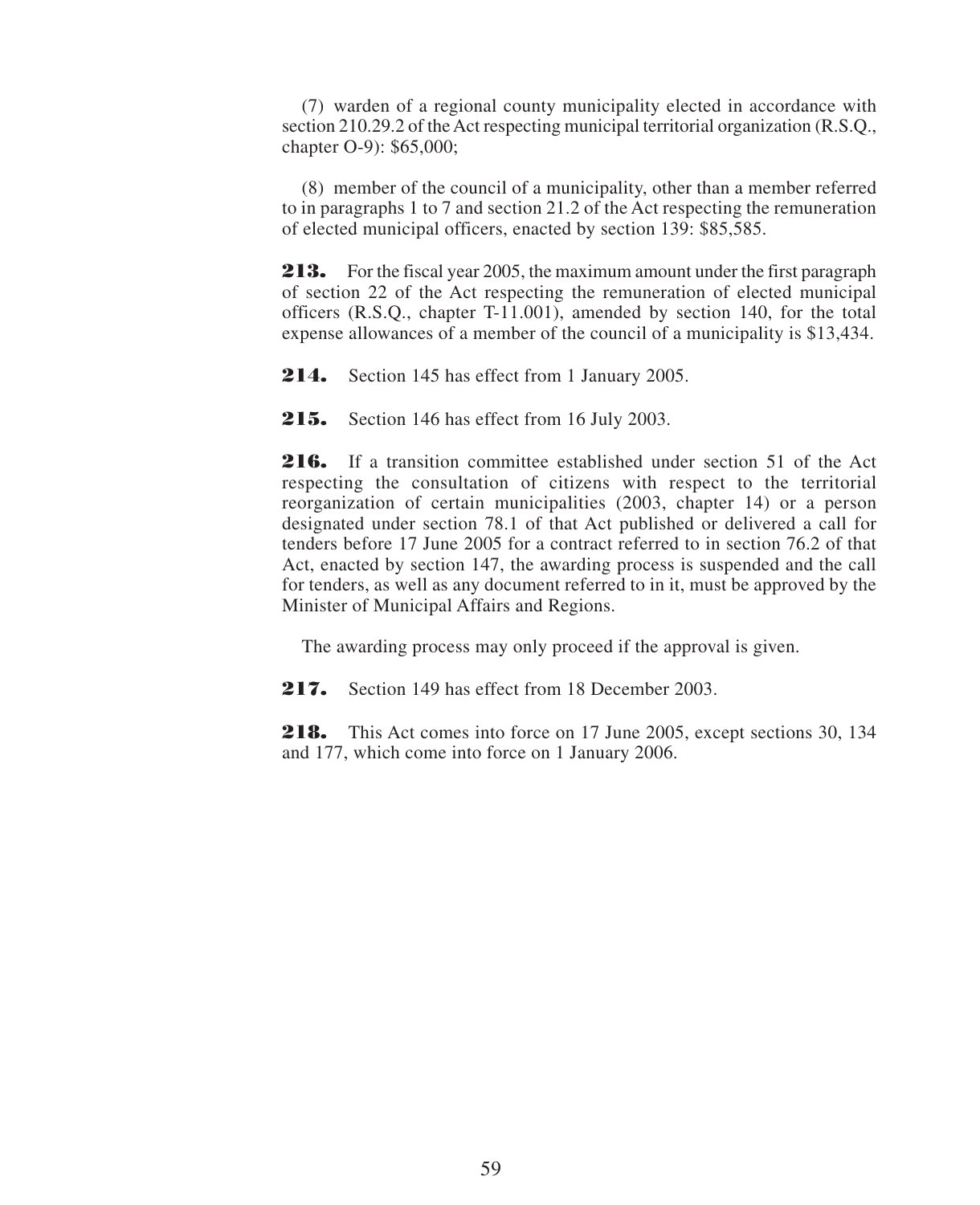(7) warden of a regional county municipality elected in accordance with section 210.29.2 of the Act respecting municipal territorial organization (R.S.Q., chapter O-9): $65,000;

(8) member of the council of a municipality, other than a member referred to in paragraphs 1 to 7 and section 21.2 of the Act respecting the remuneration of elected municipal officers, enacted by section 139: $85,585.

**213.** For the fiscal year 2005, the maximum amount under the first paragraph of section 22 of the Act respecting the remuneration of elected municipal officers (R.S.Q., chapter T-11.001), amended by section 140, for the total expense allowances of a member of the council of a municipality is $13,434.

**214.** Section 145 has effect from 1 January 2005.

**215.** Section 146 has effect from 16 July 2003.

**216.** If a transition committee established under section 51 of the Act respecting the consultation of citizens with respect to the territorial reorganization of certain municipalities (2003, chapter 14) or a person designated under section 78.1 of that Act published or delivered a call for tenders before 17 June 2005 for a contract referred to in section 76.2 of that Act, enacted by section 147, the awarding process is suspended and the call for tenders, as well as any document referred to in it, must be approved by the Minister of Municipal Affairs and Regions.

The awarding process may only proceed if the approval is given.

**217.** Section 149 has effect from 18 December 2003.

**218.** This Act comes into force on 17 June 2005, except sections 30, 134 and 177, which come into force on 1 January 2006.